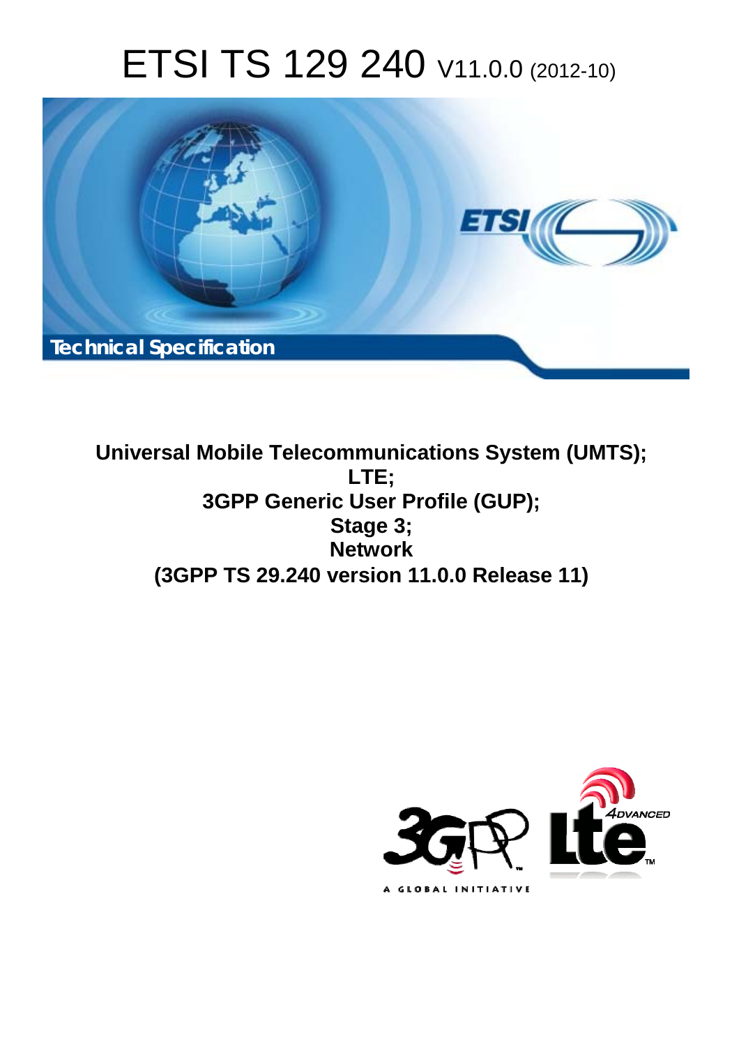# ETSI TS 129 240 V11.0.0 (2012-10)

Technical Specification

**Universal Mobile Telecommunications System (UMTS);**
**LTE;**
**3GPP Generic User Profile (GUP);**
**Stage 3;**
**Network**
**(3GPP TS 29.240 version 11.0.0 Release 11)**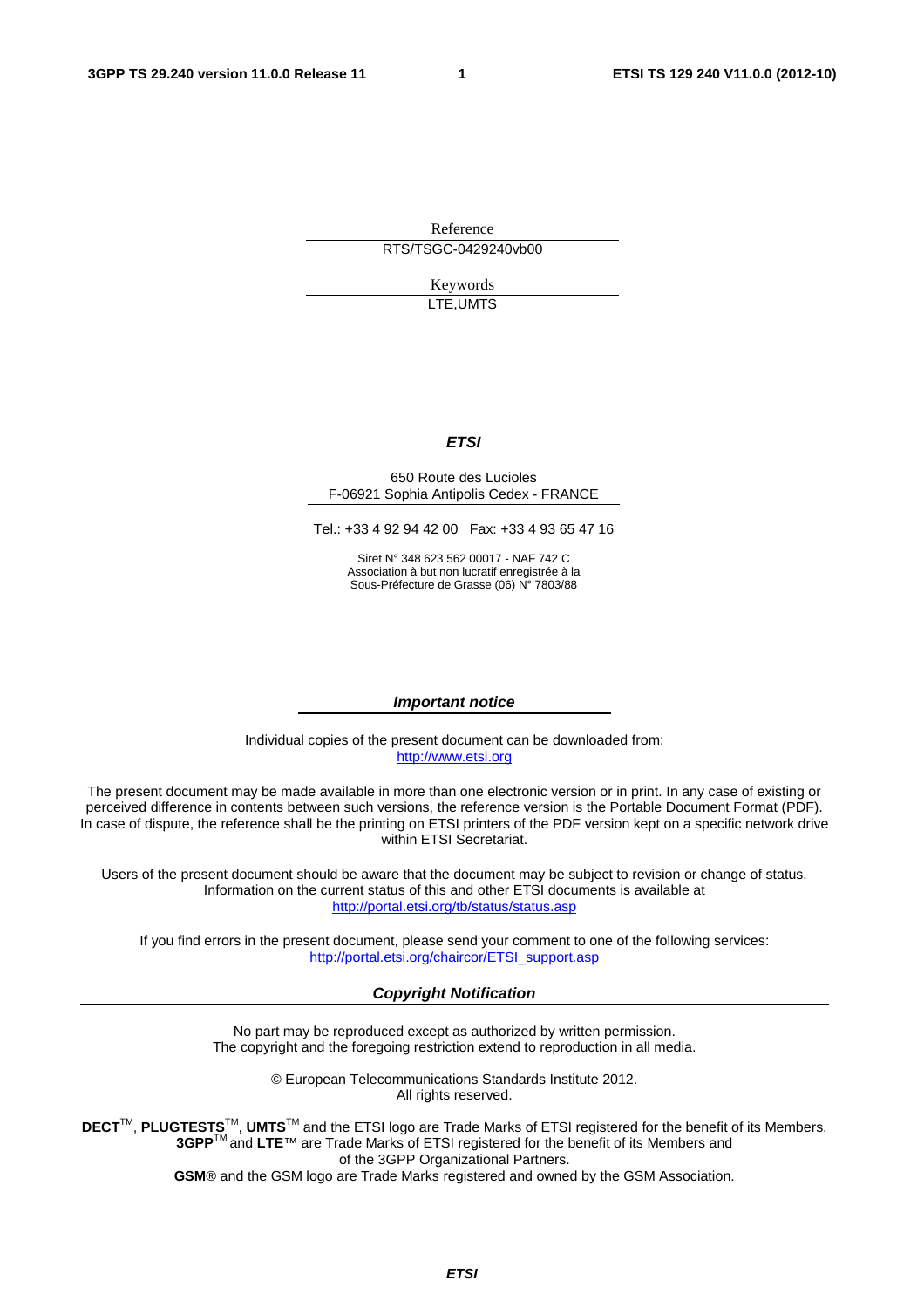Reference

RTS/TSGC-0429240vb00

Keywords

LTE,UMTS

***ETSI***

650 Route des Lucioles
F-06921 Sophia Antipolis Cedex - FRANCE

Tel.: +33 4 92 94 42 00 Fax: +33 4 93 65 47 16

Siret N° 348 623 562 00017 - NAF 742 C
Association à but non lucratif enregistrée à la
Sous-Préfecture de Grasse (06) N° 7803/88

***Important notice***

Individual copies of the present document can be downloaded from:
http://www.etsi.org

The present document may be made available in more than one electronic version or in print. In any case of existing or perceived difference in contents between such versions, the reference version is the Portable Document Format (PDF). In case of dispute, the reference shall be the printing on ETSI printers of the PDF version kept on a specific network drive within ETSI Secretariat.

Users of the present document should be aware that the document may be subject to revision or change of status. Information on the current status of this and other ETSI documents is available at
http://portal.etsi.org/tb/status/status.asp

If you find errors in the present document, please send your comment to one of the following services:
http://portal.etsi.org/chaircor/ETSI_support.asp

***Copyright Notification***

No part may be reproduced except as authorized by written permission.
The copyright and the foregoing restriction extend to reproduction in all media.

© European Telecommunications Standards Institute 2012.
All rights reserved.

**DECT**™, **PLUGTESTS**™, **UMTS**™ and the ETSI logo are Trade Marks of ETSI registered for the benefit of its Members.
**3GPP**™ and **LTE**™ are Trade Marks of ETSI registered for the benefit of its Members and
of the 3GPP Organizational Partners.
**GSM**® and the GSM logo are Trade Marks registered and owned by the GSM Association.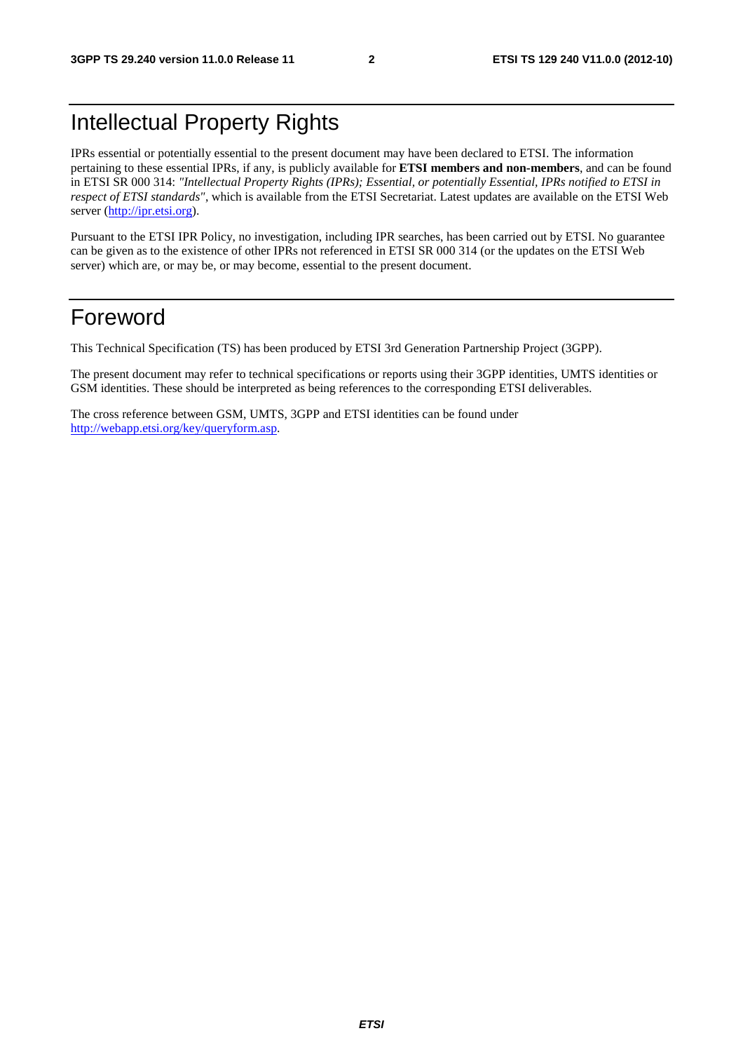# Intellectual Property Rights

IPRs essential or potentially essential to the present document may have been declared to ETSI. The information pertaining to these essential IPRs, if any, is publicly available for **ETSI members and non-members**, and can be found in ETSI SR 000 314: *"Intellectual Property Rights (IPRs); Essential, or potentially Essential, IPRs notified to ETSI in respect of ETSI standards"*, which is available from the ETSI Secretariat. Latest updates are available on the ETSI Web server (http://ipr.etsi.org).

Pursuant to the ETSI IPR Policy, no investigation, including IPR searches, has been carried out by ETSI. No guarantee can be given as to the existence of other IPRs not referenced in ETSI SR 000 314 (or the updates on the ETSI Web server) which are, or may be, or may become, essential to the present document.

# Foreword

This Technical Specification (TS) has been produced by ETSI 3rd Generation Partnership Project (3GPP).

The present document may refer to technical specifications or reports using their 3GPP identities, UMTS identities or GSM identities. These should be interpreted as being references to the corresponding ETSI deliverables.

The cross reference between GSM, UMTS, 3GPP and ETSI identities can be found under http://webapp.etsi.org/key/queryform.asp.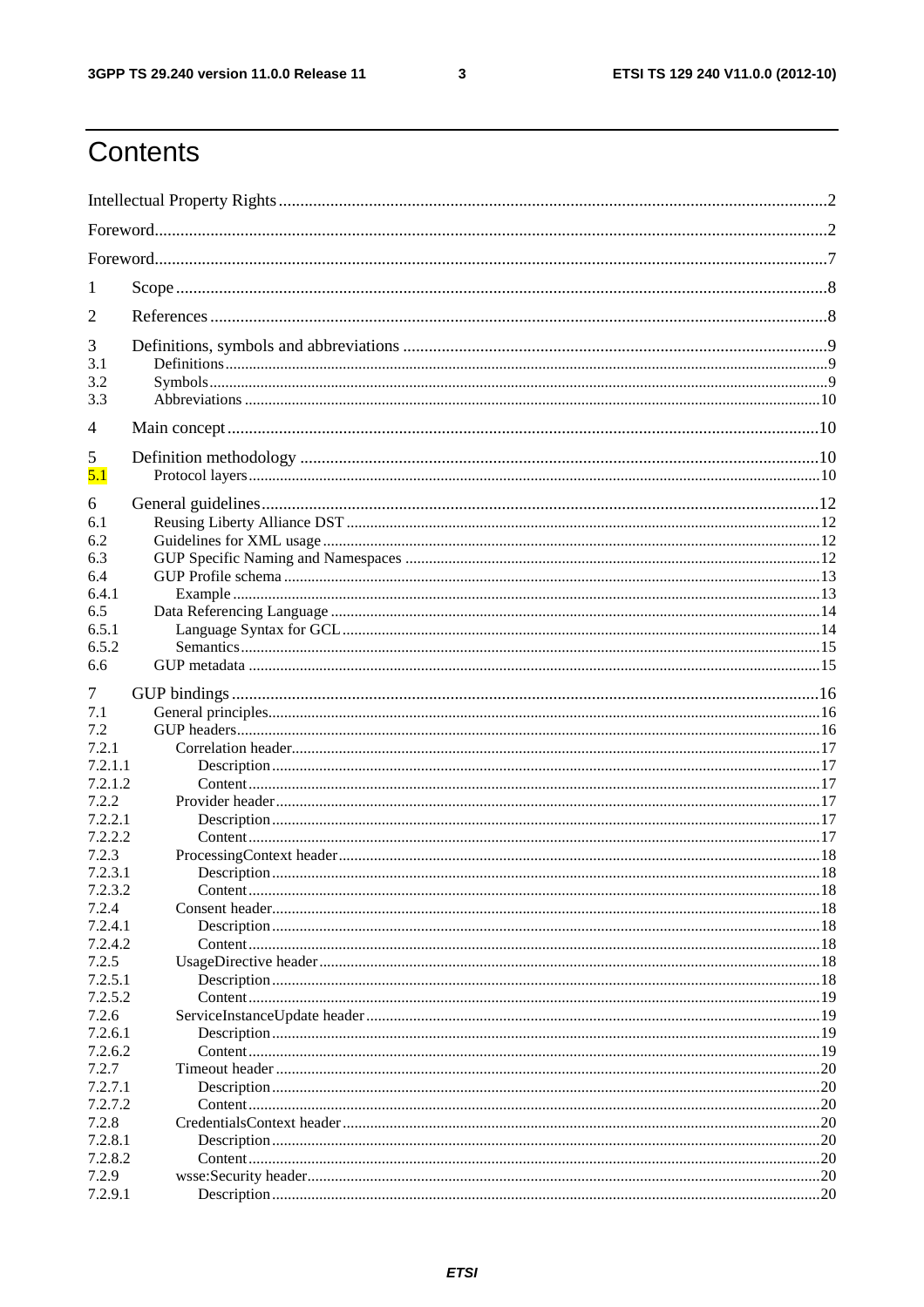# Contents

Intellectual Property Rights ....................................................... 2

Foreword ....................................................... 2

Foreword ....................................................... 7

1 Scope ....................................................... 8

2 References ....................................................... 8

3 Definitions, symbols and abbreviations ....................................................... 9
3.1 Definitions ....................................................... 9
3.2 Symbols ....................................................... 9
3.3 Abbreviations ....................................................... 10

4 Main concept ....................................................... 10

5 Definition methodology ....................................................... 10
5.1 Protocol layers ....................................................... 10

6 General guidelines ....................................................... 12
6.1 Reusing Liberty Alliance DST ....................................................... 12
6.2 Guidelines for XML usage ....................................................... 12
6.3 GUP Specific Naming and Namespaces ....................................................... 12
6.4 GUP Profile schema ....................................................... 13
6.4.1 Example ....................................................... 13
6.5 Data Referencing Language ....................................................... 14
6.5.1 Language Syntax for GCL ....................................................... 14
6.5.2 Semantics ....................................................... 15
6.6 GUP metadata ....................................................... 15

7 GUP bindings ....................................................... 16
7.1 General principles ....................................................... 16
7.2 GUP headers ....................................................... 16
7.2.1 Correlation header ....................................................... 17
7.2.1.1 Description ....................................................... 17
7.2.1.2 Content ....................................................... 17
7.2.2 Provider header ....................................................... 17
7.2.2.1 Description ....................................................... 17
7.2.2.2 Content ....................................................... 17
7.2.3 ProcessingContext header ....................................................... 18
7.2.3.1 Description ....................................................... 18
7.2.3.2 Content ....................................................... 18
7.2.4 Consent header ....................................................... 18
7.2.4.1 Description ....................................................... 18
7.2.4.2 Content ....................................................... 18
7.2.5 UsageDirective header ....................................................... 18
7.2.5.1 Description ....................................................... 18
7.2.5.2 Content ....................................................... 19
7.2.6 ServiceInstanceUpdate header ....................................................... 19
7.2.6.1 Description ....................................................... 19
7.2.6.2 Content ....................................................... 19
7.2.7 Timeout header ....................................................... 20
7.2.7.1 Description ....................................................... 20
7.2.7.2 Content ....................................................... 20
7.2.8 CredentialsContext header ....................................................... 20
7.2.8.1 Description ....................................................... 20
7.2.8.2 Content ....................................................... 20
7.2.9 wsse:Security header ....................................................... 20
7.2.9.1 Description ....................................................... 20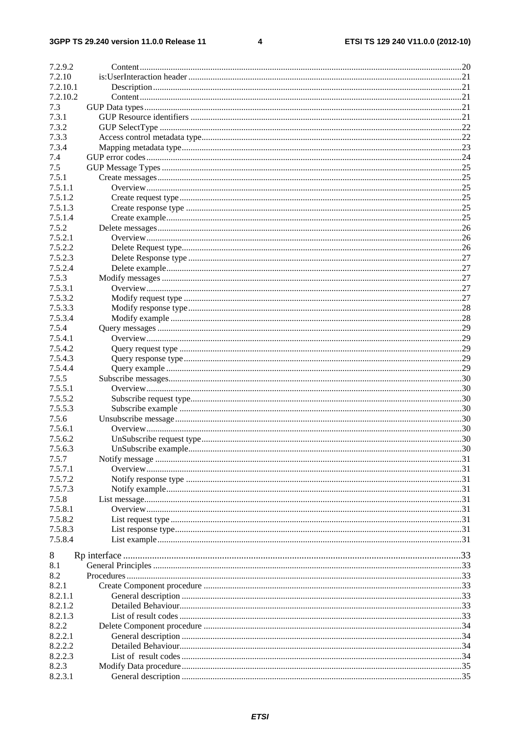7.2.9.2 Content ....................................................................................................................................20
7.2.10 is:UserInteraction header .............................................................................................................21
7.2.10.1 Description ...............................................................................................................................21
7.2.10.2 Content ....................................................................................................................................21
7.3 GUP Data types ................................................................................................................................21
7.3.1 GUP Resource identifiers ............................................................................................................21
7.3.2 GUP SelectType ...........................................................................................................................22
7.3.3 Access control metadata type.......................................................................................................22
7.3.4 Mapping metadata type ................................................................................................................23
7.4 GUP error codes ...............................................................................................................................24
7.5 GUP Message Types .........................................................................................................................25
7.5.1 Create messages ...........................................................................................................................25
7.5.1.1 Overview ................................................................................................................................25
7.5.1.2 Create request type .................................................................................................................25
7.5.1.3 Create response type ..............................................................................................................25
7.5.1.4 Create example .......................................................................................................................25
7.5.2 Delete messages ...........................................................................................................................26
7.5.2.1 Overview ................................................................................................................................26
7.5.2.2 Delete Request type................................................................................................................26
7.5.2.3 Delete Response type .............................................................................................................27
7.5.2.4 Delete example .......................................................................................................................27
7.5.3 Modify messages .........................................................................................................................27
7.5.3.1 Overview ................................................................................................................................27
7.5.3.2 Modify request type ...............................................................................................................27
7.5.3.3 Modify response type .............................................................................................................28
7.5.3.4 Modify example .....................................................................................................................28
7.5.4 Query messages ...........................................................................................................................29
7.5.4.1 Overview ................................................................................................................................29
7.5.4.2 Query request type .................................................................................................................29
7.5.4.3 Query response type ...............................................................................................................29
7.5.4.4 Query example .......................................................................................................................29
7.5.5 Subscribe messages......................................................................................................................30
7.5.5.1 Overview ................................................................................................................................30
7.5.5.2 Subscribe request type............................................................................................................30
7.5.5.3 Subscribe example .................................................................................................................30
7.5.6 Unsubscribe message ...................................................................................................................30
7.5.6.1 Overview ................................................................................................................................30
7.5.6.2 UnSubscribe request type .......................................................................................................30
7.5.6.3 UnSubscribe example.............................................................................................................30
7.5.7 Notify message ............................................................................................................................31
7.5.7.1 Overview ................................................................................................................................31
7.5.7.2 Notify response type ..............................................................................................................31
7.5.7.3 Notify example .......................................................................................................................31
7.5.8 List message.................................................................................................................................31
7.5.8.1 Overview ................................................................................................................................31
7.5.8.2 List request type .....................................................................................................................31
7.5.8.3 List response type...................................................................................................................31
7.5.8.4 List example ...........................................................................................................................31

8 Rp interface ............................................................................................................................33
8.1 General Principles .............................................................................................................................33
8.2 Procedures .........................................................................................................................................33
8.2.1 Create Component procedure ......................................................................................................33
8.2.1.1 General description ................................................................................................................33
8.2.1.2 Detailed Behaviour.................................................................................................................33
8.2.1.3 List of result codes .................................................................................................................33
8.2.2 Delete Component procedure ......................................................................................................34
8.2.2.1 General description ................................................................................................................34
8.2.2.2 Detailed Behaviour.................................................................................................................34
8.2.2.3 List of result codes .................................................................................................................34
8.2.3 Modify Data procedure ................................................................................................................35
8.2.3.1 General description ................................................................................................................35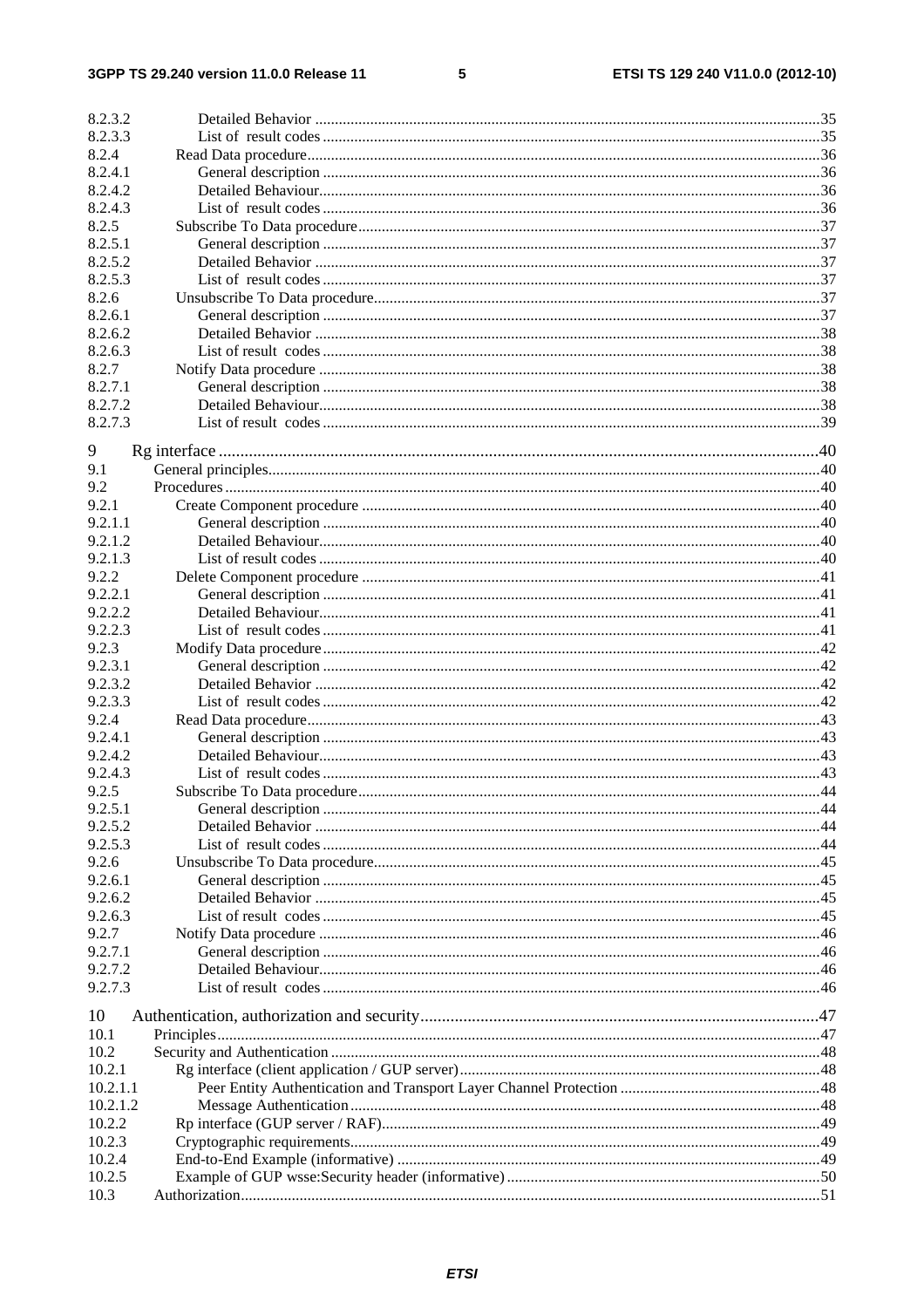8.2.3.2 Detailed Behavior ....................................................................................................................35
8.2.3.3 List of result codes ..................................................................................................................35
8.2.4 Read Data procedure.........................................................................................................................36
8.2.4.1 General description ..................................................................................................................36
8.2.4.2 Detailed Behaviour...................................................................................................................36
8.2.4.3 List of result codes ..................................................................................................................36
8.2.5 Subscribe To Data procedure............................................................................................................37
8.2.5.1 General description ..................................................................................................................37
8.2.5.2 Detailed Behavior ....................................................................................................................37
8.2.5.3 List of result codes ..................................................................................................................37
8.2.6 Unsubscribe To Data procedure........................................................................................................37
8.2.6.1 General description ..................................................................................................................37
8.2.6.2 Detailed Behavior ....................................................................................................................38
8.2.6.3 List of result codes ..................................................................................................................38
8.2.7 Notify Data procedure ......................................................................................................................38
8.2.7.1 General description ..................................................................................................................38
8.2.7.2 Detailed Behaviour...................................................................................................................38
8.2.7.3 List of result codes ..................................................................................................................39

9 Rg interface .........................................................................................................................................40
9.1 General principles.................................................................................................................................40
9.2 Procedures ............................................................................................................................................40
9.2.1 Create Component procedure ...........................................................................................................40
9.2.1.1 General description ..................................................................................................................40
9.2.1.2 Detailed Behaviour...................................................................................................................40
9.2.1.3 List of result codes ...................................................................................................................40
9.2.2 Delete Component procedure ...........................................................................................................41
9.2.2.1 General description ..................................................................................................................41
9.2.2.2 Detailed Behaviour...................................................................................................................41
9.2.2.3 List of result codes ..................................................................................................................41
9.2.3 Modify Data procedure.....................................................................................................................42
9.2.3.1 General description ..................................................................................................................42
9.2.3.2 Detailed Behavior ....................................................................................................................42
9.2.3.3 List of result codes ..................................................................................................................42
9.2.4 Read Data procedure.........................................................................................................................43
9.2.4.1 General description ..................................................................................................................43
9.2.4.2 Detailed Behaviour...................................................................................................................43
9.2.4.3 List of result codes ..................................................................................................................43
9.2.5 Subscribe To Data procedure............................................................................................................44
9.2.5.1 General description ..................................................................................................................44
9.2.5.2 Detailed Behavior ....................................................................................................................44
9.2.5.3 List of result codes ..................................................................................................................44
9.2.6 Unsubscribe To Data procedure........................................................................................................45
9.2.6.1 General description ..................................................................................................................45
9.2.6.2 Detailed Behavior ....................................................................................................................45
9.2.6.3 List of result codes ..................................................................................................................45
9.2.7 Notify Data procedure ......................................................................................................................46
9.2.7.1 General description ..................................................................................................................46
9.2.7.2 Detailed Behaviour...................................................................................................................46
9.2.7.3 List of result codes ..................................................................................................................46

10 Authentication, authorization and security............................................................................................47
10.1 Principles..............................................................................................................................................47
10.2 Security and Authentication ..................................................................................................................48
10.2.1 Rg interface (client application / GUP server)...................................................................................48
10.2.1.1 Peer Entity Authentication and Transport Layer Channel Protection ..........................................48
10.2.1.2 Message Authentication ............................................................................................................48
10.2.2 Rp interface (GUP server / RAF).......................................................................................................49
10.2.3 Cryptographic requirements..............................................................................................................49
10.2.4 End-to-End Example (informative) ..................................................................................................49
10.2.5 Example of GUP wsse:Security header (informative) .......................................................................50
10.3 Authorization........................................................................................................................................51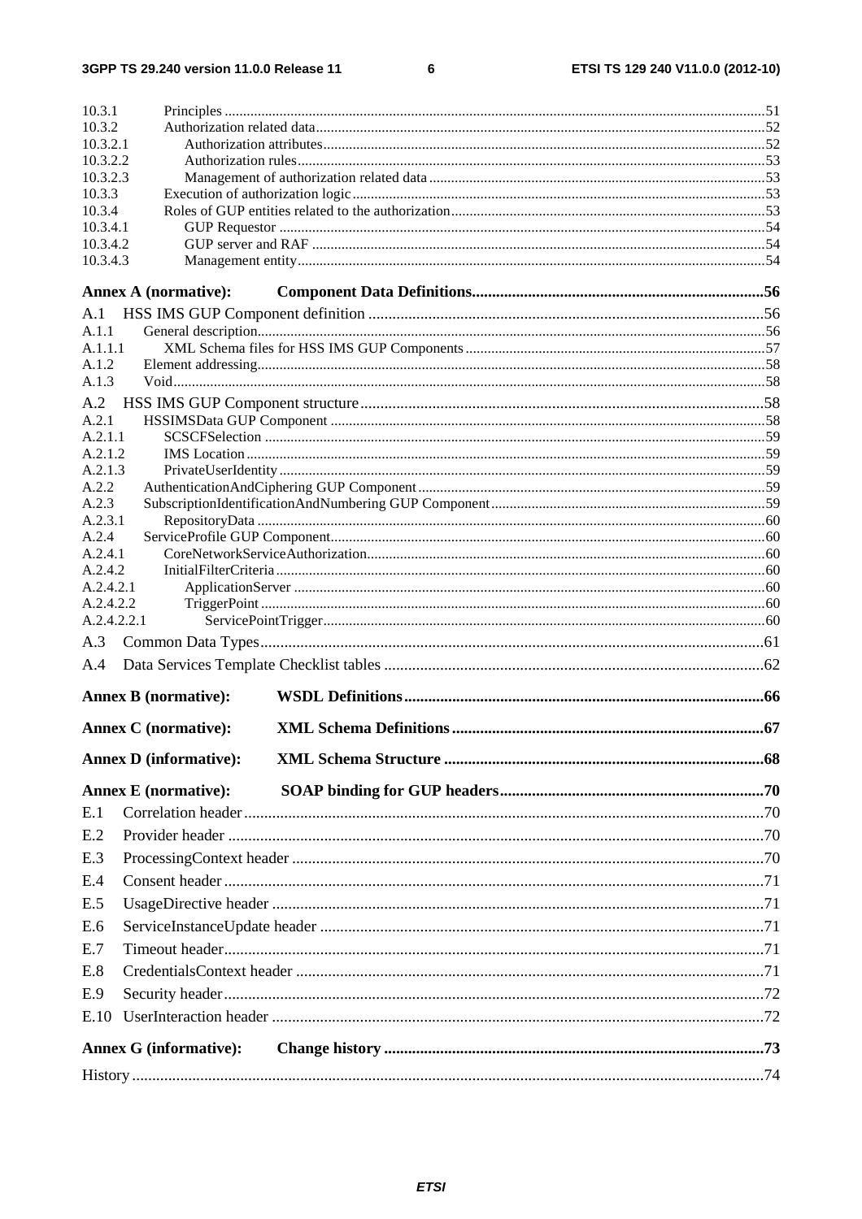10.3.1 Principles ....................................................................................................................................................51
10.3.2 Authorization related data..........................................................................................................................52
10.3.2.1 Authorization attributes........................................................................................................................52
10.3.2.2 Authorization rules...............................................................................................................................53
10.3.2.3 Management of authorization related data ............................................................................................53
10.3.3 Execution of authorization logic................................................................................................................53
10.3.4 Roles of GUP entities related to the authorization......................................................................................53
10.3.4.1 GUP Requestor ....................................................................................................................................54
10.3.4.2 GUP server and RAF ...........................................................................................................................54
10.3.4.3 Management entity...............................................................................................................................54

**Annex A (normative): Component Data Definitions.........................................................................56**

A.1 HSS IMS GUP Component definition ...................................................................................................56
A.1.1 General description.........................................................................................................................................56
A.1.1.1 XML Schema files for HSS IMS GUP Components ..................................................................................57
A.1.2 Element addressing..........................................................................................................................................58
A.1.3 Void.................................................................................................................................................................58

A.2 HSS IMS GUP Component structure.....................................................................................................58
A.2.1 HSSIMSData GUP Component ......................................................................................................................58
A.2.1.1 SCSCFSelection ........................................................................................................................................59
A.2.1.2 IMS Location.............................................................................................................................................59
A.2.1.3 PrivateUserIdentity ....................................................................................................................................59
A.2.2 AuthenticationAndCiphering GUP Component ..............................................................................................59
A.2.3 SubscriptionIdentificationAndNumbering GUP Component...........................................................................59
A.2.3.1 RepositoryData ..........................................................................................................................................60
A.2.4 ServiceProfile GUP Component......................................................................................................................60
A.2.4.1 CoreNetworkServiceAuthorization............................................................................................................60
A.2.4.2 InitialFilterCriteria.....................................................................................................................................60
A.2.4.2.1 ApplicationServer ................................................................................................................................60
A.2.4.2.2 TriggerPoint .........................................................................................................................................60
A.2.4.2.2.1 ServicePointTrigger........................................................................................................................60

A.3 Common Data Types..............................................................................................................................61

A.4 Data Services Template Checklist tables ...............................................................................................62

**Annex B (normative): WSDL Definitions.........................................................................................66**

**Annex C (normative): XML Schema Definitions .............................................................................67**

**Annex D (informative): XML Schema Structure ................................................................................68**

**Annex E (normative): SOAP binding for GUP headers..................................................................70**

E.1 Correlation header..................................................................................................................................70

E.2 Provider header ......................................................................................................................................70

E.3 ProcessingContext header ......................................................................................................................70

E.4 Consent header .......................................................................................................................................71

E.5 UsageDirective header ...........................................................................................................................71

E.6 ServiceInstanceUpdate header ...............................................................................................................71

E.7 Timeout header.......................................................................................................................................71

E.8 CredentialsContext header .....................................................................................................................71

E.9 Security header.......................................................................................................................................72

E.10 UserInteraction header ...........................................................................................................................72

**Annex G (informative): Change history ..............................................................................................73**

History .............................................................................................................................................................74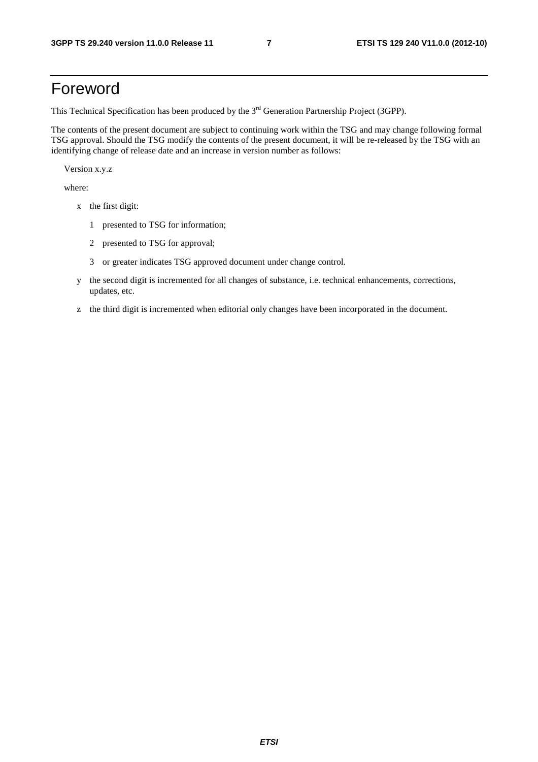# Foreword

This Technical Specification has been produced by the 3rd Generation Partnership Project (3GPP).

The contents of the present document are subject to continuing work within the TSG and may change following formal TSG approval. Should the TSG modify the contents of the present document, it will be re-released by the TSG with an identifying change of release date and an increase in version number as follows:

Version x.y.z

where:

- x the first digit:
  - 1 presented to TSG for information;
  - 2 presented to TSG for approval;
  - 3 or greater indicates TSG approved document under change control.
- y the second digit is incremented for all changes of substance, i.e. technical enhancements, corrections, updates, etc.
- z the third digit is incremented when editorial only changes have been incorporated in the document.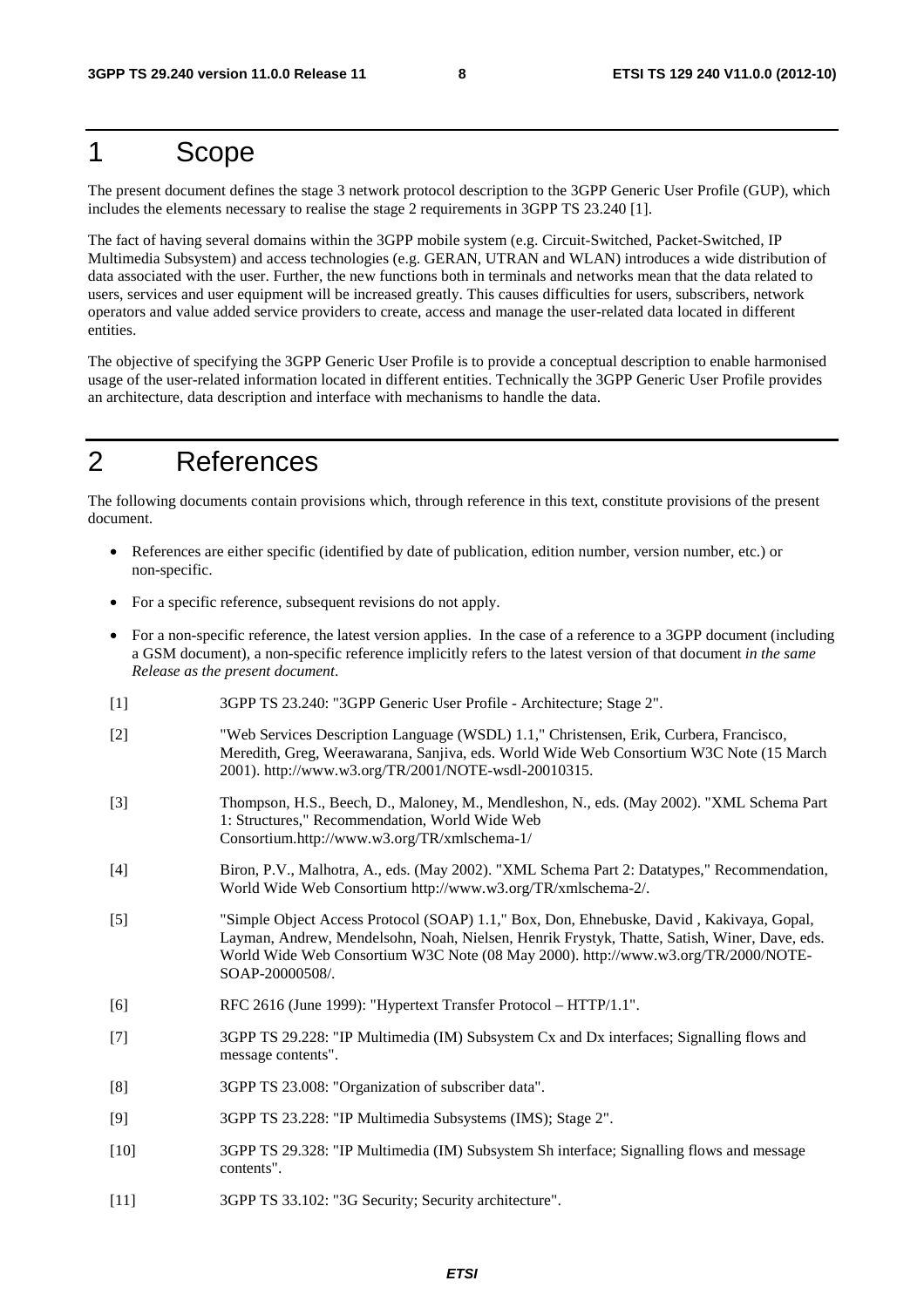# 1 Scope

The present document defines the stage 3 network protocol description to the 3GPP Generic User Profile (GUP), which includes the elements necessary to realise the stage 2 requirements in 3GPP TS 23.240 [1].

The fact of having several domains within the 3GPP mobile system (e.g. Circuit-Switched, Packet-Switched, IP Multimedia Subsystem) and access technologies (e.g. GERAN, UTRAN and WLAN) introduces a wide distribution of data associated with the user. Further, the new functions both in terminals and networks mean that the data related to users, services and user equipment will be increased greatly. This causes difficulties for users, subscribers, network operators and value added service providers to create, access and manage the user-related data located in different entities.

The objective of specifying the 3GPP Generic User Profile is to provide a conceptual description to enable harmonised usage of the user-related information located in different entities. Technically the 3GPP Generic User Profile provides an architecture, data description and interface with mechanisms to handle the data.

# 2 References

The following documents contain provisions which, through reference in this text, constitute provisions of the present document.

- References are either specific (identified by date of publication, edition number, version number, etc.) or non-specific.
- For a specific reference, subsequent revisions do not apply.
- For a non-specific reference, the latest version applies. In the case of a reference to a 3GPP document (including a GSM document), a non-specific reference implicitly refers to the latest version of that document *in the same Release as the present document*.

[1] 3GPP TS 23.240: "3GPP Generic User Profile - Architecture; Stage 2".

[2] "Web Services Description Language (WSDL) 1.1," Christensen, Erik, Curbera, Francisco, Meredith, Greg, Weerawarana, Sanjiva, eds. World Wide Web Consortium W3C Note (15 March 2001). http://www.w3.org/TR/2001/NOTE-wsdl-20010315.

[3] Thompson, H.S., Beech, D., Maloney, M., Mendleshon, N., eds. (May 2002). "XML Schema Part 1: Structures," Recommendation, World Wide Web Consortium.http://www.w3.org/TR/xmlschema-1/

[4] Biron, P.V., Malhotra, A., eds. (May 2002). "XML Schema Part 2: Datatypes," Recommendation, World Wide Web Consortium http://www.w3.org/TR/xmlschema-2/.

[5] "Simple Object Access Protocol (SOAP) 1.1," Box, Don, Ehnebuske, David , Kakivaya, Gopal, Layman, Andrew, Mendelsohn, Noah, Nielsen, Henrik Frystyk, Thatte, Satish, Winer, Dave, eds. World Wide Web Consortium W3C Note (08 May 2000). http://www.w3.org/TR/2000/NOTE-SOAP-20000508/.

[6] RFC 2616 (June 1999): "Hypertext Transfer Protocol – HTTP/1.1".

[7] 3GPP TS 29.228: "IP Multimedia (IM) Subsystem Cx and Dx interfaces; Signalling flows and message contents".

[8] 3GPP TS 23.008: "Organization of subscriber data".

[9] 3GPP TS 23.228: "IP Multimedia Subsystems (IMS); Stage 2".

[10] 3GPP TS 29.328: "IP Multimedia (IM) Subsystem Sh interface; Signalling flows and message contents".

[11] 3GPP TS 33.102: "3G Security; Security architecture".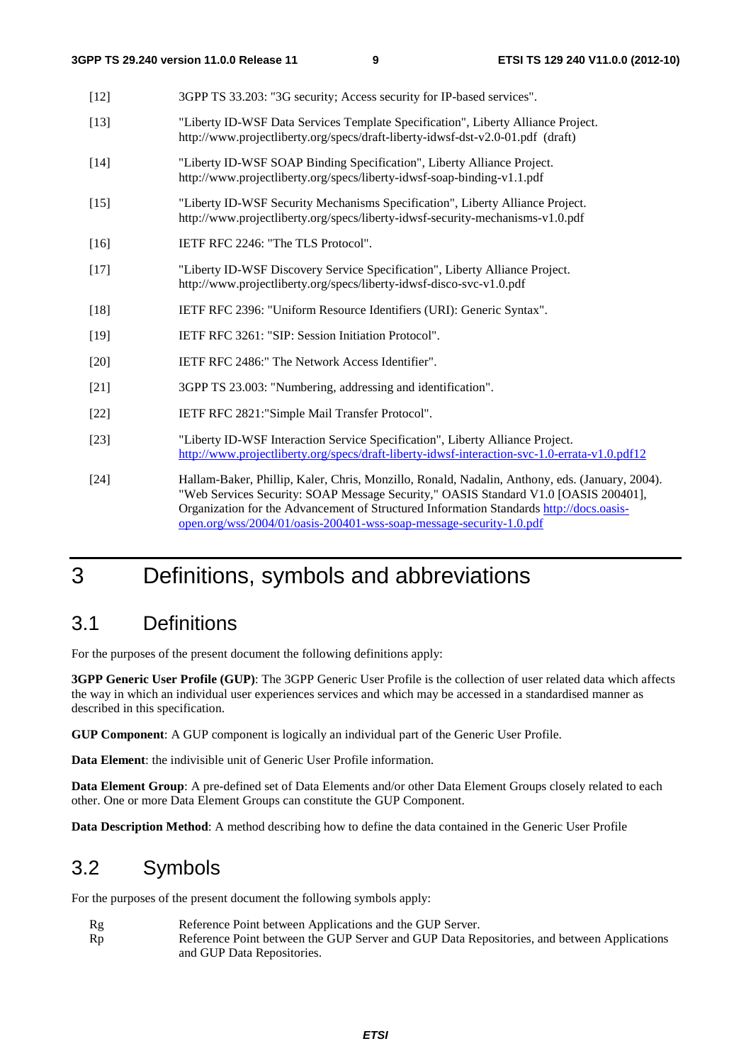[12] 3GPP TS 33.203: "3G security; Access security for IP-based services".

[13] "Liberty ID-WSF Data Services Template Specification", Liberty Alliance Project. http://www.projectliberty.org/specs/draft-liberty-idwsf-dst-v2.0-01.pdf (draft)

[14] "Liberty ID-WSF SOAP Binding Specification", Liberty Alliance Project. http://www.projectliberty.org/specs/liberty-idwsf-soap-binding-v1.1.pdf

[15] "Liberty ID-WSF Security Mechanisms Specification", Liberty Alliance Project. http://www.projectliberty.org/specs/liberty-idwsf-security-mechanisms-v1.0.pdf

[16] IETF RFC 2246: "The TLS Protocol".

[17] "Liberty ID-WSF Discovery Service Specification", Liberty Alliance Project. http://www.projectliberty.org/specs/liberty-idwsf-disco-svc-v1.0.pdf

[18] IETF RFC 2396: "Uniform Resource Identifiers (URI): Generic Syntax".

[19] IETF RFC 3261: "SIP: Session Initiation Protocol".

[20] IETF RFC 2486:" The Network Access Identifier".

[21] 3GPP TS 23.003: "Numbering, addressing and identification".

[22] IETF RFC 2821:"Simple Mail Transfer Protocol".

[23] "Liberty ID-WSF Interaction Service Specification", Liberty Alliance Project. http://www.projectliberty.org/specs/draft-liberty-idwsf-interaction-svc-1.0-errata-v1.0.pdf12

[24] Hallam-Baker, Phillip, Kaler, Chris, Monzillo, Ronald, Nadalin, Anthony, eds. (January, 2004). "Web Services Security: SOAP Message Security," OASIS Standard V1.0 [OASIS 200401], Organization for the Advancement of Structured Information Standards http://docs.oasis-open.org/wss/2004/01/oasis-200401-wss-soap-message-security-1.0.pdf

# 3 Definitions, symbols and abbreviations

## 3.1 Definitions

For the purposes of the present document the following definitions apply:

**3GPP Generic User Profile (GUP)**: The 3GPP Generic User Profile is the collection of user related data which affects the way in which an individual user experiences services and which may be accessed in a standardised manner as described in this specification.

**GUP Component**: A GUP component is logically an individual part of the Generic User Profile.

**Data Element**: the indivisible unit of Generic User Profile information.

**Data Element Group**: A pre-defined set of Data Elements and/or other Data Element Groups closely related to each other. One or more Data Element Groups can constitute the GUP Component.

**Data Description Method**: A method describing how to define the data contained in the Generic User Profile

## 3.2 Symbols

For the purposes of the present document the following symbols apply:

Rg Reference Point between Applications and the GUP Server.
Rp Reference Point between the GUP Server and GUP Data Repositories, and between Applications and GUP Data Repositories.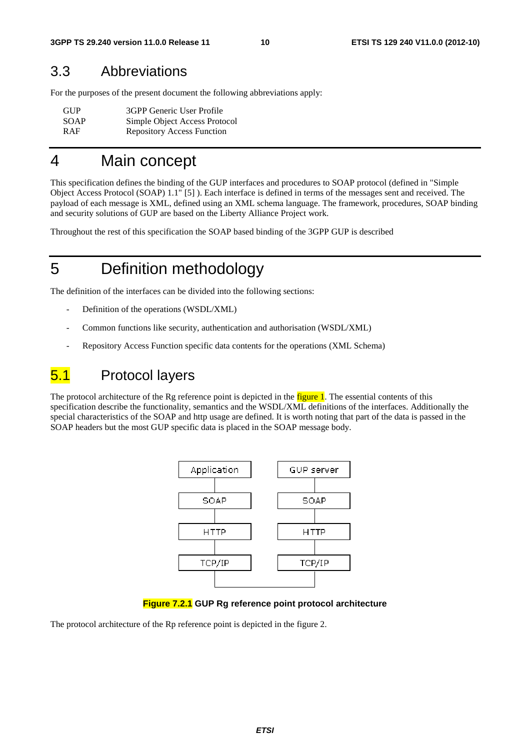## 3.3 Abbreviations

For the purposes of the present document the following abbreviations apply:

| | |
|---|---|
| GUP | 3GPP Generic User Profile |
| SOAP | Simple Object Access Protocol |
| RAF | Repository Access Function |

# 4 Main concept

This specification defines the binding of the GUP interfaces and procedures to SOAP protocol (defined in "Simple Object Access Protocol (SOAP) 1.1" [5] ). Each interface is defined in terms of the messages sent and received. The payload of each message is XML, defined using an XML schema language. The framework, procedures, SOAP binding and security solutions of GUP are based on the Liberty Alliance Project work.

Throughout the rest of this specification the SOAP based binding of the 3GPP GUP is described

# 5 Definition methodology

The definition of the interfaces can be divided into the following sections:

- Definition of the operations (WSDL/XML)
- Common functions like security, authentication and authorisation (WSDL/XML)
- Repository Access Function specific data contents for the operations (XML Schema)

## 5.1 Protocol layers

The protocol architecture of the Rg reference point is depicted in the figure 1. The essential contents of this specification describe the functionality, semantics and the WSDL/XML definitions of the interfaces. Additionally the special characteristics of the SOAP and http usage are defined. It is worth noting that part of the data is passed in the SOAP headers but the most GUP specific data is placed in the SOAP message body.

| Application | GUP server |
|---|---|
| SOAP | SOAP |
| HTTP | HTTP |
| TCP/IP | TCP/IP |

**Figure 7.2.1 GUP Rg reference point protocol architecture**

The protocol architecture of the Rp reference point is depicted in the figure 2.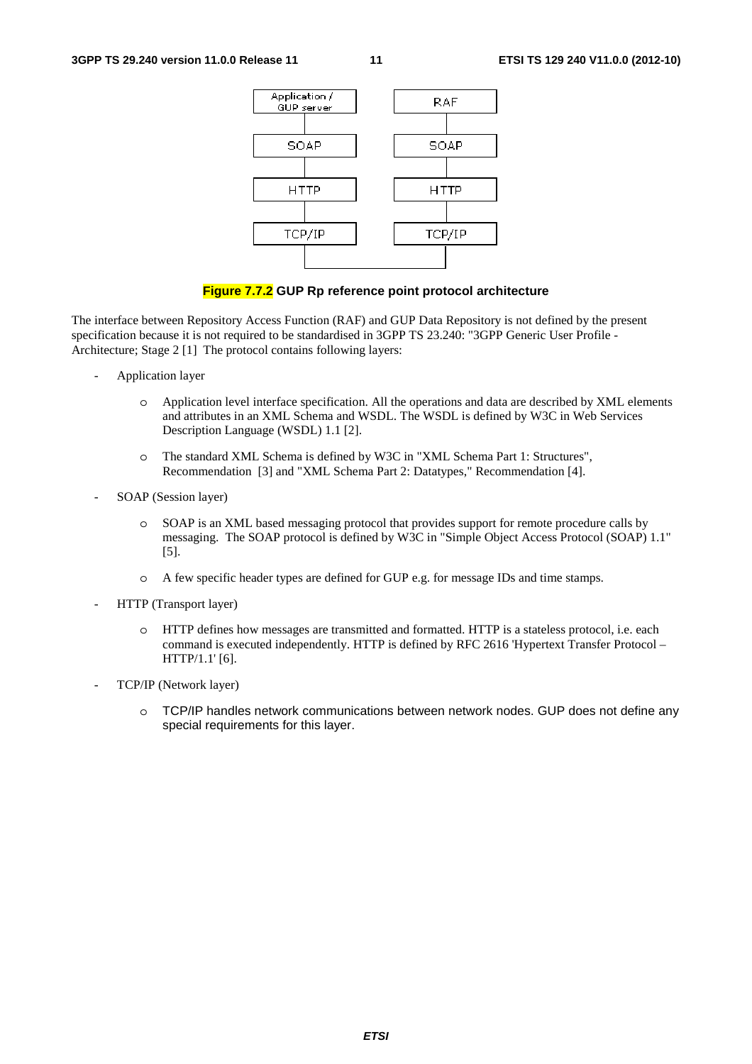**Figure 7.7.2 GUP Rp reference point protocol architecture**

The interface between Repository Access Function (RAF) and GUP Data Repository is not defined by the present specification because it is not required to be standardised in 3GPP TS 23.240: "3GPP Generic User Profile - Architecture; Stage 2 [1] The protocol contains following layers:

- Application layer
  - Application level interface specification. All the operations and data are described by XML elements and attributes in an XML Schema and WSDL. The WSDL is defined by W3C in Web Services Description Language (WSDL) 1.1 [2].
  - The standard XML Schema is defined by W3C in "XML Schema Part 1: Structures", Recommendation [3] and "XML Schema Part 2: Datatypes," Recommendation [4].
- SOAP (Session layer)
  - SOAP is an XML based messaging protocol that provides support for remote procedure calls by messaging. The SOAP protocol is defined by W3C in "Simple Object Access Protocol (SOAP) 1.1" [5].
  - A few specific header types are defined for GUP e.g. for message IDs and time stamps.
- HTTP (Transport layer)
  - HTTP defines how messages are transmitted and formatted. HTTP is a stateless protocol, i.e. each command is executed independently. HTTP is defined by RFC 2616 'Hypertext Transfer Protocol – HTTP/1.1' [6].
- TCP/IP (Network layer)
  - TCP/IP handles network communications between network nodes. GUP does not define any special requirements for this layer.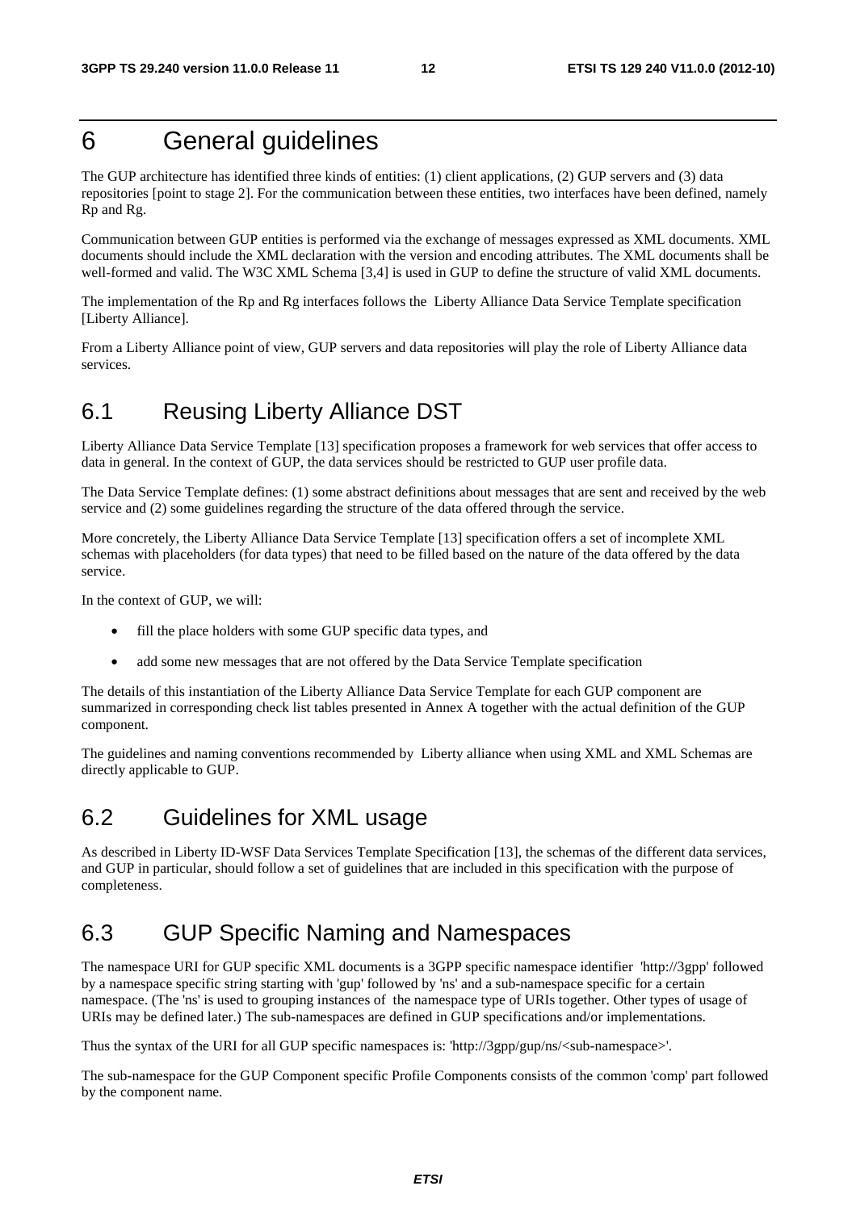# 6 General guidelines

The GUP architecture has identified three kinds of entities: (1) client applications, (2) GUP servers and (3) data repositories [point to stage 2]. For the communication between these entities, two interfaces have been defined, namely Rp and Rg.

Communication between GUP entities is performed via the exchange of messages expressed as XML documents. XML documents should include the XML declaration with the version and encoding attributes. The XML documents shall be well-formed and valid. The W3C XML Schema [3,4] is used in GUP to define the structure of valid XML documents.

The implementation of the Rp and Rg interfaces follows the Liberty Alliance Data Service Template specification [Liberty Alliance].

From a Liberty Alliance point of view, GUP servers and data repositories will play the role of Liberty Alliance data services.

## 6.1 Reusing Liberty Alliance DST

Liberty Alliance Data Service Template [13] specification proposes a framework for web services that offer access to data in general. In the context of GUP, the data services should be restricted to GUP user profile data.

The Data Service Template defines: (1) some abstract definitions about messages that are sent and received by the web service and (2) some guidelines regarding the structure of the data offered through the service.

More concretely, the Liberty Alliance Data Service Template [13] specification offers a set of incomplete XML schemas with placeholders (for data types) that need to be filled based on the nature of the data offered by the data service.

In the context of GUP, we will:

- fill the place holders with some GUP specific data types, and
- add some new messages that are not offered by the Data Service Template specification

The details of this instantiation of the Liberty Alliance Data Service Template for each GUP component are summarized in corresponding check list tables presented in Annex A together with the actual definition of the GUP component.

The guidelines and naming conventions recommended by Liberty alliance when using XML and XML Schemas are directly applicable to GUP.

## 6.2 Guidelines for XML usage

As described in Liberty ID-WSF Data Services Template Specification [13], the schemas of the different data services, and GUP in particular, should follow a set of guidelines that are included in this specification with the purpose of completeness.

## 6.3 GUP Specific Naming and Namespaces

The namespace URI for GUP specific XML documents is a 3GPP specific namespace identifier 'http://3gpp' followed by a namespace specific string starting with 'gup' followed by 'ns' and a sub-namespace specific for a certain namespace. (The 'ns' is used to grouping instances of the namespace type of URIs together. Other types of usage of URIs may be defined later.) The sub-namespaces are defined in GUP specifications and/or implementations.

Thus the syntax of the URI for all GUP specific namespaces is: 'http://3gpp/gup/ns/<sub-namespace>'.

The sub-namespace for the GUP Component specific Profile Components consists of the common 'comp' part followed by the component name.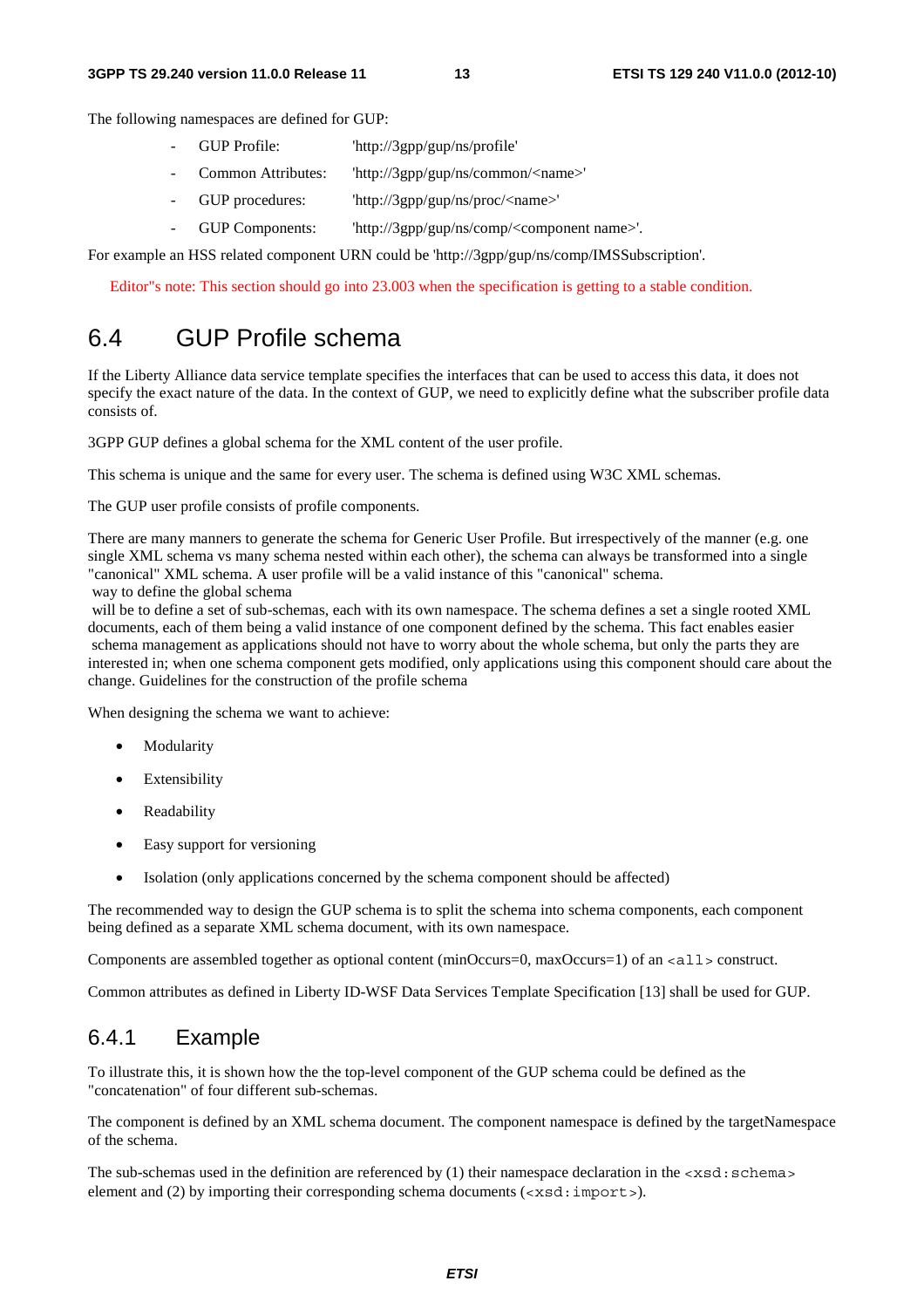The following namespaces are defined for GUP:

- GUP Profile: 'http://3gpp/gup/ns/profile'
- Common Attributes: 'http://3gpp/gup/ns/common/<name>'
- GUP procedures: 'http://3gpp/gup/ns/proc/<name>'
- GUP Components: 'http://3gpp/gup/ns/comp/<component name>'.

For example an HSS related component URN could be 'http://3gpp/gup/ns/comp/IMSSubscription'.

Editor"s note: This section should go into 23.003 when the specification is getting to a stable condition.

## 6.4 GUP Profile schema

If the Liberty Alliance data service template specifies the interfaces that can be used to access this data, it does not specify the exact nature of the data. In the context of GUP, we need to explicitly define what the subscriber profile data consists of.

3GPP GUP defines a global schema for the XML content of the user profile.

This schema is unique and the same for every user. The schema is defined using W3C XML schemas.

The GUP user profile consists of profile components.

There are many manners to generate the schema for Generic User Profile. But irrespectively of the manner (e.g. one single XML schema vs many schema nested within each other), the schema can always be transformed into a single "canonical" XML schema. A user profile will be a valid instance of this "canonical" schema.
 way to define the global schema
 will be to define a set of sub-schemas, each with its own namespace. The schema defines a set a single rooted XML documents, each of them being a valid instance of one component defined by the schema. This fact enables easier
 schema management as applications should not have to worry about the whole schema, but only the parts they are interested in; when one schema component gets modified, only applications using this component should care about the change. Guidelines for the construction of the profile schema

When designing the schema we want to achieve:

- Modularity
- Extensibility
- Readability
- Easy support for versioning
- Isolation (only applications concerned by the schema component should be affected)

The recommended way to design the GUP schema is to split the schema into schema components, each component being defined as a separate XML schema document, with its own namespace.

Components are assembled together as optional content (minOccurs=0, maxOccurs=1) of an `<all>` construct.

Common attributes as defined in Liberty ID-WSF Data Services Template Specification [13] shall be used for GUP.

### 6.4.1 Example

To illustrate this, it is shown how the the top-level component of the GUP schema could be defined as the "concatenation" of four different sub-schemas.

The component is defined by an XML schema document. The component namespace is defined by the targetNamespace of the schema.

The sub-schemas used in the definition are referenced by (1) their namespace declaration in the `<xsd:schema>` element and (2) by importing their corresponding schema documents (`<xsd:import>`).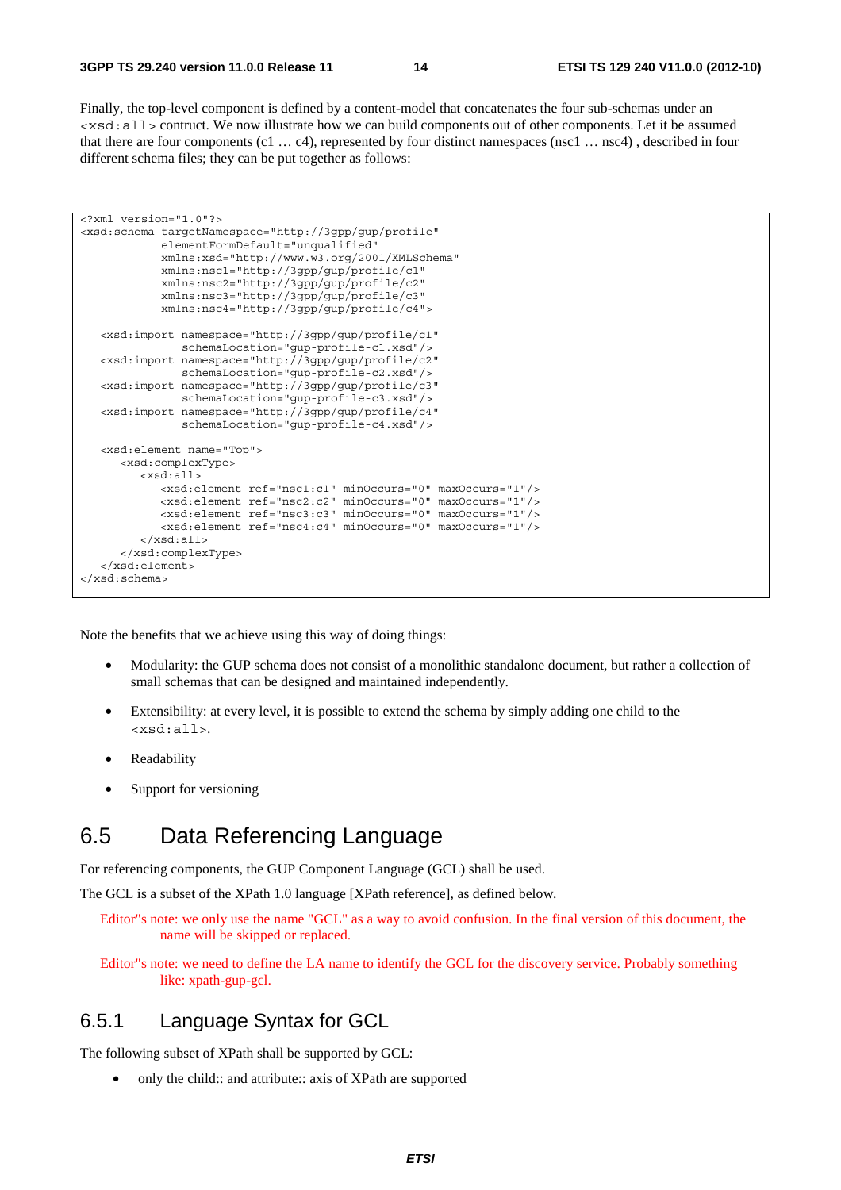Finally, the top-level component is defined by a content-model that concatenates the four sub-schemas under an `<xsd:all>` contruct. We now illustrate how we can build components out of other components. Let it be assumed that there are four components (c1 … c4), represented by four distinct namespaces (nsc1 … nsc4) , described in four different schema files; they can be put together as follows:

```
<?xml version="1.0"?>
<xsd:schema targetNamespace="http://3gpp/gup/profile"
            elementFormDefault="unqualified"
            xmlns:xsd="http://www.w3.org/2001/XMLSchema"
            xmlns:nsc1="http://3gpp/gup/profile/c1"
            xmlns:nsc2="http://3gpp/gup/profile/c2"
            xmlns:nsc3="http://3gpp/gup/profile/c3"
            xmlns:nsc4="http://3gpp/gup/profile/c4">

   <xsd:import namespace="http://3gpp/gup/profile/c1"
               schemaLocation="gup-profile-c1.xsd"/>
   <xsd:import namespace="http://3gpp/gup/profile/c2"
               schemaLocation="gup-profile-c2.xsd"/>
   <xsd:import namespace="http://3gpp/gup/profile/c3"
               schemaLocation="gup-profile-c3.xsd"/>
   <xsd:import namespace="http://3gpp/gup/profile/c4"
               schemaLocation="gup-profile-c4.xsd"/>

   <xsd:element name="Top">
      <xsd:complexType>
         <xsd:all>
            <xsd:element ref="nsc1:c1" minOccurs="0" maxOccurs="1"/>
            <xsd:element ref="nsc2:c2" minOccurs="0" maxOccurs="1"/>
            <xsd:element ref="nsc3:c3" minOccurs="0" maxOccurs="1"/>
            <xsd:element ref="nsc4:c4" minOccurs="0" maxOccurs="1"/>
         </xsd:all>
      </xsd:complexType>
   </xsd:element>
</xsd:schema>
```

Note the benefits that we achieve using this way of doing things:

- Modularity: the GUP schema does not consist of a monolithic standalone document, but rather a collection of small schemas that can be designed and maintained independently.
- Extensibility: at every level, it is possible to extend the schema by simply adding one child to the `<xsd:all>`.
- Readability
- Support for versioning

## 6.5 Data Referencing Language

For referencing components, the GUP Component Language (GCL) shall be used.

The GCL is a subset of the XPath 1.0 language [XPath reference], as defined below.

Editor"s note: we only use the name "GCL" as a way to avoid confusion. In the final version of this document, the name will be skipped or replaced.

Editor"s note: we need to define the LA name to identify the GCL for the discovery service. Probably something like: xpath-gup-gcl.

### 6.5.1 Language Syntax for GCL

The following subset of XPath shall be supported by GCL:

- only the child:: and attribute:: axis of XPath are supported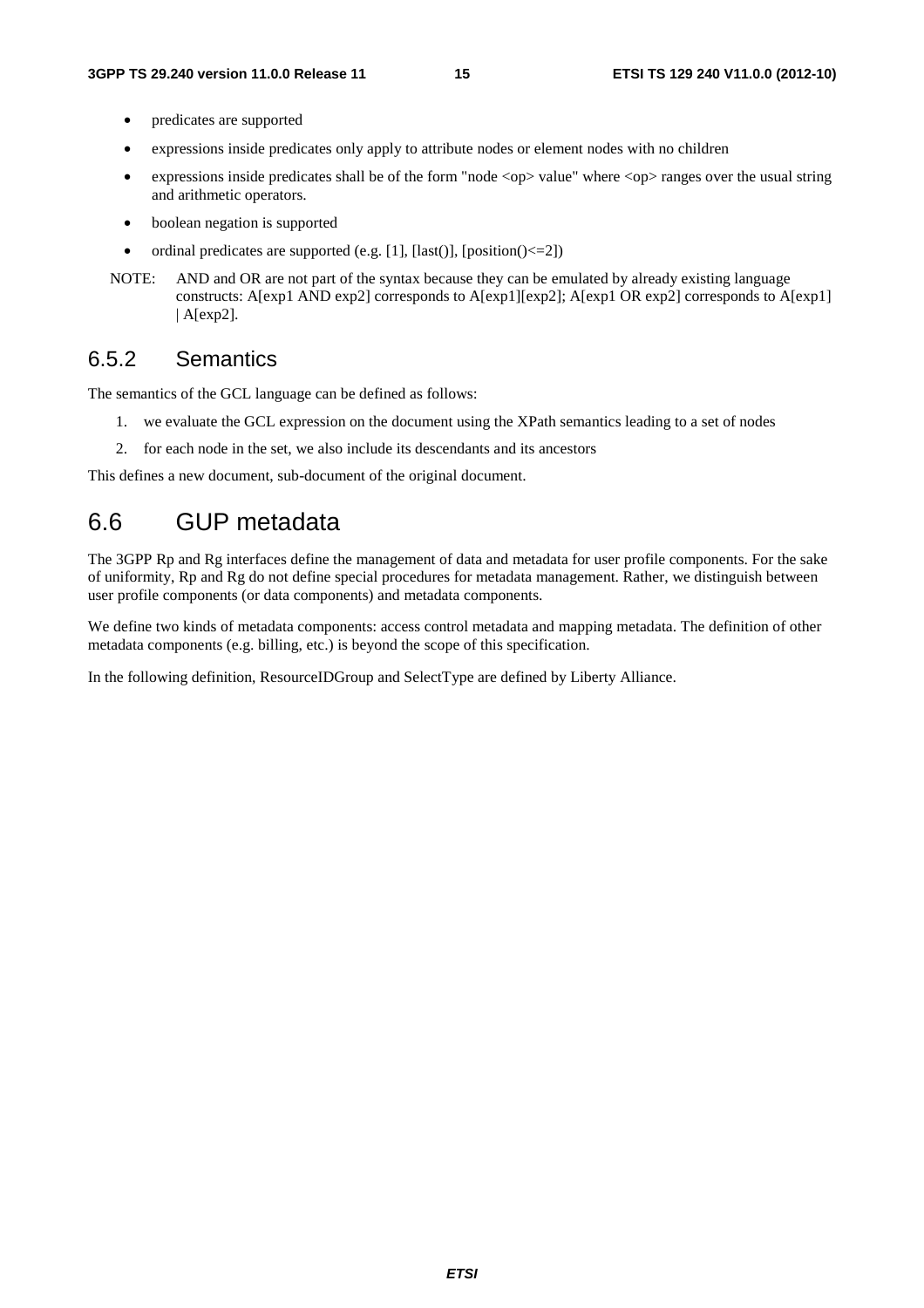- predicates are supported
- expressions inside predicates only apply to attribute nodes or element nodes with no children
- expressions inside predicates shall be of the form "node <op> value" where <op> ranges over the usual string and arithmetic operators.
- boolean negation is supported
- ordinal predicates are supported (e.g. [1], [last()], [position()<=2])

NOTE: AND and OR are not part of the syntax because they can be emulated by already existing language constructs: A[exp1 AND exp2] corresponds to A[exp1][exp2]; A[exp1 OR exp2] corresponds to A[exp1] | A[exp2].

### 6.5.2 Semantics

The semantics of the GCL language can be defined as follows:

1. we evaluate the GCL expression on the document using the XPath semantics leading to a set of nodes
2. for each node in the set, we also include its descendants and its ancestors

This defines a new document, sub-document of the original document.

## 6.6 GUP metadata

The 3GPP Rp and Rg interfaces define the management of data and metadata for user profile components. For the sake of uniformity, Rp and Rg do not define special procedures for metadata management. Rather, we distinguish between user profile components (or data components) and metadata components.

We define two kinds of metadata components: access control metadata and mapping metadata. The definition of other metadata components (e.g. billing, etc.) is beyond the scope of this specification.

In the following definition, ResourceIDGroup and SelectType are defined by Liberty Alliance.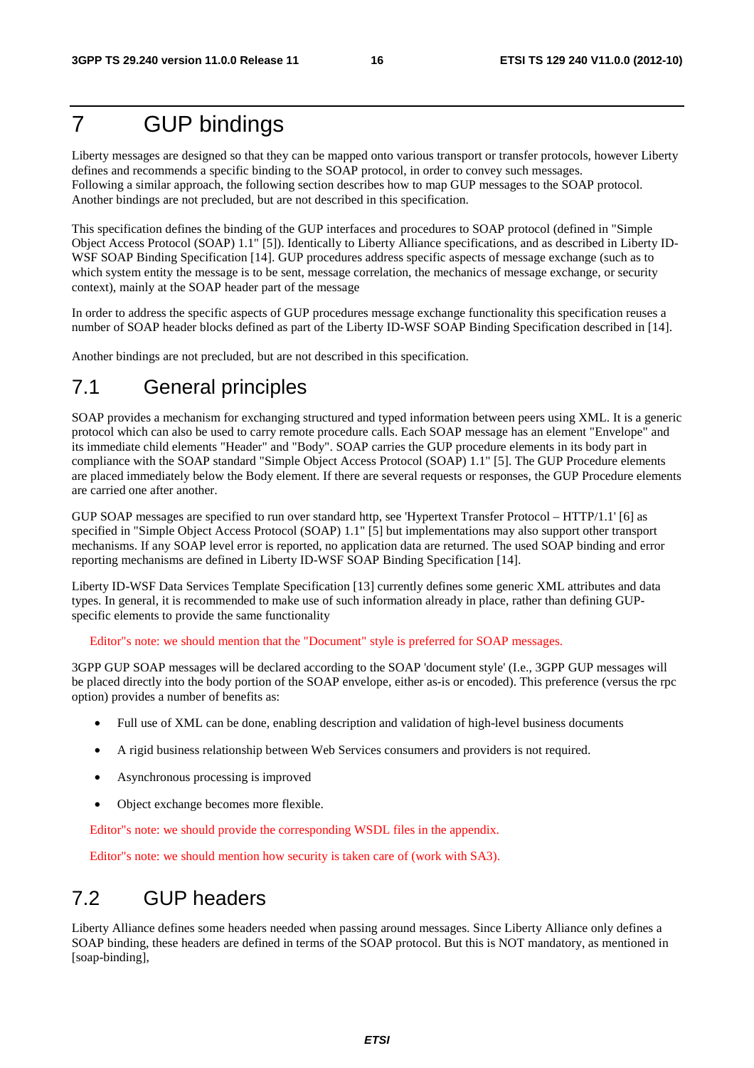# 7 GUP bindings

Liberty messages are designed so that they can be mapped onto various transport or transfer protocols, however Liberty defines and recommends a specific binding to the SOAP protocol, in order to convey such messages. Following a similar approach, the following section describes how to map GUP messages to the SOAP protocol. Another bindings are not precluded, but are not described in this specification.

This specification defines the binding of the GUP interfaces and procedures to SOAP protocol (defined in "Simple Object Access Protocol (SOAP) 1.1" [5]). Identically to Liberty Alliance specifications, and as described in Liberty ID-WSF SOAP Binding Specification [14]. GUP procedures address specific aspects of message exchange (such as to which system entity the message is to be sent, message correlation, the mechanics of message exchange, or security context), mainly at the SOAP header part of the message

In order to address the specific aspects of GUP procedures message exchange functionality this specification reuses a number of SOAP header blocks defined as part of the Liberty ID-WSF SOAP Binding Specification described in [14].

Another bindings are not precluded, but are not described in this specification.

## 7.1 General principles

SOAP provides a mechanism for exchanging structured and typed information between peers using XML. It is a generic protocol which can also be used to carry remote procedure calls. Each SOAP message has an element "Envelope" and its immediate child elements "Header" and "Body". SOAP carries the GUP procedure elements in its body part in compliance with the SOAP standard "Simple Object Access Protocol (SOAP) 1.1" [5]. The GUP Procedure elements are placed immediately below the Body element. If there are several requests or responses, the GUP Procedure elements are carried one after another.

GUP SOAP messages are specified to run over standard http, see 'Hypertext Transfer Protocol – HTTP/1.1' [6] as specified in "Simple Object Access Protocol (SOAP) 1.1" [5] but implementations may also support other transport mechanisms. If any SOAP level error is reported, no application data are returned. The used SOAP binding and error reporting mechanisms are defined in Liberty ID-WSF SOAP Binding Specification [14].

Liberty ID-WSF Data Services Template Specification [13] currently defines some generic XML attributes and data types. In general, it is recommended to make use of such information already in place, rather than defining GUP-specific elements to provide the same functionality

Editor"s note: we should mention that the "Document" style is preferred for SOAP messages.

3GPP GUP SOAP messages will be declared according to the SOAP 'document style' (I.e., 3GPP GUP messages will be placed directly into the body portion of the SOAP envelope, either as-is or encoded). This preference (versus the rpc option) provides a number of benefits as:

- Full use of XML can be done, enabling description and validation of high-level business documents
- A rigid business relationship between Web Services consumers and providers is not required.
- Asynchronous processing is improved
- Object exchange becomes more flexible.

Editor"s note: we should provide the corresponding WSDL files in the appendix.

Editor"s note: we should mention how security is taken care of (work with SA3).

## 7.2 GUP headers

Liberty Alliance defines some headers needed when passing around messages. Since Liberty Alliance only defines a SOAP binding, these headers are defined in terms of the SOAP protocol. But this is NOT mandatory, as mentioned in [soap-binding],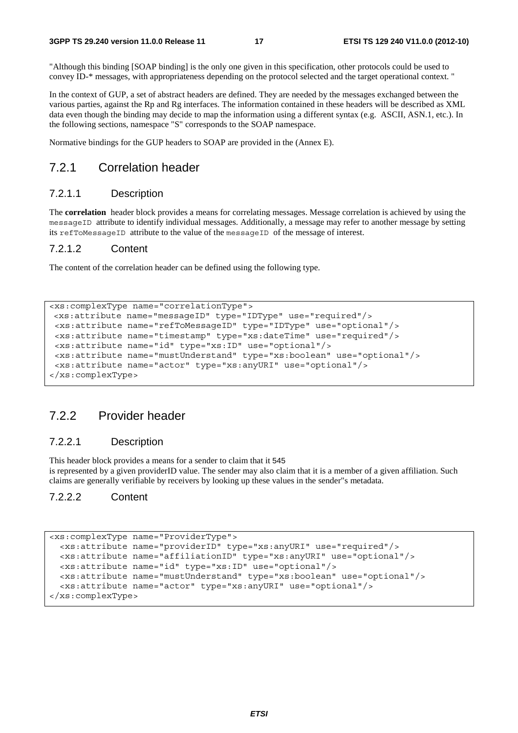"Although this binding [SOAP binding] is the only one given in this specification, other protocols could be used to convey ID-* messages, with appropriateness depending on the protocol selected and the target operational context. "

In the context of GUP, a set of abstract headers are defined. They are needed by the messages exchanged between the various parties, against the Rp and Rg interfaces. The information contained in these headers will be described as XML data even though the binding may decide to map the information using a different syntax (e.g. ASCII, ASN.1, etc.). In the following sections, namespace "S" corresponds to the SOAP namespace.

Normative bindings for the GUP headers to SOAP are provided in the (Annex E).

## 7.2.1 Correlation header

### 7.2.1.1 Description

The **correlation** header block provides a means for correlating messages. Message correlation is achieved by using the `messageID` attribute to identify individual messages. Additionally, a message may refer to another message by setting its `refToMessageID` attribute to the value of the `messageID` of the message of interest.

### 7.2.1.2 Content

The content of the correlation header can be defined using the following type.

```
<xs:complexType name="correlationType">
 <xs:attribute name="messageID" type="IDType" use="required"/>
 <xs:attribute name="refToMessageID" type="IDType" use="optional"/>
 <xs:attribute name="timestamp" type="xs:dateTime" use="required"/>
 <xs:attribute name="id" type="xs:ID" use="optional"/>
 <xs:attribute name="mustUnderstand" type="xs:boolean" use="optional"/>
 <xs:attribute name="actor" type="xs:anyURI" use="optional"/>
</xs:complexType>
```

## 7.2.2 Provider header

### 7.2.2.1 Description

This header block provides a means for a sender to claim that it 545
is represented by a given providerID value. The sender may also claim that it is a member of a given affiliation. Such claims are generally verifiable by receivers by looking up these values in the sender"s metadata.

### 7.2.2.2 Content

```
<xs:complexType name="ProviderType">
  <xs:attribute name="providerID" type="xs:anyURI" use="required"/>
  <xs:attribute name="affiliationID" type="xs:anyURI" use="optional"/>
  <xs:attribute name="id" type="xs:ID" use="optional"/>
  <xs:attribute name="mustUnderstand" type="xs:boolean" use="optional"/>
  <xs:attribute name="actor" type="xs:anyURI" use="optional"/>
</xs:complexType>
```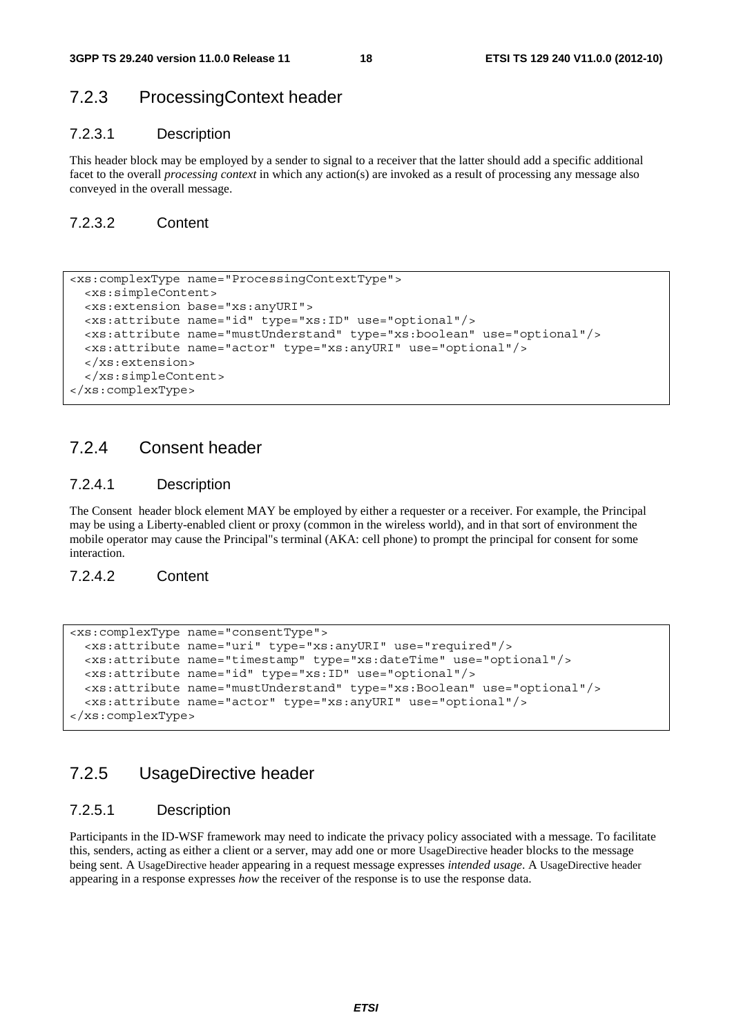## 7.2.3 ProcessingContext header

### 7.2.3.1 Description

This header block may be employed by a sender to signal to a receiver that the latter should add a specific additional facet to the overall *processing context* in which any action(s) are invoked as a result of processing any message also conveyed in the overall message.

### 7.2.3.2 Content

```
<xs:complexType name="ProcessingContextType">
  <xs:simpleContent>
  <xs:extension base="xs:anyURI">
  <xs:attribute name="id" type="xs:ID" use="optional"/>
  <xs:attribute name="mustUnderstand" type="xs:boolean" use="optional"/>
  <xs:attribute name="actor" type="xs:anyURI" use="optional"/>
  </xs:extension>
  </xs:simpleContent>
</xs:complexType>
```

## 7.2.4 Consent header

### 7.2.4.1 Description

The Consent  header block element MAY be employed by either a requester or a receiver. For example, the Principal may be using a Liberty-enabled client or proxy (common in the wireless world), and in that sort of environment the mobile operator may cause the Principal"s terminal (AKA: cell phone) to prompt the principal for consent for some interaction.

### 7.2.4.2 Content

```
<xs:complexType name="consentType">
  <xs:attribute name="uri" type="xs:anyURI" use="required"/>
  <xs:attribute name="timestamp" type="xs:dateTime" use="optional"/>
  <xs:attribute name="id" type="xs:ID" use="optional"/>
  <xs:attribute name="mustUnderstand" type="xs:Boolean" use="optional"/>
  <xs:attribute name="actor" type="xs:anyURI" use="optional"/>
</xs:complexType>
```

## 7.2.5 UsageDirective header

### 7.2.5.1 Description

Participants in the ID-WSF framework may need to indicate the privacy policy associated with a message. To facilitate this, senders, acting as either a client or a server, may add one or more UsageDirective header blocks to the message being sent. A UsageDirective header appearing in a request message expresses *intended usage*. A UsageDirective header appearing in a response expresses *how* the receiver of the response is to use the response data.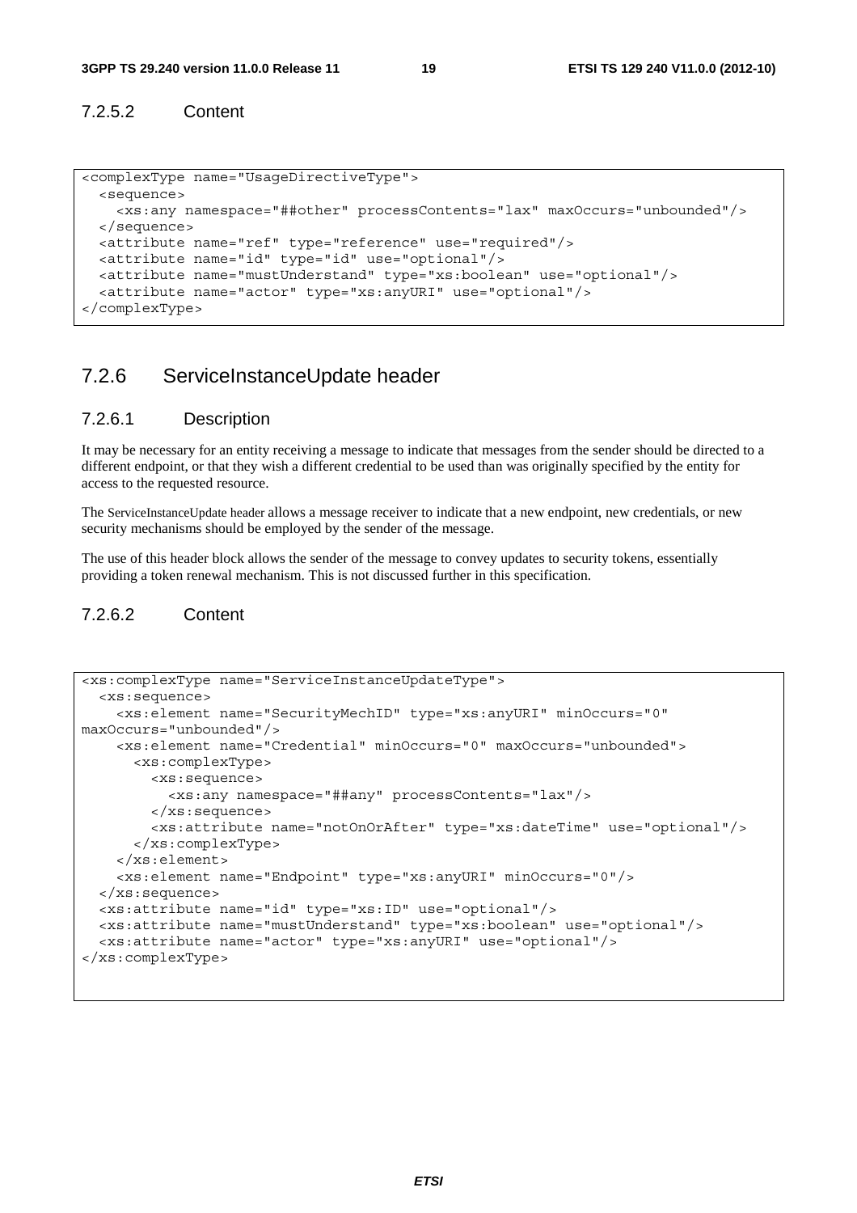#### 7.2.5.2 Content

```
<complexType name="UsageDirectiveType">
  <sequence>
    <xs:any namespace="##other" processContents="lax" maxOccurs="unbounded"/>
  </sequence>
  <attribute name="ref" type="reference" use="required"/>
  <attribute name="id" type="id" use="optional"/>
  <attribute name="mustUnderstand" type="xs:boolean" use="optional"/>
  <attribute name="actor" type="xs:anyURI" use="optional"/>
</complexType>
```

### 7.2.6 ServiceInstanceUpdate header

#### 7.2.6.1 Description

It may be necessary for an entity receiving a message to indicate that messages from the sender should be directed to a different endpoint, or that they wish a different credential to be used than was originally specified by the entity for access to the requested resource.

The ServiceInstanceUpdate header allows a message receiver to indicate that a new endpoint, new credentials, or new security mechanisms should be employed by the sender of the message.

The use of this header block allows the sender of the message to convey updates to security tokens, essentially providing a token renewal mechanism. This is not discussed further in this specification.

#### 7.2.6.2 Content

```
<xs:complexType name="ServiceInstanceUpdateType">
  <xs:sequence>
    <xs:element name="SecurityMechID" type="xs:anyURI" minOccurs="0"
maxOccurs="unbounded"/>
    <xs:element name="Credential" minOccurs="0" maxOccurs="unbounded">
      <xs:complexType>
        <xs:sequence>
          <xs:any namespace="##any" processContents="lax"/>
        </xs:sequence>
        <xs:attribute name="notOnOrAfter" type="xs:dateTime" use="optional"/>
      </xs:complexType>
    </xs:element>
    <xs:element name="Endpoint" type="xs:anyURI" minOccurs="0"/>
  </xs:sequence>
  <xs:attribute name="id" type="xs:ID" use="optional"/>
  <xs:attribute name="mustUnderstand" type="xs:boolean" use="optional"/>
  <xs:attribute name="actor" type="xs:anyURI" use="optional"/>
</xs:complexType>
```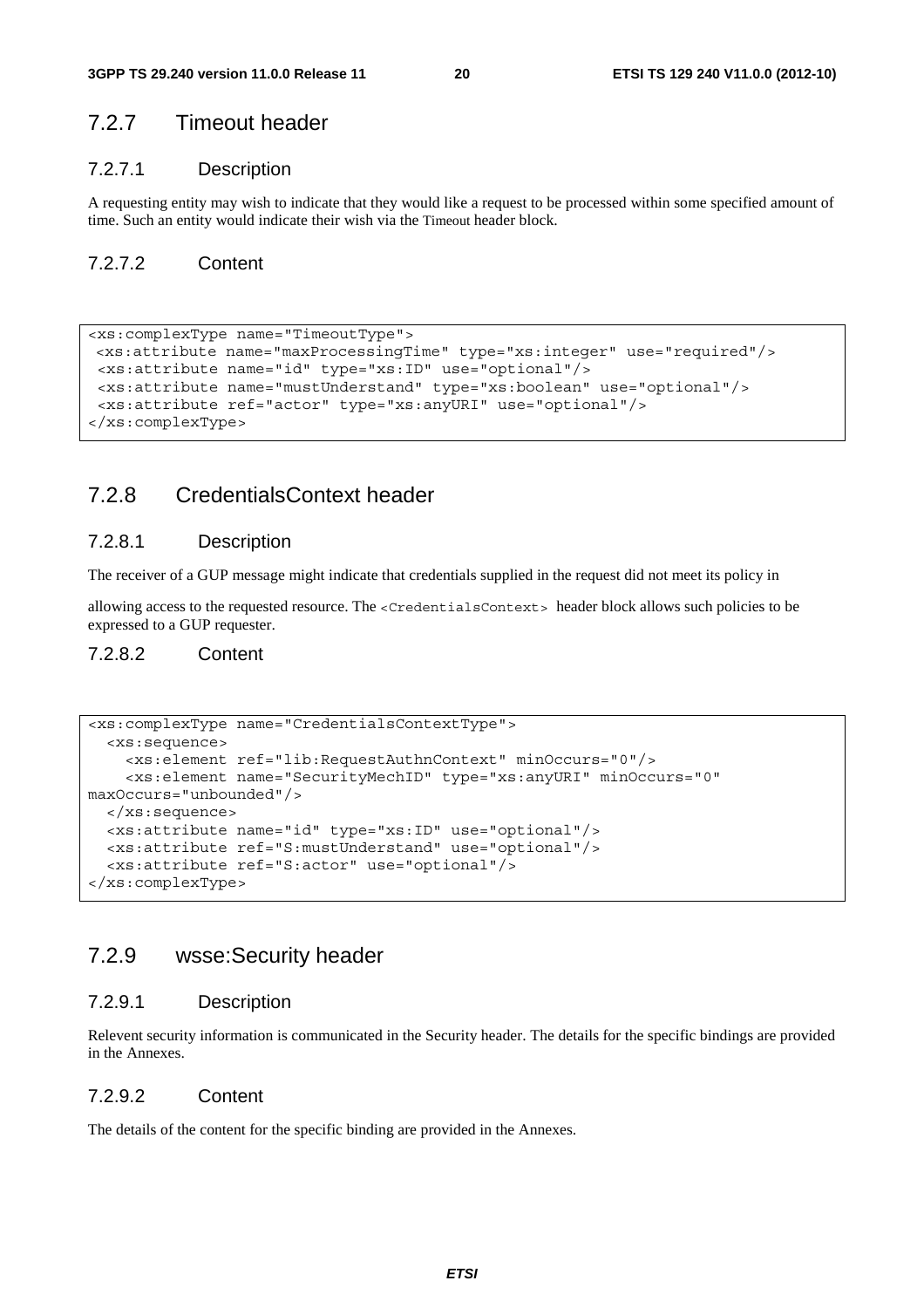### 7.2.7 Timeout header

#### 7.2.7.1 Description

A requesting entity may wish to indicate that they would like a request to be processed within some specified amount of time. Such an entity would indicate their wish via the Timeout header block.

#### 7.2.7.2 Content

```
<xs:complexType name="TimeoutType">
 <xs:attribute name="maxProcessingTime" type="xs:integer" use="required"/>
 <xs:attribute name="id" type="xs:ID" use="optional"/>
 <xs:attribute name="mustUnderstand" type="xs:boolean" use="optional"/>
 <xs:attribute ref="actor" type="xs:anyURI" use="optional"/>
</xs:complexType>
```

### 7.2.8 CredentialsContext header

#### 7.2.8.1 Description

The receiver of a GUP message might indicate that credentials supplied in the request did not meet its policy in

allowing access to the requested resource. The `<CredentialsContext>` header block allows such policies to be expressed to a GUP requester.

#### 7.2.8.2 Content

```
<xs:complexType name="CredentialsContextType">
  <xs:sequence>
    <xs:element ref="lib:RequestAuthnContext" minOccurs="0"/>
    <xs:element name="SecurityMechID" type="xs:anyURI" minOccurs="0"
maxOccurs="unbounded"/>
  </xs:sequence>
  <xs:attribute name="id" type="xs:ID" use="optional"/>
  <xs:attribute ref="S:mustUnderstand" use="optional"/>
  <xs:attribute ref="S:actor" use="optional"/>
</xs:complexType>
```

### 7.2.9 wsse:Security header

#### 7.2.9.1 Description

Relevent security information is communicated in the Security header. The details for the specific bindings are provided in the Annexes.

#### 7.2.9.2 Content

The details of the content for the specific binding are provided in the Annexes.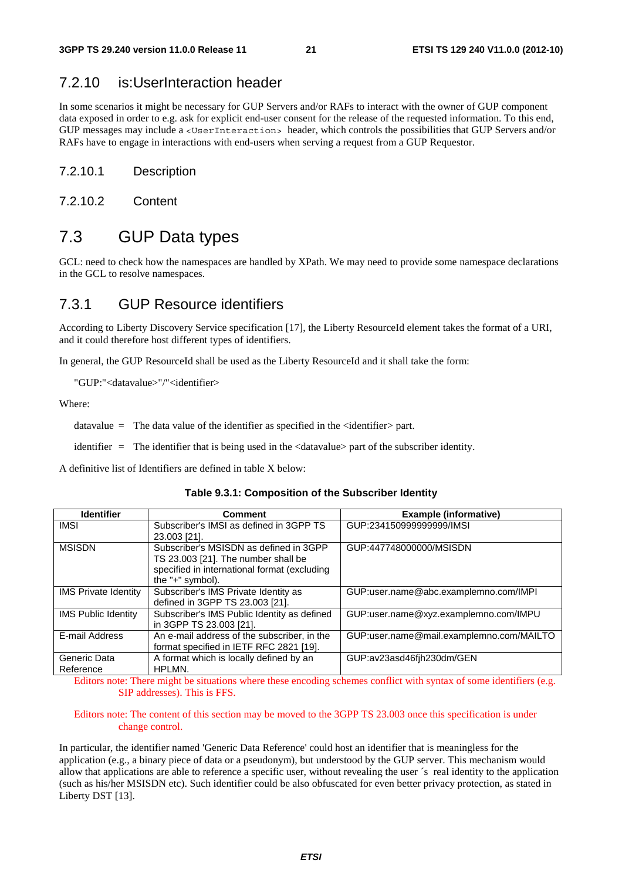### 7.2.10 is:UserInteraction header

In some scenarios it might be necessary for GUP Servers and/or RAFs to interact with the owner of GUP component data exposed in order to e.g. ask for explicit end-user consent for the release of the requested information. To this end, GUP messages may include a `<UserInteraction>` header, which controls the possibilities that GUP Servers and/or RAFs have to engage in interactions with end-users when serving a request from a GUP Requestor.

#### 7.2.10.1 Description

#### 7.2.10.2 Content

## 7.3 GUP Data types

GCL: need to check how the namespaces are handled by XPath. We may need to provide some namespace declarations in the GCL to resolve namespaces.

### 7.3.1 GUP Resource identifiers

According to Liberty Discovery Service specification [17], the Liberty ResourceId element takes the format of a URI, and it could therefore host different types of identifiers.

In general, the GUP ResourceId shall be used as the Liberty ResourceId and it shall take the form:

"GUP:"<datavalue>"/"<identifier>

Where:

datavalue = The data value of the identifier as specified in the <identifier> part.

identifier = The identifier that is being used in the <datavalue> part of the subscriber identity.

A definitive list of Identifiers are defined in table X below:

**Table 9.3.1: Composition of the Subscriber Identity**

| Identifier | Comment | Example (informative) |
|---|---|---|
| IMSI | Subscriber's IMSI as defined in 3GPP TS 23.003 [21]. | GUP:234150999999999/IMSI |
| MSISDN | Subscriber's MSISDN as defined in 3GPP TS 23.003 [21]. The number shall be specified in international format (excluding the "+" symbol). | GUP:447748000000/MSISDN |
| IMS Private Identity | Subscriber's IMS Private Identity as defined in 3GPP TS 23.003 [21]. | GUP:user.name@abc.examplemno.com/IMPI |
| IMS Public Identity | Subscriber's IMS Public Identity as defined in 3GPP TS 23.003 [21]. | GUP:user.name@xyz.examplemno.com/IMPU |
| E-mail Address | An e-mail address of the subscriber, in the format specified in IETF RFC 2821 [19]. | GUP:user.name@mail.examplemno.com/MAILTO |
| Generic Data Reference | A format which is locally defined by an HPLMN. | GUP:av23asd46fjh230dm/GEN |

Editors note: There might be situations where these encoding schemes conflict with syntax of some identifiers (e.g. SIP addresses). This is FFS.

Editors note: The content of this section may be moved to the 3GPP TS 23.003 once this specification is under change control.

In particular, the identifier named 'Generic Data Reference' could host an identifier that is meaningless for the application (e.g., a binary piece of data or a pseudonym), but understood by the GUP server. This mechanism would allow that applications are able to reference a specific user, without revealing the user´s real identity to the application (such as his/her MSISDN etc). Such identifier could be also obfuscated for even better privacy protection, as stated in Liberty DST [13].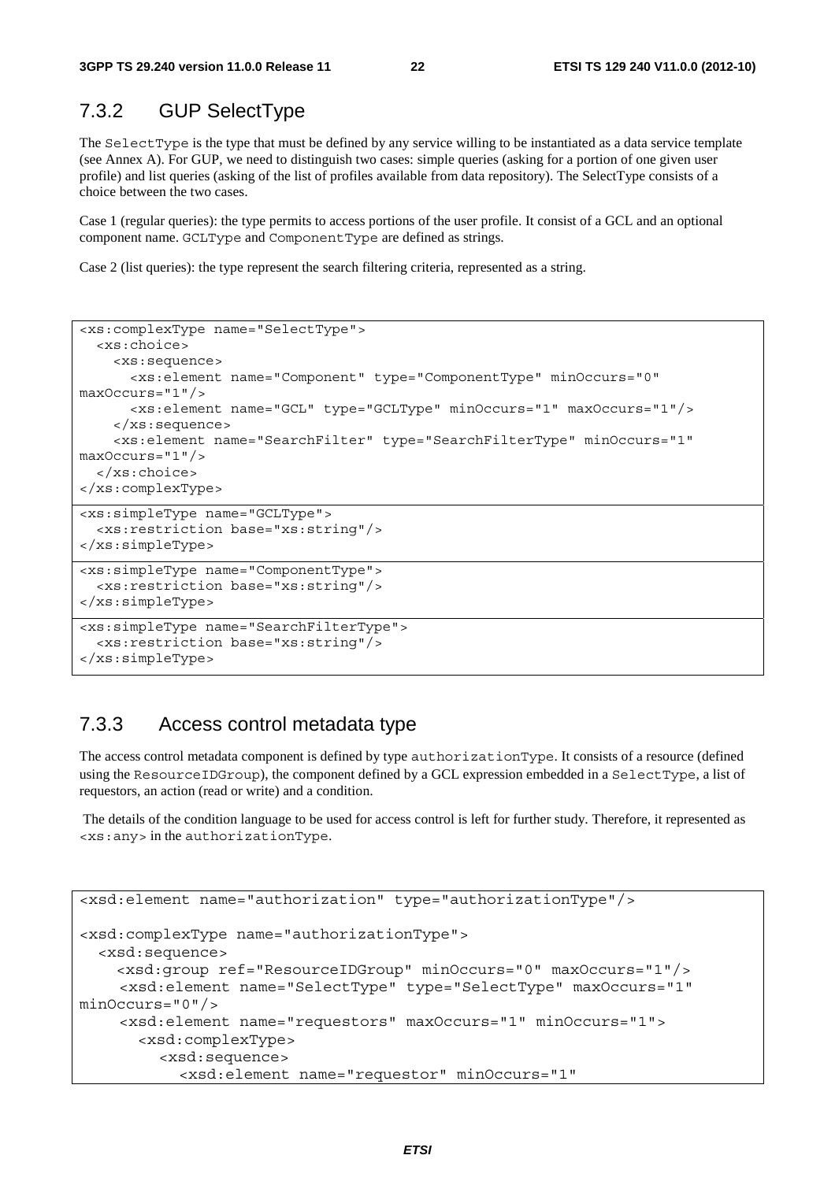### 7.3.2 GUP SelectType

The SelectType is the type that must be defined by any service willing to be instantiated as a data service template (see Annex A). For GUP, we need to distinguish two cases: simple queries (asking for a portion of one given user profile) and list queries (asking of the list of profiles available from data repository). The SelectType consists of a choice between the two cases.

Case 1 (regular queries): the type permits to access portions of the user profile. It consist of a GCL and an optional component name. GCLType and ComponentType are defined as strings.

Case 2 (list queries): the type represent the search filtering criteria, represented as a string.

```
<xs:complexType name="SelectType">
  <xs:choice>
    <xs:sequence>
      <xs:element name="Component" type="ComponentType" minOccurs="0" 
maxOccurs="1"/>
      <xs:element name="GCL" type="GCLType" minOccurs="1" maxOccurs="1"/>
    </xs:sequence>
    <xs:element name="SearchFilter" type="SearchFilterType" minOccurs="1" 
maxOccurs="1"/>
  </xs:choice>
</xs:complexType>
```

```
<xs:simpleType name="GCLType">
  <xs:restriction base="xs:string"/>
</xs:simpleType>
```

```
<xs:simpleType name="ComponentType">
  <xs:restriction base="xs:string"/>
</xs:simpleType>
```

```
<xs:simpleType name="SearchFilterType">
  <xs:restriction base="xs:string"/>
</xs:simpleType>
```

### 7.3.3 Access control metadata type

The access control metadata component is defined by type authorizationType. It consists of a resource (defined using the ResourceIDGroup), the component defined by a GCL expression embedded in a SelectType, a list of requestors, an action (read or write) and a condition.

The details of the condition language to be used for access control is left for further study. Therefore, it represented as <xs:any> in the authorizationType.

```
<xsd:element name="authorization" type="authorizationType"/>

<xsd:complexType name="authorizationType">
  <xsd:sequence>
    <xsd:group ref="ResourceIDGroup" minOccurs="0" maxOccurs="1"/>
     <xsd:element name="SelectType" type="SelectType" maxOccurs="1" 
minOccurs="0"/>
    <xsd:element name="requestors" maxOccurs="1" minOccurs="1">
      <xsd:complexType>
        <xsd:sequence>
          <xsd:element name="requestor" minOccurs="1"
```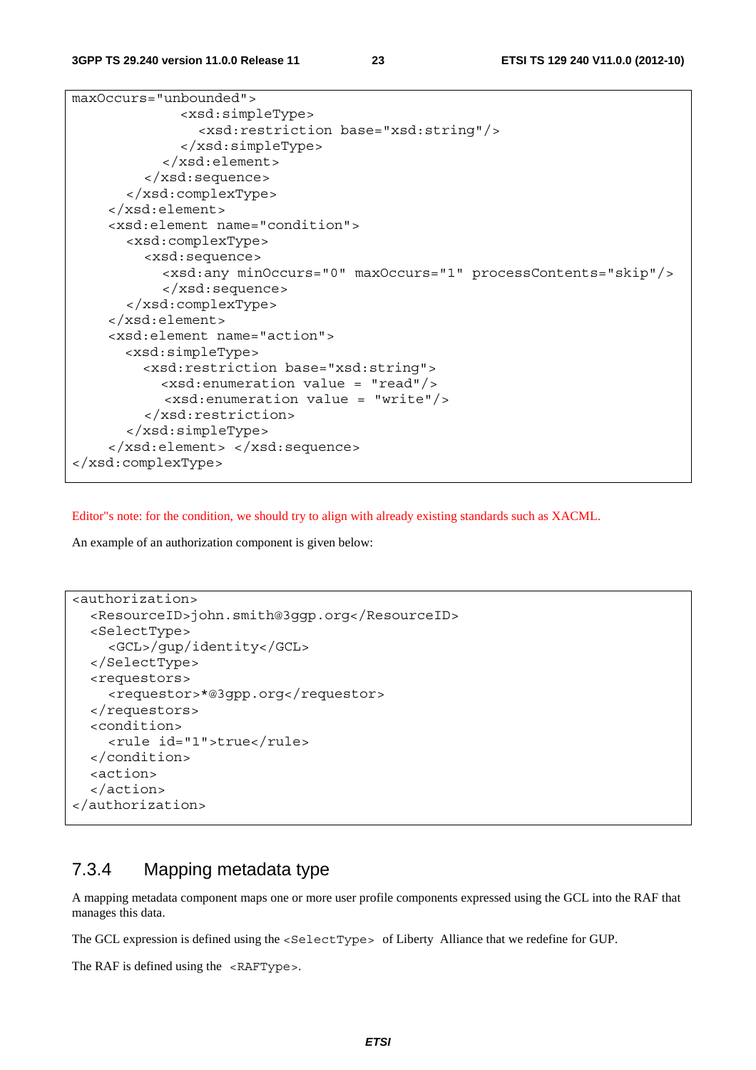```
maxOccurs="unbounded">
            <xsd:simpleType>
              <xsd:restriction base="xsd:string"/>
            </xsd:simpleType>
          </xsd:element>
        </xsd:sequence>
      </xsd:complexType>
    </xsd:element>
    <xsd:element name="condition">
      <xsd:complexType>
        <xsd:sequence>
          <xsd:any minOccurs="0" maxOccurs="1" processContents="skip"/>
          </xsd:sequence>
      </xsd:complexType>
    </xsd:element>
    <xsd:element name="action">
      <xsd:simpleType>
        <xsd:restriction base="xsd:string">
          <xsd:enumeration value = "read"/>
           <xsd:enumeration value = "write"/>
        </xsd:restriction>
      </xsd:simpleType>
    </xsd:element> </xsd:sequence>
</xsd:complexType>
```

Editor''s note: for the condition, we should try to align with already existing standards such as XACML.

An example of an authorization component is given below:

```
<authorization>
  <ResourceID>john.smith@3ggp.org</ResourceID>
  <SelectType>
    <GCL>/gup/identity</GCL>
  </SelectType>
  <requestors>
    <requestor>*@3gpp.org</requestor>
  </requestors>
  <condition>
    <rule id="1">true</rule>
  </condition>
  <action>
  </action>
</authorization>
```

### 7.3.4 Mapping metadata type

A mapping metadata component maps one or more user profile components expressed using the GCL into the RAF that manages this data.

The GCL expression is defined using the `<SelectType>` of Liberty Alliance that we redefine for GUP.

The RAF is defined using the `<RAFType>`.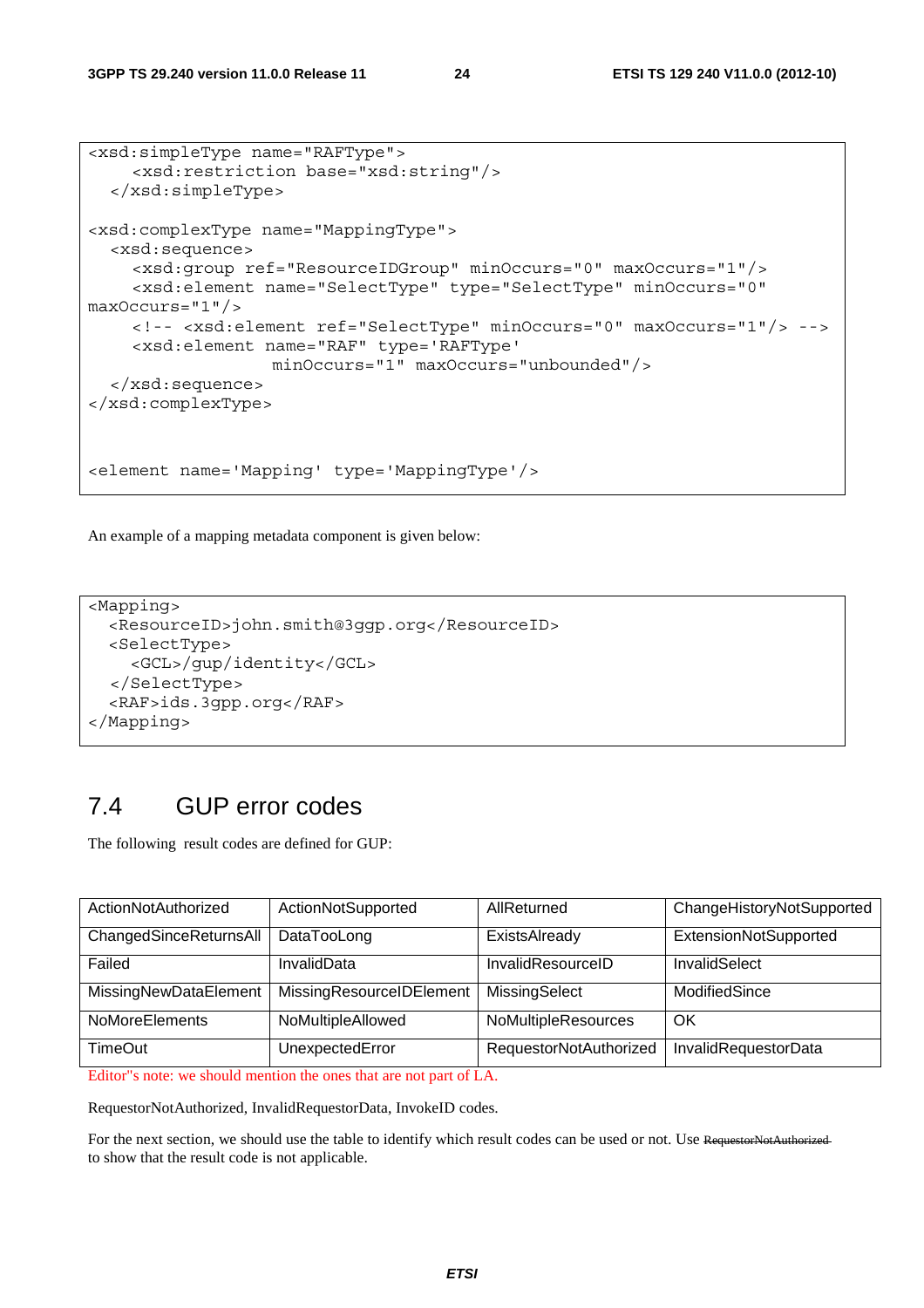```
<xsd:simpleType name="RAFType">
    <xsd:restriction base="xsd:string"/>
  </xsd:simpleType>

<xsd:complexType name="MappingType">
  <xsd:sequence>
    <xsd:group ref="ResourceIDGroup" minOccurs="0" maxOccurs="1"/>
    <xsd:element name="SelectType" type="SelectType" minOccurs="0"
maxOccurs="1"/>
    <!-- <xsd:element ref="SelectType" minOccurs="0" maxOccurs="1"/> -->
    <xsd:element name="RAF" type='RAFType'
                 minOccurs="1" maxOccurs="unbounded"/>
  </xsd:sequence>
</xsd:complexType>


<element name='Mapping' type='MappingType'/>
```

An example of a mapping metadata component is given below:

```
<Mapping>
  <ResourceID>john.smith@3ggp.org</ResourceID>
  <SelectType>
    <GCL>/gup/identity</GCL>
  </SelectType>
  <RAF>ids.3gpp.org</RAF>
</Mapping>
```

## 7.4 GUP error codes

The following  result codes are defined for GUP:

| ActionNotAuthorized | ActionNotSupported | AllReturned | ChangeHistoryNotSupported |
|---|---|---|---|
| ChangedSinceReturnsAll | DataTooLong | ExistsAlready | ExtensionNotSupported |
| Failed | InvalidData | InvalidResourceID | InvalidSelect |
| MissingNewDataElement | MissingResourceIDElement | MissingSelect | ModifiedSince |
| NoMoreElements | NoMultipleAllowed | NoMultipleResources | OK |
| TimeOut | UnexpectedError | RequestorNotAuthorized | InvalidRequestorData |

Editor"s note: we should mention the ones that are not part of LA.

RequestorNotAuthorized, InvalidRequestorData, InvokeID codes.

For the next section, we should use the table to identify which result codes can be used or not. Use ~~RequestorNotAuthorized~~ to show that the result code is not applicable.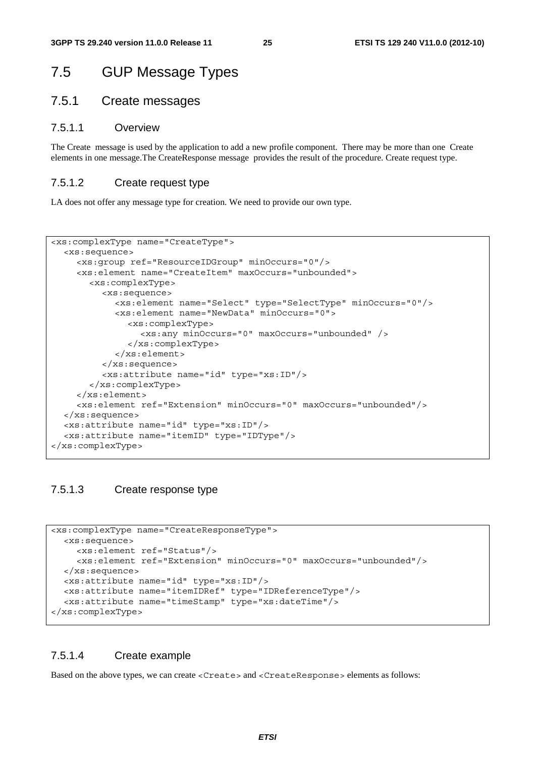# 7.5 GUP Message Types

## 7.5.1 Create messages

### 7.5.1.1 Overview

The Create message is used by the application to add a new profile component. There may be more than one Create elements in one message.The CreateResponse message provides the result of the procedure. Create request type.

### 7.5.1.2 Create request type

LA does not offer any message type for creation. We need to provide our own type.

```
<xs:complexType name="CreateType">
  <xs:sequence>
    <xs:group ref="ResourceIDGroup" minOccurs="0"/>
    <xs:element name="CreateItem" maxOccurs="unbounded">
      <xs:complexType>
        <xs:sequence>
          <xs:element name="Select" type="SelectType" minOccurs="0"/>
          <xs:element name="NewData" minOccurs="0">
            <xs:complexType>
              <xs:any minOccurs="0" maxOccurs="unbounded" />
            </xs:complexType>
          </xs:element>
        </xs:sequence>
        <xs:attribute name="id" type="xs:ID"/>
      </xs:complexType>
    </xs:element>
    <xs:element ref="Extension" minOccurs="0" maxOccurs="unbounded"/>
  </xs:sequence>
  <xs:attribute name="id" type="xs:ID"/>
  <xs:attribute name="itemID" type="IDType"/>
</xs:complexType>
```

### 7.5.1.3 Create response type

```
<xs:complexType name="CreateResponseType">
  <xs:sequence>
    <xs:element ref="Status"/>
    <xs:element ref="Extension" minOccurs="0" maxOccurs="unbounded"/>
  </xs:sequence>
  <xs:attribute name="id" type="xs:ID"/>
  <xs:attribute name="itemIDRef" type="IDReferenceType"/>
  <xs:attribute name="timeStamp" type="xs:dateTime"/>
</xs:complexType>
```

### 7.5.1.4 Create example

Based on the above types, we can create `<Create>` and `<CreateResponse>` elements as follows: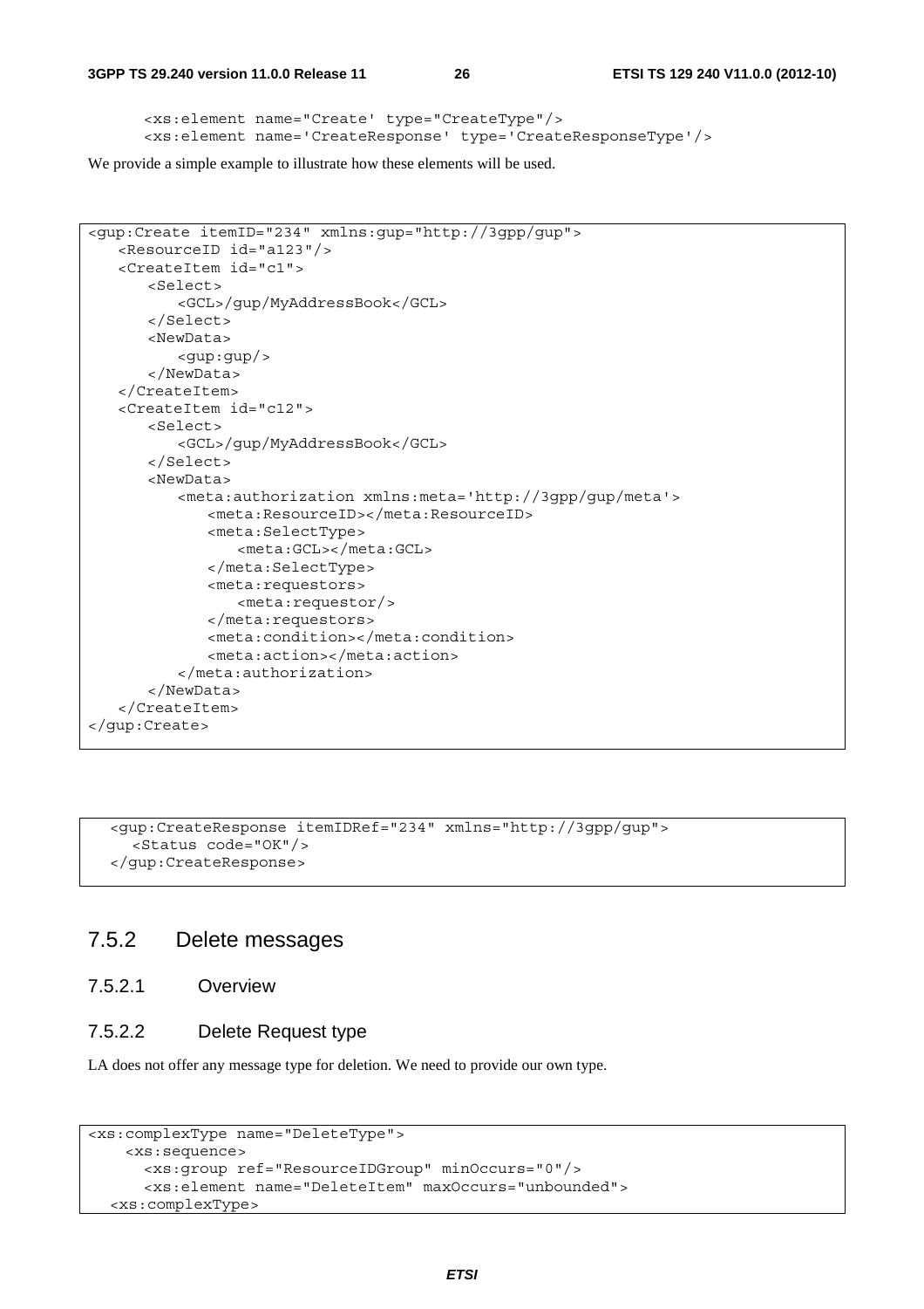```
<xs:element name="Create' type="CreateType"/>
<xs:element name='CreateResponse' type='CreateResponseType'/>
```

We provide a simple example to illustrate how these elements will be used.

```
<gup:Create itemID="234" xmlns:gup="http://3gpp/gup">
   <ResourceID id="a123"/>
   <CreateItem id="c1">
      <Select>
         <GCL>/gup/MyAddressBook</GCL>
      </Select>
      <NewData>
         <gup:gup/>
      </NewData>
   </CreateItem>
   <CreateItem id="c12">
      <Select>
         <GCL>/gup/MyAddressBook</GCL>
      </Select>
      <NewData>
         <meta:authorization xmlns:meta='http://3gpp/gup/meta'>
            <meta:ResourceID></meta:ResourceID>
            <meta:SelectType>
               <meta:GCL></meta:GCL>
            </meta:SelectType>
            <meta:requestors>
               <meta:requestor/>
            </meta:requestors>
            <meta:condition></meta:condition>
            <meta:action></meta:action>
         </meta:authorization>
      </NewData>
   </CreateItem>
</gup:Create>
```

```
<gup:CreateResponse itemIDRef="234" xmlns="http://3gpp/gup">
  <Status code="OK"/>
</gup:CreateResponse>
```

## 7.5.2 Delete messages

### 7.5.2.1 Overview

### 7.5.2.2 Delete Request type

LA does not offer any message type for deletion. We need to provide our own type.

```
<xs:complexType name="DeleteType">
    <xs:sequence>
      <xs:group ref="ResourceIDGroup" minOccurs="0"/>
      <xs:element name="DeleteItem" maxOccurs="unbounded">
  <xs:complexType>
```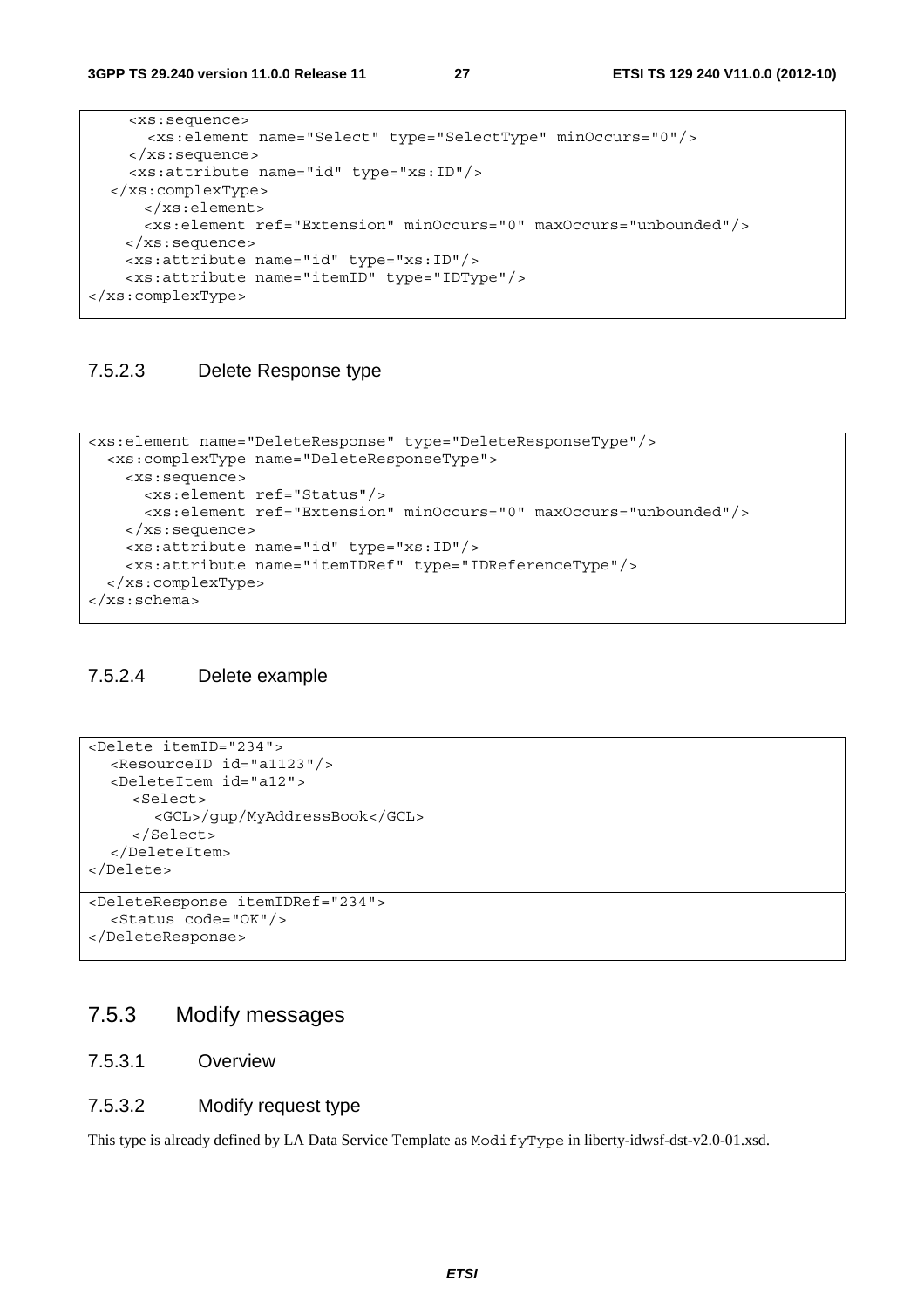```
    <xs:sequence>
      <xs:element name="Select" type="SelectType" minOccurs="0"/>
    </xs:sequence>
    <xs:attribute name="id" type="xs:ID"/>
  </xs:complexType>
      </xs:element>
      <xs:element ref="Extension" minOccurs="0" maxOccurs="unbounded"/>
    </xs:sequence>
    <xs:attribute name="id" type="xs:ID"/>
    <xs:attribute name="itemID" type="IDType"/>
</xs:complexType>
```

#### 7.5.2.3 Delete Response type

```
<xs:element name="DeleteResponse" type="DeleteResponseType"/>
  <xs:complexType name="DeleteResponseType">
    <xs:sequence>
      <xs:element ref="Status"/>
      <xs:element ref="Extension" minOccurs="0" maxOccurs="unbounded"/>
    </xs:sequence>
    <xs:attribute name="id" type="xs:ID"/>
    <xs:attribute name="itemIDRef" type="IDReferenceType"/>
  </xs:complexType>
</xs:schema>
```

#### 7.5.2.4 Delete example

```
<Delete itemID="234">
  <ResourceID id="a1123"/>
  <DeleteItem id="a12">
    <Select>
      <GCL>/gup/MyAddressBook</GCL>
    </Select>
  </DeleteItem>
</Delete>
```

```
<DeleteResponse itemIDRef="234">
  <Status code="OK"/>
</DeleteResponse>
```

### 7.5.3 Modify messages

#### 7.5.3.1 Overview

#### 7.5.3.2 Modify request type

This type is already defined by LA Data Service Template as `ModifyType` in liberty-idwsf-dst-v2.0-01.xsd.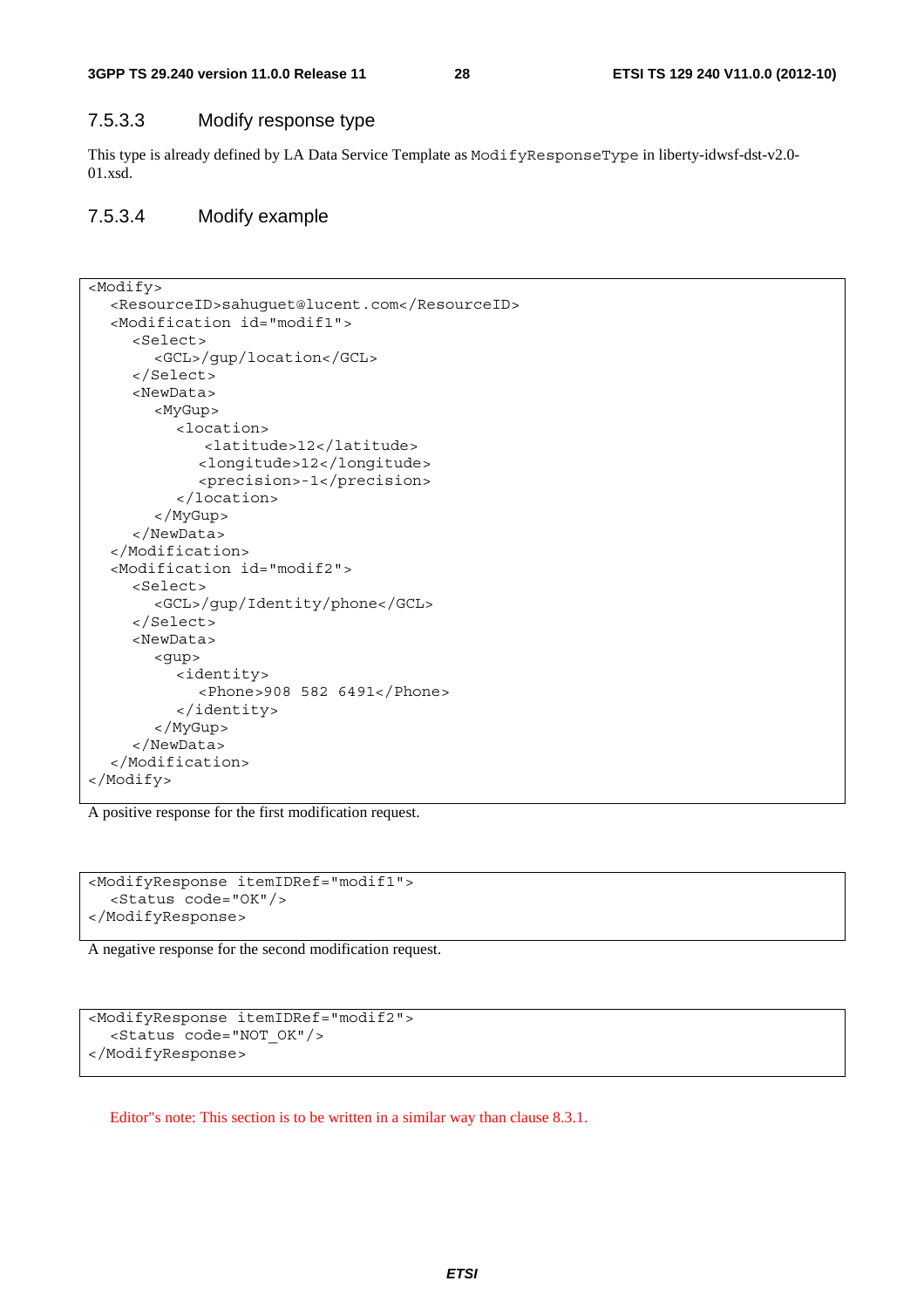### 7.5.3.3 Modify response type

This type is already defined by LA Data Service Template as `ModifyResponseType` in liberty-idwsf-dst-v2.0-01.xsd.

### 7.5.3.4 Modify example

```
<Modify>
   <ResourceID>sahuguet@lucent.com</ResourceID>
   <Modification id="modif1">
      <Select>
         <GCL>/gup/location</GCL>
      </Select>
      <NewData>
         <MyGup>
            <location>
               <latitude>12</latitude>
               <longitude>12</longitude>
               <precision>-1</precision>
            </location>
         </MyGup>
      </NewData>
   </Modification>
   <Modification id="modif2">
      <Select>
         <GCL>/gup/Identity/phone</GCL>
      </Select>
      <NewData>
         <gup>
            <identity>
               <Phone>908 582 6491</Phone>
            </identity>
         </MyGup>
      </NewData>
   </Modification>
</Modify>
```

A positive response for the first modification request.

```
<ModifyResponse itemIDRef="modif1">
   <Status code="OK"/>
</ModifyResponse>
```

A negative response for the second modification request.

```
<ModifyResponse itemIDRef="modif2">
   <Status code="NOT_OK"/>
</ModifyResponse>
```

Editor"s note: This section is to be written in a similar way than clause 8.3.1.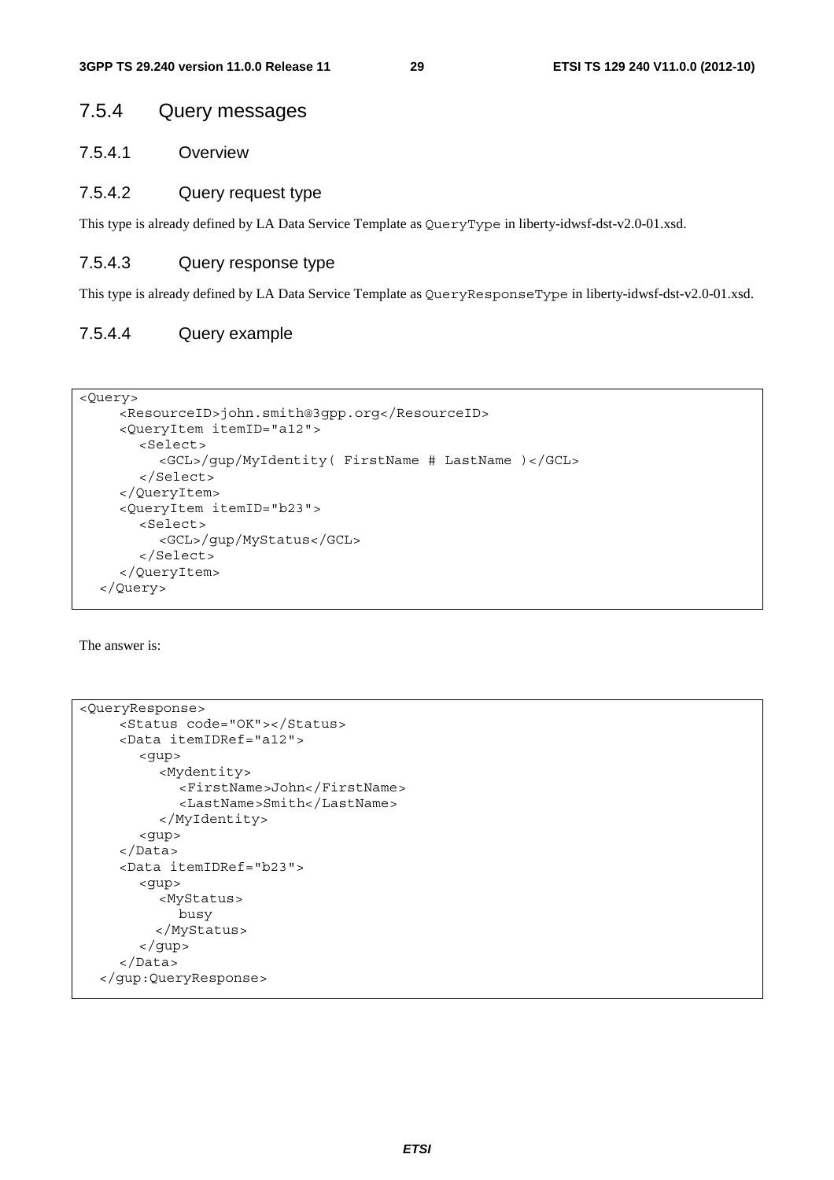## 7.5.4 Query messages

### 7.5.4.1 Overview

### 7.5.4.2 Query request type

This type is already defined by LA Data Service Template as `QueryType` in liberty-idwsf-dst-v2.0-01.xsd.

### 7.5.4.3 Query response type

This type is already defined by LA Data Service Template as `QueryResponseType` in liberty-idwsf-dst-v2.0-01.xsd.

### 7.5.4.4 Query example

```
<Query>
     <ResourceID>john.smith@3gpp.org</ResourceID>
     <QueryItem itemID="a12">
        <Select>
           <GCL>/gup/MyIdentity( FirstName # LastName )</GCL>
        </Select>
     </QueryItem>
     <QueryItem itemID="b23">
        <Select>
           <GCL>/gup/MyStatus</GCL>
        </Select>
     </QueryItem>
   </Query>
```

The answer is:

```
<QueryResponse>
     <Status code="OK"></Status>
     <Data itemIDRef="a12">
        <gup>
           <Mydentity>
              <FirstName>John</FirstName>
              <LastName>Smith</LastName>
           </MyIdentity>
        <gup>
     </Data>
     <Data itemIDRef="b23">
        <gup>
           <MyStatus>
              busy
           </MyStatus>
        </gup>
     </Data>
   </gup:QueryResponse>
```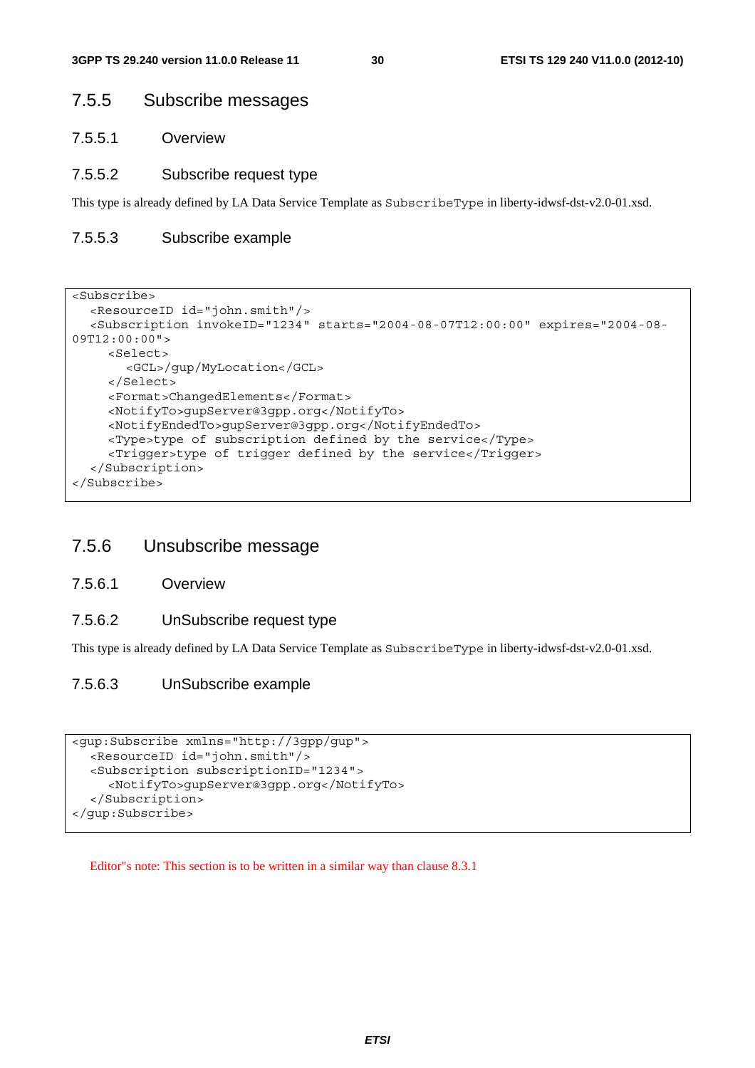### 7.5.5 Subscribe messages

#### 7.5.5.1 Overview

#### 7.5.5.2 Subscribe request type

This type is already defined by LA Data Service Template as `SubscribeType` in liberty-idwsf-dst-v2.0-01.xsd.

#### 7.5.5.3 Subscribe example

```
<Subscribe>
  <ResourceID id="john.smith"/>
  <Subscription invokeID="1234" starts="2004-08-07T12:00:00" expires="2004-08-
09T12:00:00">
    <Select>
      <GCL>/gup/MyLocation</GCL>
    </Select>
    <Format>ChangedElements</Format>
    <NotifyTo>gupServer@3gpp.org</NotifyTo>
    <NotifyEndedTo>gupServer@3gpp.org</NotifyEndedTo>
    <Type>type of subscription defined by the service</Type>
    <Trigger>type of trigger defined by the service</Trigger>
  </Subscription>
</Subscribe>
```

### 7.5.6 Unsubscribe message

#### 7.5.6.1 Overview

#### 7.5.6.2 UnSubscribe request type

This type is already defined by LA Data Service Template as `SubscribeType` in liberty-idwsf-dst-v2.0-01.xsd.

#### 7.5.6.3 UnSubscribe example

```
<gup:Subscribe xmlns="http://3gpp/gup">
  <ResourceID id="john.smith"/>
  <Subscription subscriptionID="1234">
    <NotifyTo>gupServer@3gpp.org</NotifyTo>
  </Subscription>
</gup:Subscribe>
```

Editor"s note: This section is to be written in a similar way than clause 8.3.1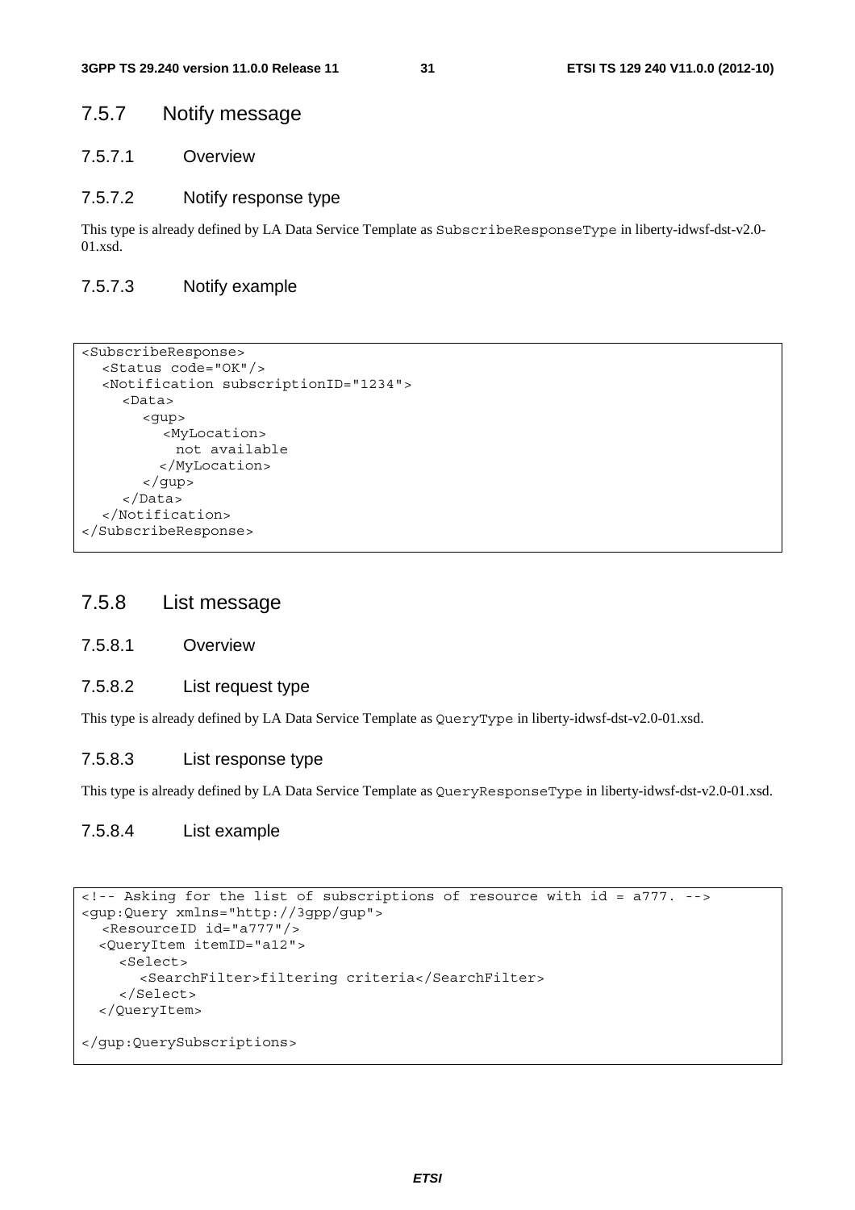### 7.5.7 Notify message

#### 7.5.7.1 Overview

#### 7.5.7.2 Notify response type

This type is already defined by LA Data Service Template as `SubscribeResponseType` in liberty-idwsf-dst-v2.0-01.xsd.

#### 7.5.7.3 Notify example

```
<SubscribeResponse>
   <Status code="OK"/>
   <Notification subscriptionID="1234">
      <Data>
         <gup>
            <MyLocation>
              not available
            </MyLocation>
         </gup>
      </Data>
   </Notification>
</SubscribeResponse>
```

### 7.5.8 List message

#### 7.5.8.1 Overview

#### 7.5.8.2 List request type

This type is already defined by LA Data Service Template as `QueryType` in liberty-idwsf-dst-v2.0-01.xsd.

#### 7.5.8.3 List response type

This type is already defined by LA Data Service Template as `QueryResponseType` in liberty-idwsf-dst-v2.0-01.xsd.

#### 7.5.8.4 List example

```
<!-- Asking for the list of subscriptions of resource with id = a777. -->
<gup:Query xmlns="http://3gpp/gup">
   <ResourceID id="a777"/>
  <QueryItem itemID="a12">
     <Select>
        <SearchFilter>filtering criteria</SearchFilter>
     </Select>
  </QueryItem>

</gup:QuerySubscriptions>
```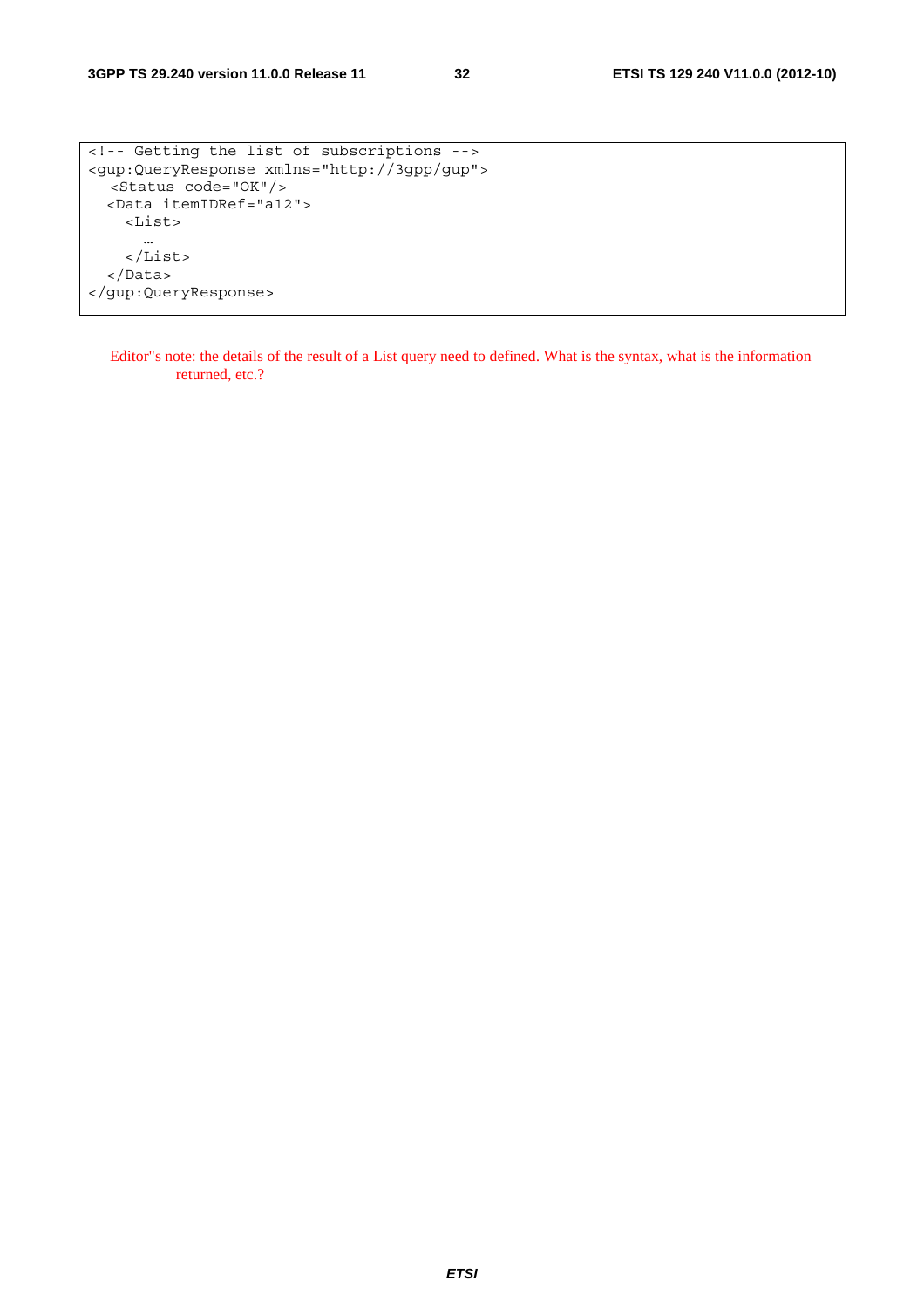```
<!-- Getting the list of subscriptions -->
<gup:QueryResponse xmlns="http://3gpp/gup">
   <Status code="OK"/>
  <Data itemIDRef="a12">
    <List>
      …
    </List>
  </Data>
</gup:QueryResponse>
```

Editor"s note: the details of the result of a List query need to defined. What is the syntax, what is the information returned, etc.?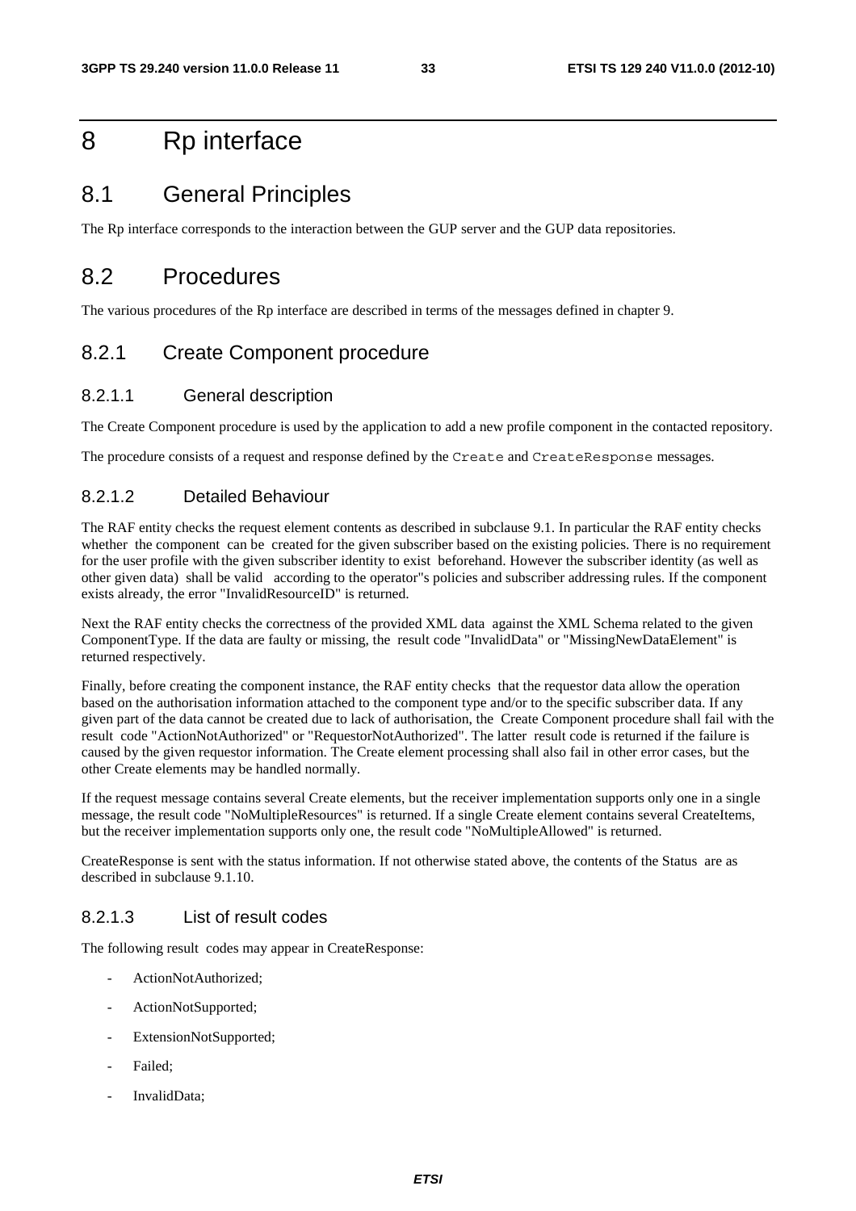# 8 Rp interface

## 8.1 General Principles

The Rp interface corresponds to the interaction between the GUP server and the GUP data repositories.

## 8.2 Procedures

The various procedures of the Rp interface are described in terms of the messages defined in chapter 9.

### 8.2.1 Create Component procedure

#### 8.2.1.1 General description

The Create Component procedure is used by the application to add a new profile component in the contacted repository.

The procedure consists of a request and response defined by the `Create` and `CreateResponse` messages.

#### 8.2.1.2 Detailed Behaviour

The RAF entity checks the request element contents as described in subclause 9.1. In particular the RAF entity checks whether the component can be created for the given subscriber based on the existing policies. There is no requirement for the user profile with the given subscriber identity to exist beforehand. However the subscriber identity (as well as other given data) shall be valid according to the operator"s policies and subscriber addressing rules. If the component exists already, the error "InvalidResourceID" is returned.

Next the RAF entity checks the correctness of the provided XML data against the XML Schema related to the given ComponentType. If the data are faulty or missing, the result code "InvalidData" or "MissingNewDataElement" is returned respectively.

Finally, before creating the component instance, the RAF entity checks that the requestor data allow the operation based on the authorisation information attached to the component type and/or to the specific subscriber data. If any given part of the data cannot be created due to lack of authorisation, the Create Component procedure shall fail with the result code "ActionNotAuthorized" or "RequestorNotAuthorized". The latter result code is returned if the failure is caused by the given requestor information. The Create element processing shall also fail in other error cases, but the other Create elements may be handled normally.

If the request message contains several Create elements, but the receiver implementation supports only one in a single message, the result code "NoMultipleResources" is returned. If a single Create element contains several CreateItems, but the receiver implementation supports only one, the result code "NoMultipleAllowed" is returned.

CreateResponse is sent with the status information. If not otherwise stated above, the contents of the Status are as described in subclause 9.1.10.

#### 8.2.1.3 List of result codes

The following result codes may appear in CreateResponse:

- ActionNotAuthorized;
- ActionNotSupported;
- ExtensionNotSupported;
- Failed;
- InvalidData;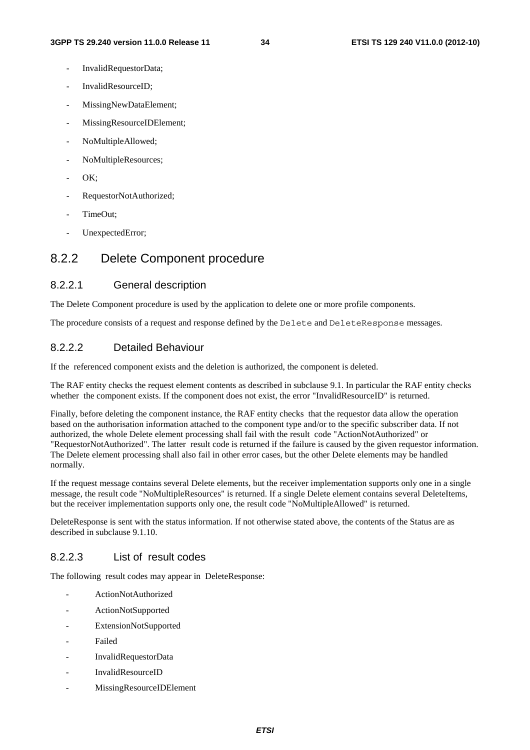- InvalidRequestorData;
- InvalidResourceID;
- MissingNewDataElement;
- MissingResourceIDElement;
- NoMultipleAllowed;
- NoMultipleResources;
- OK;
- RequestorNotAuthorized;
- TimeOut;
- UnexpectedError;

## 8.2.2 Delete Component procedure

### 8.2.2.1 General description

The Delete Component procedure is used by the application to delete one or more profile components.

The procedure consists of a request and response defined by the `Delete` and `DeleteResponse` messages.

### 8.2.2.2 Detailed Behaviour

If the referenced component exists and the deletion is authorized, the component is deleted.

The RAF entity checks the request element contents as described in subclause 9.1. In particular the RAF entity checks whether the component exists. If the component does not exist, the error "InvalidResourceID" is returned.

Finally, before deleting the component instance, the RAF entity checks that the requestor data allow the operation based on the authorisation information attached to the component type and/or to the specific subscriber data. If not authorized, the whole Delete element processing shall fail with the result code "ActionNotAuthorized" or "RequestorNotAuthorized". The latter result code is returned if the failure is caused by the given requestor information. The Delete element processing shall also fail in other error cases, but the other Delete elements may be handled normally.

If the request message contains several Delete elements, but the receiver implementation supports only one in a single message, the result code "NoMultipleResources" is returned. If a single Delete element contains several DeleteItems, but the receiver implementation supports only one, the result code "NoMultipleAllowed" is returned.

DeleteResponse is sent with the status information. If not otherwise stated above, the contents of the Status are as described in subclause 9.1.10.

### 8.2.2.3 List of result codes

The following result codes may appear in DeleteResponse:

- ActionNotAuthorized
- ActionNotSupported
- ExtensionNotSupported
- Failed
- InvalidRequestorData
- InvalidResourceID
- MissingResourceIDElement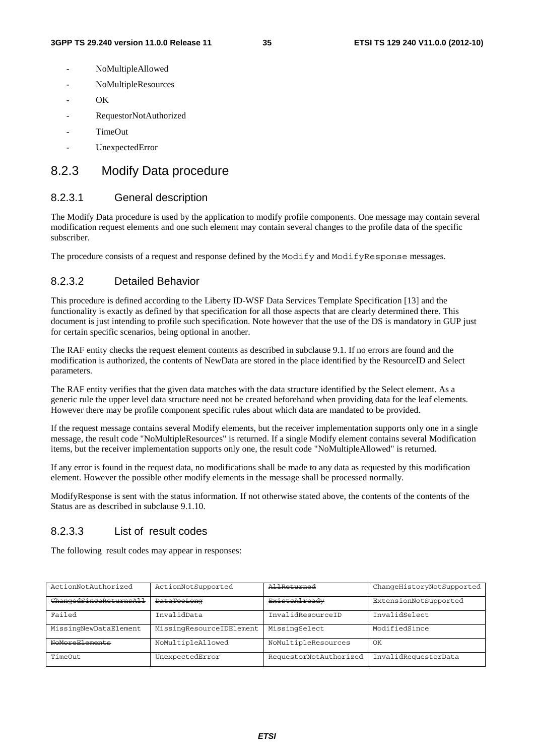- NoMultipleAllowed
- NoMultipleResources
- OK
- RequestorNotAuthorized
- TimeOut
- UnexpectedError

## 8.2.3 Modify Data procedure

### 8.2.3.1 General description

The Modify Data procedure is used by the application to modify profile components. One message may contain several modification request elements and one such element may contain several changes to the profile data of the specific subscriber.

The procedure consists of a request and response defined by the `Modify` and `ModifyResponse` messages.

### 8.2.3.2 Detailed Behavior

This procedure is defined according to the Liberty ID-WSF Data Services Template Specification [13] and the functionality is exactly as defined by that specification for all those aspects that are clearly determined there. This document is just intending to profile such specification. Note however that the use of the DS is mandatory in GUP just for certain specific scenarios, being optional in another.

The RAF entity checks the request element contents as described in subclause 9.1. If no errors are found and the modification is authorized, the contents of NewData are stored in the place identified by the ResourceID and Select parameters.

The RAF entity verifies that the given data matches with the data structure identified by the Select element. As a generic rule the upper level data structure need not be created beforehand when providing data for the leaf elements. However there may be profile component specific rules about which data are mandated to be provided.

If the request message contains several Modify elements, but the receiver implementation supports only one in a single message, the result code "NoMultipleResources" is returned. If a single Modify element contains several Modification items, but the receiver implementation supports only one, the result code "NoMultipleAllowed" is returned.

If any error is found in the request data, no modifications shall be made to any data as requested by this modification element. However the possible other modify elements in the message shall be processed normally.

ModifyResponse is sent with the status information. If not otherwise stated above, the contents of the contents of the Status are as described in subclause 9.1.10.

### 8.2.3.3 List of result codes

The following result codes may appear in responses:

| | | | |
|---|---|---|---|
| ActionNotAuthorized | ActionNotSupported | ~~AllReturned~~ | ChangeHistoryNotSupported |
| ~~ChangedSinceReturnsAll~~ | ~~DataTooLong~~ | ~~ExistsAlready~~ | ExtensionNotSupported |
| Failed | InvalidData | InvalidResourceID | InvalidSelect |
| MissingNewDataElement | MissingResourceIDElement | MissingSelect | ModifiedSince |
| ~~NoMoreElements~~ | NoMultipleAllowed | NoMultipleResources | OK |
| TimeOut | UnexpectedError | RequestorNotAuthorized | InvalidRequestorData |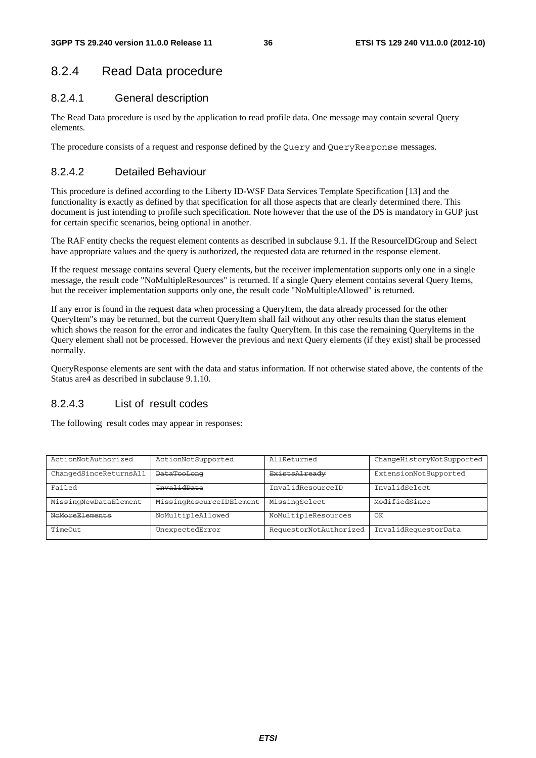## 8.2.4 Read Data procedure

### 8.2.4.1 General description

The Read Data procedure is used by the application to read profile data. One message may contain several Query elements.

The procedure consists of a request and response defined by the `Query` and `QueryResponse` messages.

### 8.2.4.2 Detailed Behaviour

This procedure is defined according to the Liberty ID-WSF Data Services Template Specification [13] and the functionality is exactly as defined by that specification for all those aspects that are clearly determined there. This document is just intending to profile such specification. Note however that the use of the DS is mandatory in GUP just for certain specific scenarios, being optional in another.

The RAF entity checks the request element contents as described in subclause 9.1. If the ResourceIDGroup and Select have appropriate values and the query is authorized, the requested data are returned in the response element.

If the request message contains several Query elements, but the receiver implementation supports only one in a single message, the result code "NoMultipleResources" is returned. If a single Query element contains several Query Items, but the receiver implementation supports only one, the result code "NoMultipleAllowed" is returned.

If any error is found in the request data when processing a QueryItem, the data already processed for the other QueryItem"s may be returned, but the current QueryItem shall fail without any other results than the status element which shows the reason for the error and indicates the faulty QueryItem. In this case the remaining QueryItems in the Query element shall not be processed. However the previous and next Query elements (if they exist) shall be processed normally.

QueryResponse elements are sent with the data and status information. If not otherwise stated above, the contents of the Status are4 as described in subclause 9.1.10.

### 8.2.4.3 List of result codes

The following result codes may appear in responses:

| | | | |
|---|---|---|---|
| ActionNotAuthorized | ActionNotSupported | AllReturned | ChangeHistoryNotSupported |
| ChangedSinceReturnsAll | ~~DataTooLong~~ | ~~ExistsAlready~~ | ExtensionNotSupported |
| Failed | ~~InvalidData~~ | InvalidResourceID | InvalidSelect |
| MissingNewDataElement | MissingResourceIDElement | MissingSelect | ~~ModifiedSince~~ |
| ~~NoMoreElements~~ | NoMultipleAllowed | NoMultipleResources | OK |
| TimeOut | UnexpectedError | RequestorNotAuthorized | InvalidRequestorData |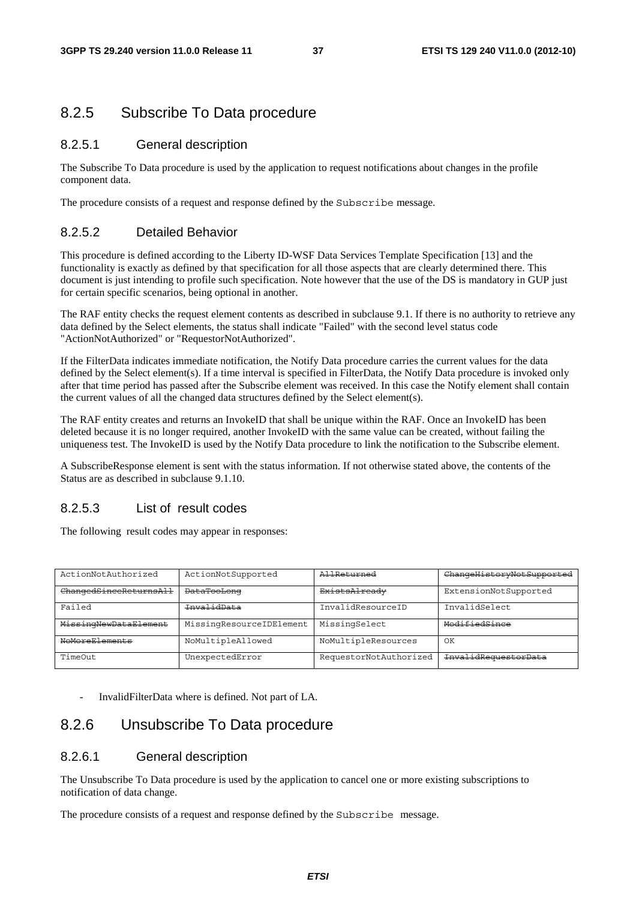## 8.2.5 Subscribe To Data procedure

### 8.2.5.1 General description

The Subscribe To Data procedure is used by the application to request notifications about changes in the profile component data.

The procedure consists of a request and response defined by the `Subscribe` message.

### 8.2.5.2 Detailed Behavior

This procedure is defined according to the Liberty ID-WSF Data Services Template Specification [13] and the functionality is exactly as defined by that specification for all those aspects that are clearly determined there. This document is just intending to profile such specification. Note however that the use of the DS is mandatory in GUP just for certain specific scenarios, being optional in another.

The RAF entity checks the request element contents as described in subclause 9.1. If there is no authority to retrieve any data defined by the Select elements, the status shall indicate "Failed" with the second level status code "ActionNotAuthorized" or "RequestorNotAuthorized".

If the FilterData indicates immediate notification, the Notify Data procedure carries the current values for the data defined by the Select element(s). If a time interval is specified in FilterData, the Notify Data procedure is invoked only after that time period has passed after the Subscribe element was received. In this case the Notify element shall contain the current values of all the changed data structures defined by the Select element(s).

The RAF entity creates and returns an InvokeID that shall be unique within the RAF. Once an InvokeID has been deleted because it is no longer required, another InvokeID with the same value can be created, without failing the uniqueness test. The InvokeID is used by the Notify Data procedure to link the notification to the Subscribe element.

A SubscribeResponse element is sent with the status information. If not otherwise stated above, the contents of the Status are as described in subclause 9.1.10.

### 8.2.5.3 List of result codes

The following result codes may appear in responses:

| | | | |
|---|---|---|---|
| ActionNotAuthorized | ActionNotSupported | ~~AllReturned~~ | ~~ChangeHistoryNotSupported~~ |
| ~~ChangedSinceReturnsAll~~ | ~~DataTooLong~~ | ~~ExistsAlready~~ | ExtensionNotSupported |
| Failed | ~~InvalidData~~ | InvalidResourceID | InvalidSelect |
| ~~MissingNewDataElement~~ | MissingResourceIDElement | MissingSelect | ~~ModifiedSince~~ |
| ~~NoMoreElements~~ | NoMultipleAllowed | NoMultipleResources | OK |
| TimeOut | UnexpectedError | RequestorNotAuthorized | ~~InvalidRequestorData~~ |

- InvalidFilterData where is defined. Not part of LA.

## 8.2.6 Unsubscribe To Data procedure

### 8.2.6.1 General description

The Unsubscribe To Data procedure is used by the application to cancel one or more existing subscriptions to notification of data change.

The procedure consists of a request and response defined by the `Subscribe` message.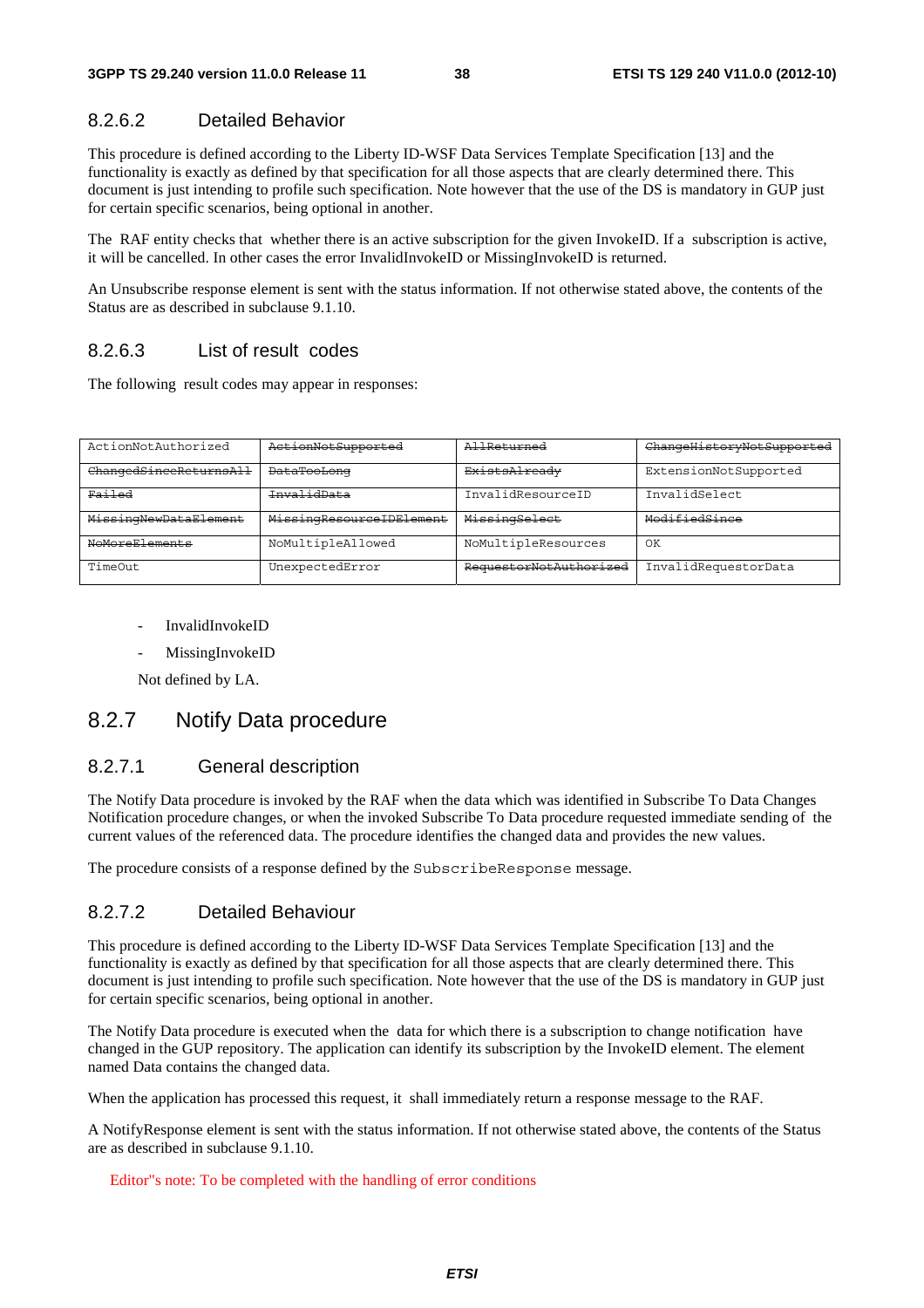#### 8.2.6.2 Detailed Behavior

This procedure is defined according to the Liberty ID-WSF Data Services Template Specification [13] and the functionality is exactly as defined by that specification for all those aspects that are clearly determined there. This document is just intending to profile such specification. Note however that the use of the DS is mandatory in GUP just for certain specific scenarios, being optional in another.

The RAF entity checks that whether there is an active subscription for the given InvokeID. If a subscription is active, it will be cancelled. In other cases the error InvalidInvokeID or MissingInvokeID is returned.

An Unsubscribe response element is sent with the status information. If not otherwise stated above, the contents of the Status are as described in subclause 9.1.10.

#### 8.2.6.3 List of result codes

The following result codes may appear in responses:

| | | | |
|---|---|---|---|
| ActionNotAuthorized | ~~ActionNotSupported~~ | ~~AllReturned~~ | ~~ChangeHistoryNotSupported~~ |
| ~~ChangedSinceReturnsAll~~ | ~~DataTooLong~~ | ~~ExistsAlready~~ | ExtensionNotSupported |
| ~~Failed~~ | ~~InvalidData~~ | InvalidResourceID | InvalidSelect |
| ~~MissingNewDataElement~~ | ~~MissingResourceIDElement~~ | ~~MissingSelect~~ | ~~ModifiedSince~~ |
| ~~NoMoreElements~~ | NoMultipleAllowed | NoMultipleResources | OK |
| TimeOut | UnexpectedError | ~~RequestorNotAuthorized~~ | InvalidRequestorData |

- InvalidInvokeID
- MissingInvokeID

Not defined by LA.

### 8.2.7 Notify Data procedure

#### 8.2.7.1 General description

The Notify Data procedure is invoked by the RAF when the data which was identified in Subscribe To Data Changes Notification procedure changes, or when the invoked Subscribe To Data procedure requested immediate sending of the current values of the referenced data. The procedure identifies the changed data and provides the new values.

The procedure consists of a response defined by the `SubscribeResponse` message.

#### 8.2.7.2 Detailed Behaviour

This procedure is defined according to the Liberty ID-WSF Data Services Template Specification [13] and the functionality is exactly as defined by that specification for all those aspects that are clearly determined there. This document is just intending to profile such specification. Note however that the use of the DS is mandatory in GUP just for certain specific scenarios, being optional in another.

The Notify Data procedure is executed when the data for which there is a subscription to change notification have changed in the GUP repository. The application can identify its subscription by the InvokeID element. The element named Data contains the changed data.

When the application has processed this request, it shall immediately return a response message to the RAF.

A NotifyResponse element is sent with the status information. If not otherwise stated above, the contents of the Status are as described in subclause 9.1.10.

Editor"s note: To be completed with the handling of error conditions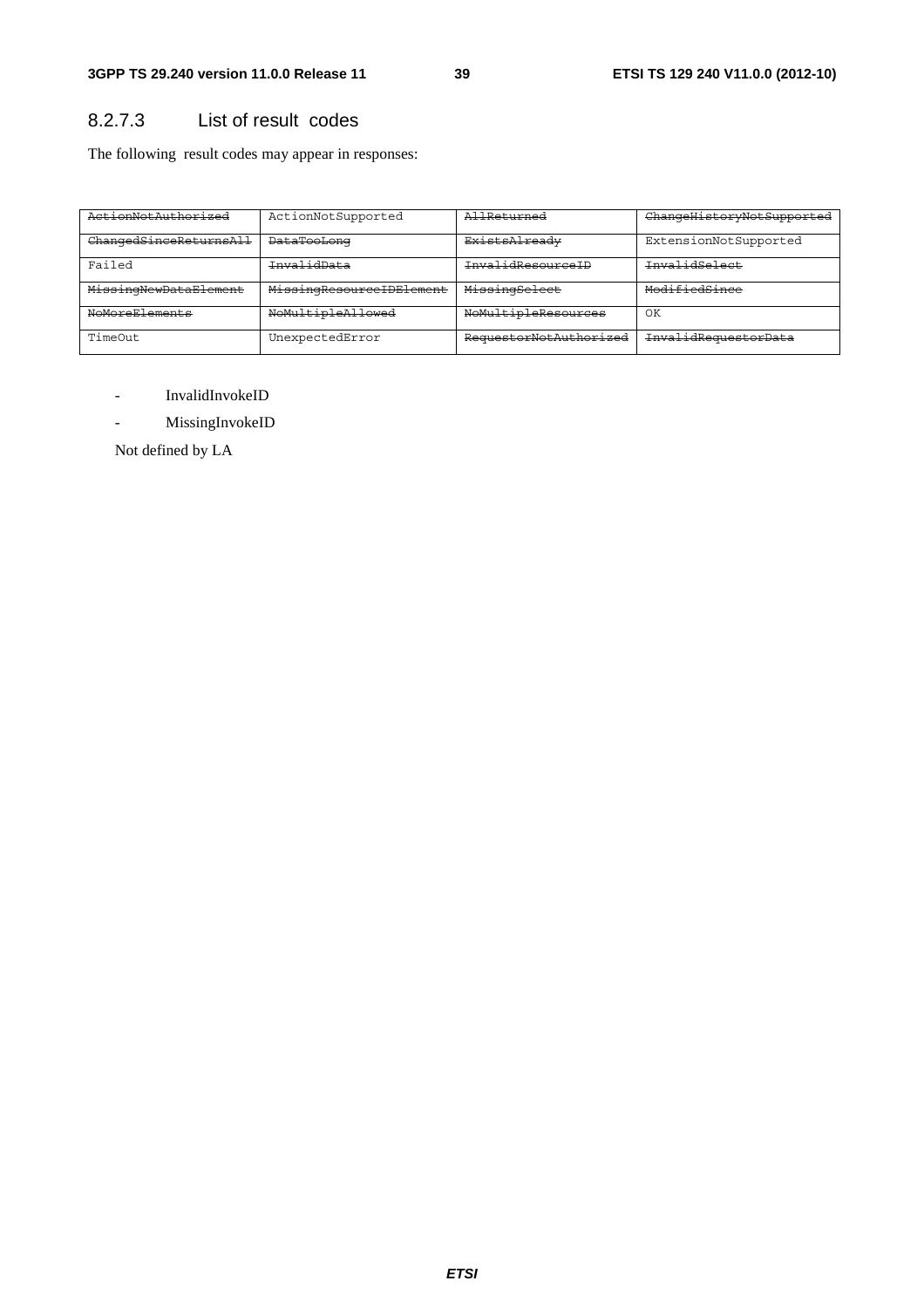### 8.2.7.3 List of result codes

The following result codes may appear in responses:

| | | | |
|---|---|---|---|
| ~~ActionNotAuthorized~~ | ActionNotSupported | ~~AllReturned~~ | ~~ChangeHistoryNotSupported~~ |
| ~~ChangedSinceReturnsAll~~ | ~~DataTooLong~~ | ~~ExistsAlready~~ | ExtensionNotSupported |
| Failed | ~~InvalidData~~ | ~~InvalidResourceID~~ | ~~InvalidSelect~~ |
| ~~MissingNewDataElement~~ | ~~MissingResourceIDElement~~ | ~~MissingSelect~~ | ~~ModifiedSince~~ |
| ~~NoMoreElements~~ | ~~NoMultipleAllowed~~ | ~~NoMultipleResources~~ | OK |
| TimeOut | UnexpectedError | ~~RequestorNotAuthorized~~ | ~~InvalidRequestorData~~ |

- InvalidInvokeID
- MissingInvokeID

Not defined by LA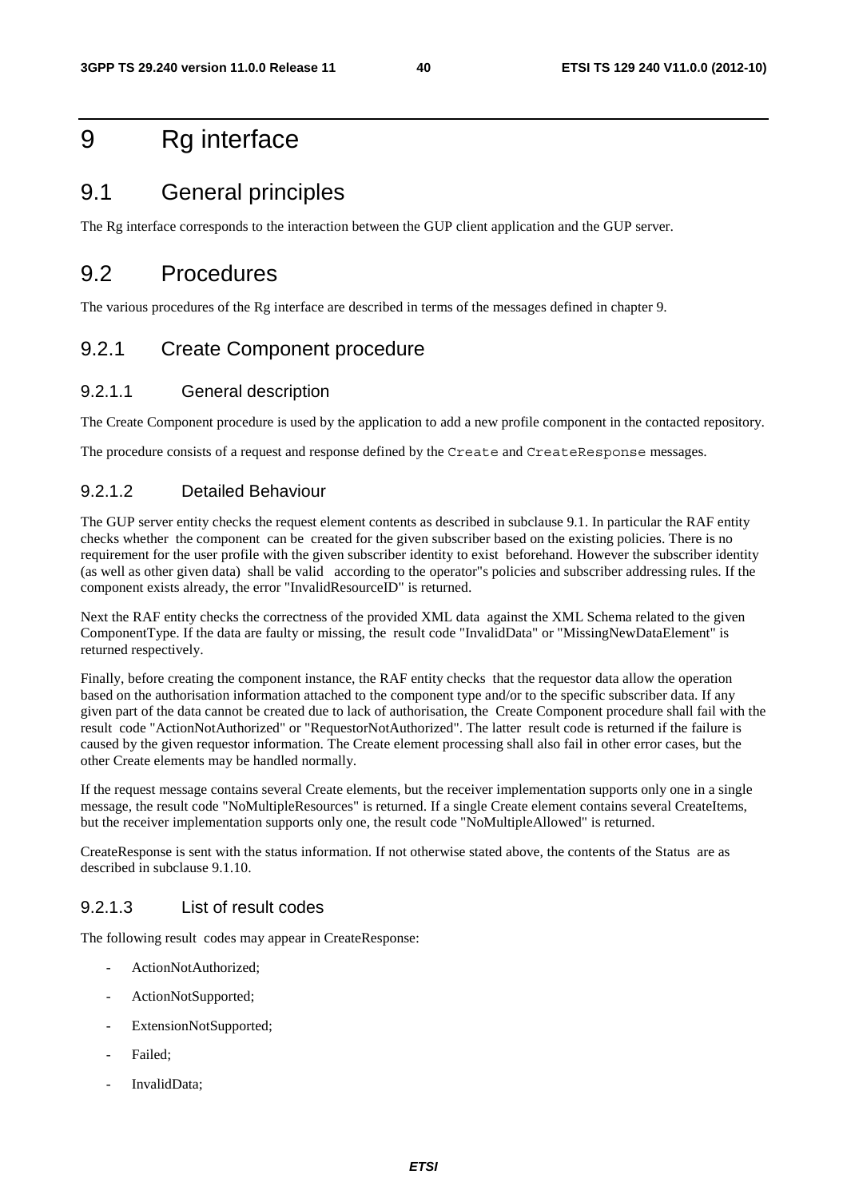# 9 Rg interface

## 9.1 General principles

The Rg interface corresponds to the interaction between the GUP client application and the GUP server.

## 9.2 Procedures

The various procedures of the Rg interface are described in terms of the messages defined in chapter 9.

### 9.2.1 Create Component procedure

#### 9.2.1.1 General description

The Create Component procedure is used by the application to add a new profile component in the contacted repository.

The procedure consists of a request and response defined by the `Create` and `CreateResponse` messages.

#### 9.2.1.2 Detailed Behaviour

The GUP server entity checks the request element contents as described in subclause 9.1. In particular the RAF entity checks whether the component can be created for the given subscriber based on the existing policies. There is no requirement for the user profile with the given subscriber identity to exist beforehand. However the subscriber identity (as well as other given data) shall be valid according to the operator"s policies and subscriber addressing rules. If the component exists already, the error "InvalidResourceID" is returned.

Next the RAF entity checks the correctness of the provided XML data against the XML Schema related to the given ComponentType. If the data are faulty or missing, the result code "InvalidData" or "MissingNewDataElement" is returned respectively.

Finally, before creating the component instance, the RAF entity checks that the requestor data allow the operation based on the authorisation information attached to the component type and/or to the specific subscriber data. If any given part of the data cannot be created due to lack of authorisation, the Create Component procedure shall fail with the result code "ActionNotAuthorized" or "RequestorNotAuthorized". The latter result code is returned if the failure is caused by the given requestor information. The Create element processing shall also fail in other error cases, but the other Create elements may be handled normally.

If the request message contains several Create elements, but the receiver implementation supports only one in a single message, the result code "NoMultipleResources" is returned. If a single Create element contains several CreateItems, but the receiver implementation supports only one, the result code "NoMultipleAllowed" is returned.

CreateResponse is sent with the status information. If not otherwise stated above, the contents of the Status are as described in subclause 9.1.10.

#### 9.2.1.3 List of result codes

The following result codes may appear in CreateResponse:

- ActionNotAuthorized;
- ActionNotSupported;
- ExtensionNotSupported;
- Failed;
- InvalidData;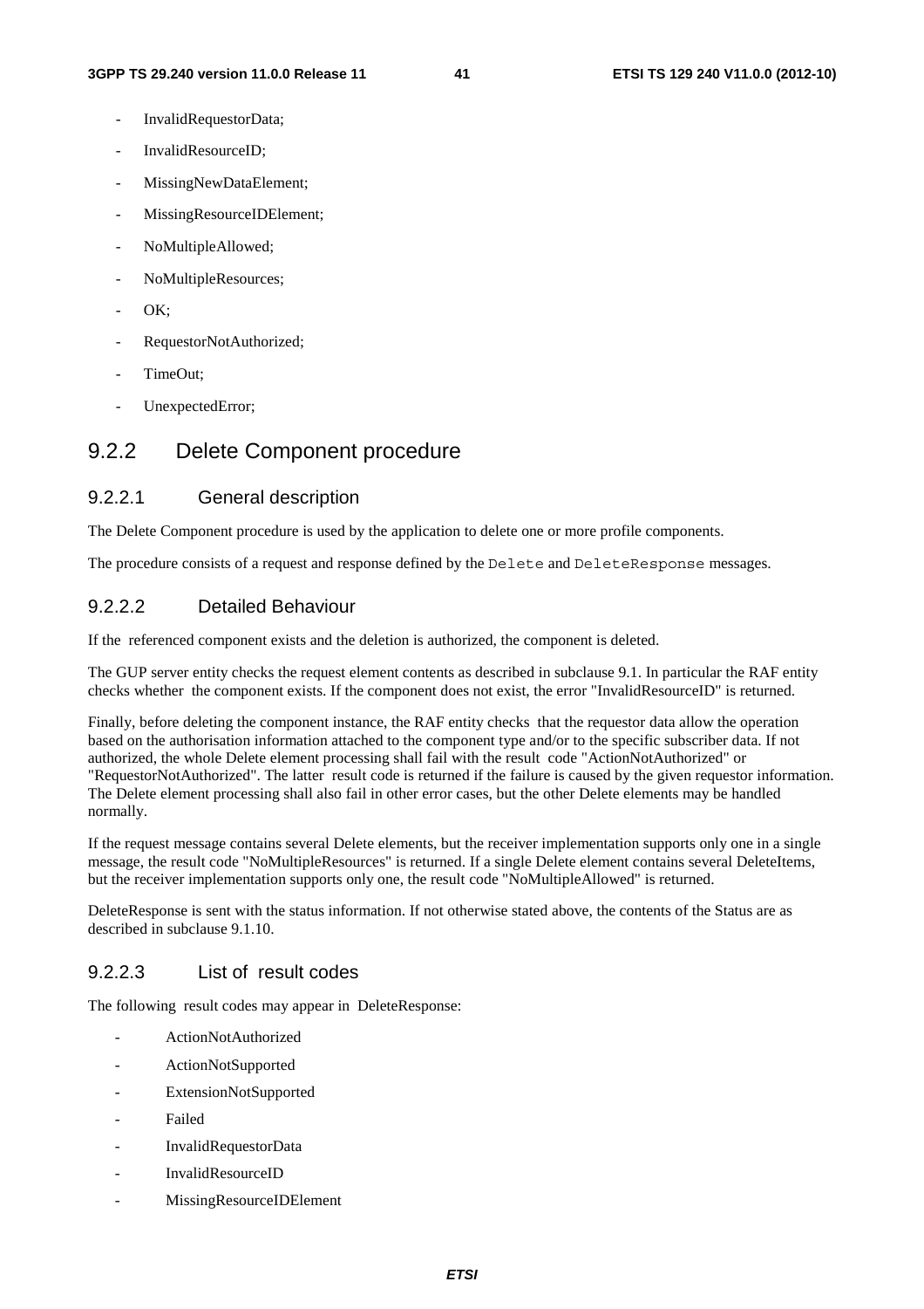- InvalidRequestorData;
- InvalidResourceID;
- MissingNewDataElement;
- MissingResourceIDElement;
- NoMultipleAllowed;
- NoMultipleResources;
- OK;
- RequestorNotAuthorized;
- TimeOut;
- UnexpectedError;

## 9.2.2 Delete Component procedure

### 9.2.2.1 General description

The Delete Component procedure is used by the application to delete one or more profile components.

The procedure consists of a request and response defined by the `Delete` and `DeleteResponse` messages.

### 9.2.2.2 Detailed Behaviour

If the referenced component exists and the deletion is authorized, the component is deleted.

The GUP server entity checks the request element contents as described in subclause 9.1. In particular the RAF entity checks whether the component exists. If the component does not exist, the error "InvalidResourceID" is returned.

Finally, before deleting the component instance, the RAF entity checks that the requestor data allow the operation based on the authorisation information attached to the component type and/or to the specific subscriber data. If not authorized, the whole Delete element processing shall fail with the result code "ActionNotAuthorized" or "RequestorNotAuthorized". The latter result code is returned if the failure is caused by the given requestor information. The Delete element processing shall also fail in other error cases, but the other Delete elements may be handled normally.

If the request message contains several Delete elements, but the receiver implementation supports only one in a single message, the result code "NoMultipleResources" is returned. If a single Delete element contains several DeleteItems, but the receiver implementation supports only one, the result code "NoMultipleAllowed" is returned.

DeleteResponse is sent with the status information. If not otherwise stated above, the contents of the Status are as described in subclause 9.1.10.

### 9.2.2.3 List of result codes

The following result codes may appear in DeleteResponse:

- ActionNotAuthorized
- ActionNotSupported
- ExtensionNotSupported
- Failed
- InvalidRequestorData
- InvalidResourceID
- MissingResourceIDElement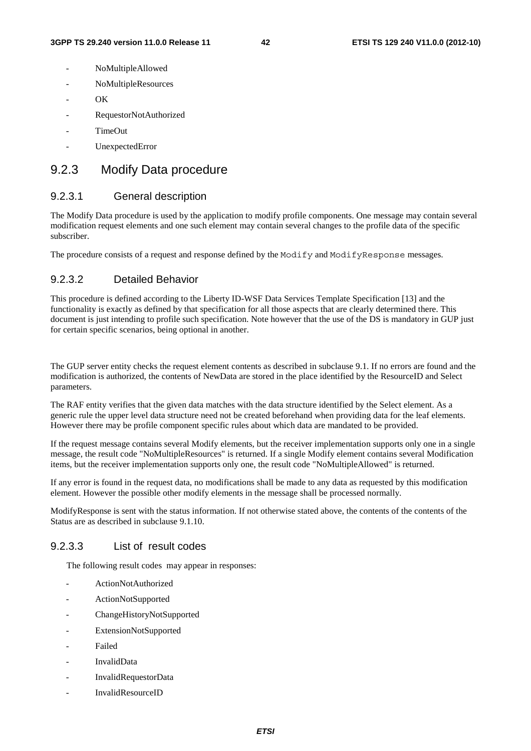- NoMultipleAllowed
- NoMultipleResources
- OK
- RequestorNotAuthorized
- TimeOut
- UnexpectedError

## 9.2.3 Modify Data procedure

### 9.2.3.1 General description

The Modify Data procedure is used by the application to modify profile components. One message may contain several modification request elements and one such element may contain several changes to the profile data of the specific subscriber.

The procedure consists of a request and response defined by the `Modify` and `ModifyResponse` messages.

### 9.2.3.2 Detailed Behavior

This procedure is defined according to the Liberty ID-WSF Data Services Template Specification [13] and the functionality is exactly as defined by that specification for all those aspects that are clearly determined there. This document is just intending to profile such specification. Note however that the use of the DS is mandatory in GUP just for certain specific scenarios, being optional in another.

The GUP server entity checks the request element contents as described in subclause 9.1. If no errors are found and the modification is authorized, the contents of NewData are stored in the place identified by the ResourceID and Select parameters.

The RAF entity verifies that the given data matches with the data structure identified by the Select element. As a generic rule the upper level data structure need not be created beforehand when providing data for the leaf elements. However there may be profile component specific rules about which data are mandated to be provided.

If the request message contains several Modify elements, but the receiver implementation supports only one in a single message, the result code "NoMultipleResources" is returned. If a single Modify element contains several Modification items, but the receiver implementation supports only one, the result code "NoMultipleAllowed" is returned.

If any error is found in the request data, no modifications shall be made to any data as requested by this modification element. However the possible other modify elements in the message shall be processed normally.

ModifyResponse is sent with the status information. If not otherwise stated above, the contents of the contents of the Status are as described in subclause 9.1.10.

### 9.2.3.3 List of result codes

The following result codes may appear in responses:

- ActionNotAuthorized
- ActionNotSupported
- ChangeHistoryNotSupported
- ExtensionNotSupported
- Failed
- InvalidData
- InvalidRequestorData
- InvalidResourceID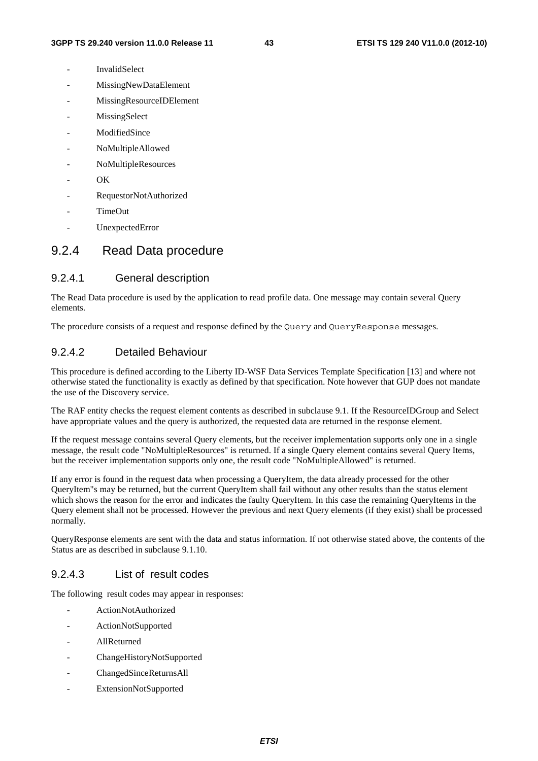- InvalidSelect
- MissingNewDataElement
- MissingResourceIDElement
- MissingSelect
- ModifiedSince
- NoMultipleAllowed
- NoMultipleResources
- OK
- RequestorNotAuthorized
- TimeOut
- UnexpectedError

### 9.2.4 Read Data procedure

#### 9.2.4.1 General description

The Read Data procedure is used by the application to read profile data. One message may contain several Query elements.

The procedure consists of a request and response defined by the `Query` and `QueryResponse` messages.

#### 9.2.4.2 Detailed Behaviour

This procedure is defined according to the Liberty ID-WSF Data Services Template Specification [13] and where not otherwise stated the functionality is exactly as defined by that specification. Note however that GUP does not mandate the use of the Discovery service.

The RAF entity checks the request element contents as described in subclause 9.1. If the ResourceIDGroup and Select have appropriate values and the query is authorized, the requested data are returned in the response element.

If the request message contains several Query elements, but the receiver implementation supports only one in a single message, the result code "NoMultipleResources" is returned. If a single Query element contains several Query Items, but the receiver implementation supports only one, the result code "NoMultipleAllowed" is returned.

If any error is found in the request data when processing a QueryItem, the data already processed for the other QueryItem"s may be returned, but the current QueryItem shall fail without any other results than the status element which shows the reason for the error and indicates the faulty QueryItem. In this case the remaining QueryItems in the Query element shall not be processed. However the previous and next Query elements (if they exist) shall be processed normally.

QueryResponse elements are sent with the data and status information. If not otherwise stated above, the contents of the Status are as described in subclause 9.1.10.

#### 9.2.4.3 List of result codes

The following result codes may appear in responses:

- ActionNotAuthorized
- ActionNotSupported
- AllReturned
- ChangeHistoryNotSupported
- ChangedSinceReturnsAll
- ExtensionNotSupported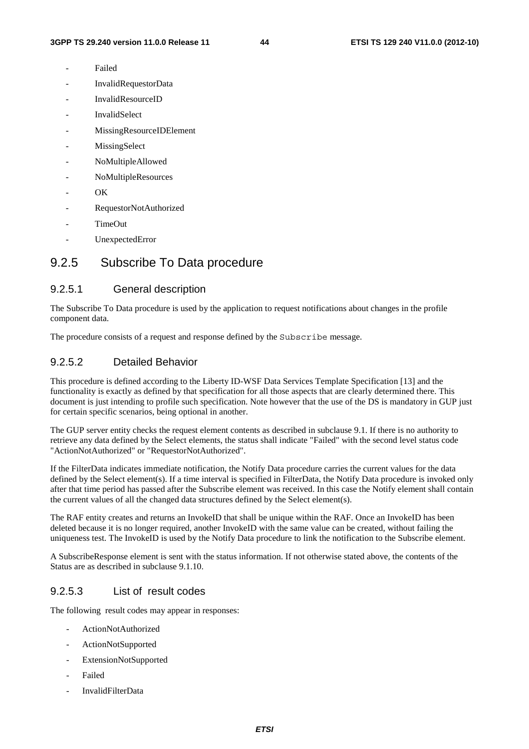- Failed
- InvalidRequestorData
- InvalidResourceID
- InvalidSelect
- MissingResourceIDElement
- MissingSelect
- NoMultipleAllowed
- NoMultipleResources
- OK
- RequestorNotAuthorized
- TimeOut
- UnexpectedError

## 9.2.5 Subscribe To Data procedure

### 9.2.5.1 General description

The Subscribe To Data procedure is used by the application to request notifications about changes in the profile component data.

The procedure consists of a request and response defined by the `Subscribe` message.

### 9.2.5.2 Detailed Behavior

This procedure is defined according to the Liberty ID-WSF Data Services Template Specification [13] and the functionality is exactly as defined by that specification for all those aspects that are clearly determined there. This document is just intending to profile such specification. Note however that the use of the DS is mandatory in GUP just for certain specific scenarios, being optional in another.

The GUP server entity checks the request element contents as described in subclause 9.1. If there is no authority to retrieve any data defined by the Select elements, the status shall indicate "Failed" with the second level status code "ActionNotAuthorized" or "RequestorNotAuthorized".

If the FilterData indicates immediate notification, the Notify Data procedure carries the current values for the data defined by the Select element(s). If a time interval is specified in FilterData, the Notify Data procedure is invoked only after that time period has passed after the Subscribe element was received. In this case the Notify element shall contain the current values of all the changed data structures defined by the Select element(s).

The RAF entity creates and returns an InvokeID that shall be unique within the RAF. Once an InvokeID has been deleted because it is no longer required, another InvokeID with the same value can be created, without failing the uniqueness test. The InvokeID is used by the Notify Data procedure to link the notification to the Subscribe element.

A SubscribeResponse element is sent with the status information. If not otherwise stated above, the contents of the Status are as described in subclause 9.1.10.

### 9.2.5.3 List of result codes

The following result codes may appear in responses:

- ActionNotAuthorized
- ActionNotSupported
- ExtensionNotSupported
- Failed
- InvalidFilterData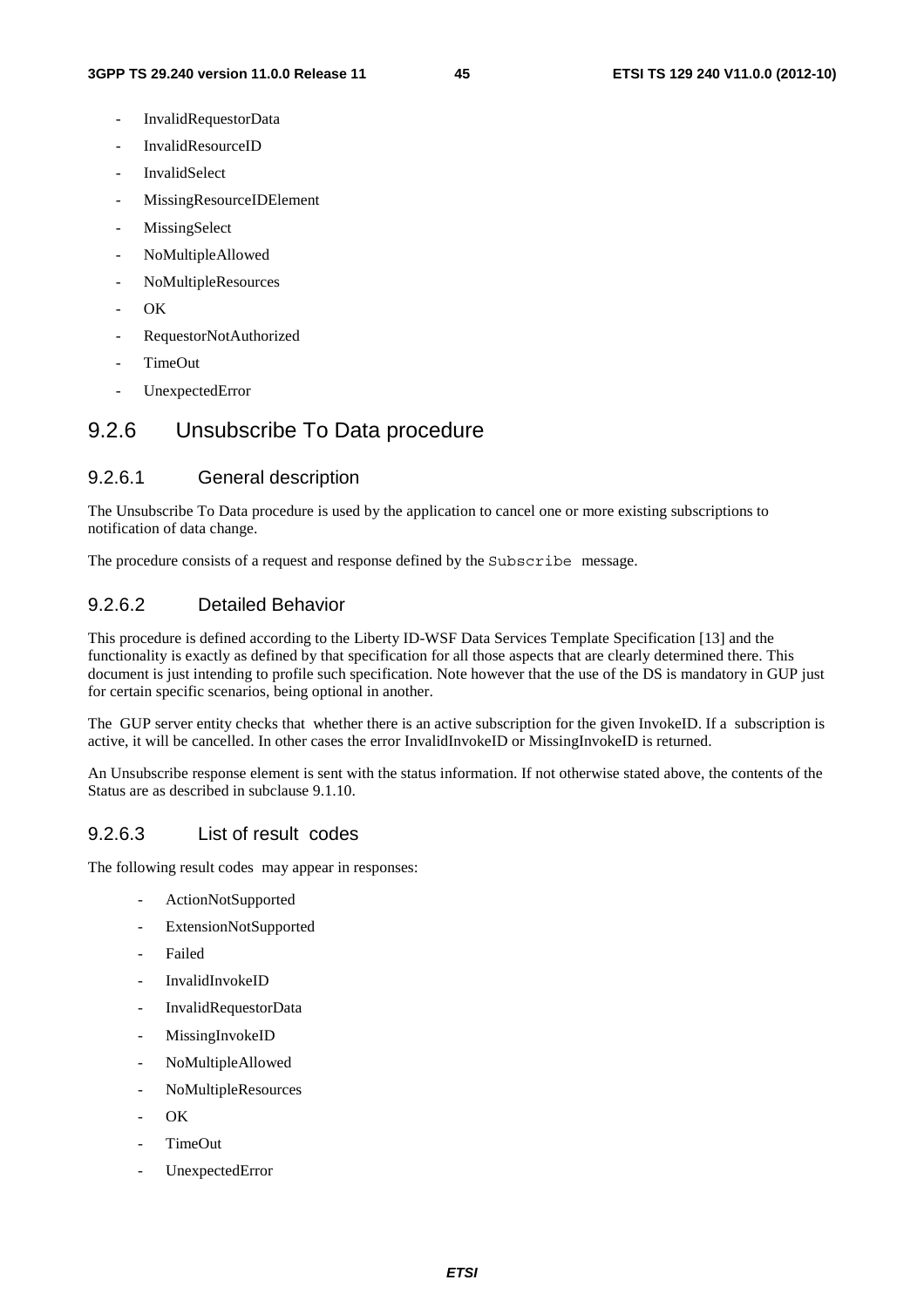- InvalidRequestorData
- InvalidResourceID
- InvalidSelect
- MissingResourceIDElement
- MissingSelect
- NoMultipleAllowed
- NoMultipleResources
- OK
- RequestorNotAuthorized
- TimeOut
- UnexpectedError

## 9.2.6 Unsubscribe To Data procedure

### 9.2.6.1 General description

The Unsubscribe To Data procedure is used by the application to cancel one or more existing subscriptions to notification of data change.

The procedure consists of a request and response defined by the `Subscribe` message.

### 9.2.6.2 Detailed Behavior

This procedure is defined according to the Liberty ID-WSF Data Services Template Specification [13] and the functionality is exactly as defined by that specification for all those aspects that are clearly determined there. This document is just intending to profile such specification. Note however that the use of the DS is mandatory in GUP just for certain specific scenarios, being optional in another.

The GUP server entity checks that whether there is an active subscription for the given InvokeID. If a subscription is active, it will be cancelled. In other cases the error InvalidInvokeID or MissingInvokeID is returned.

An Unsubscribe response element is sent with the status information. If not otherwise stated above, the contents of the Status are as described in subclause 9.1.10.

### 9.2.6.3 List of result codes

The following result codes may appear in responses:

- ActionNotSupported
- ExtensionNotSupported
- Failed
- InvalidInvokeID
- InvalidRequestorData
- MissingInvokeID
- NoMultipleAllowed
- NoMultipleResources
- OK
- TimeOut
- UnexpectedError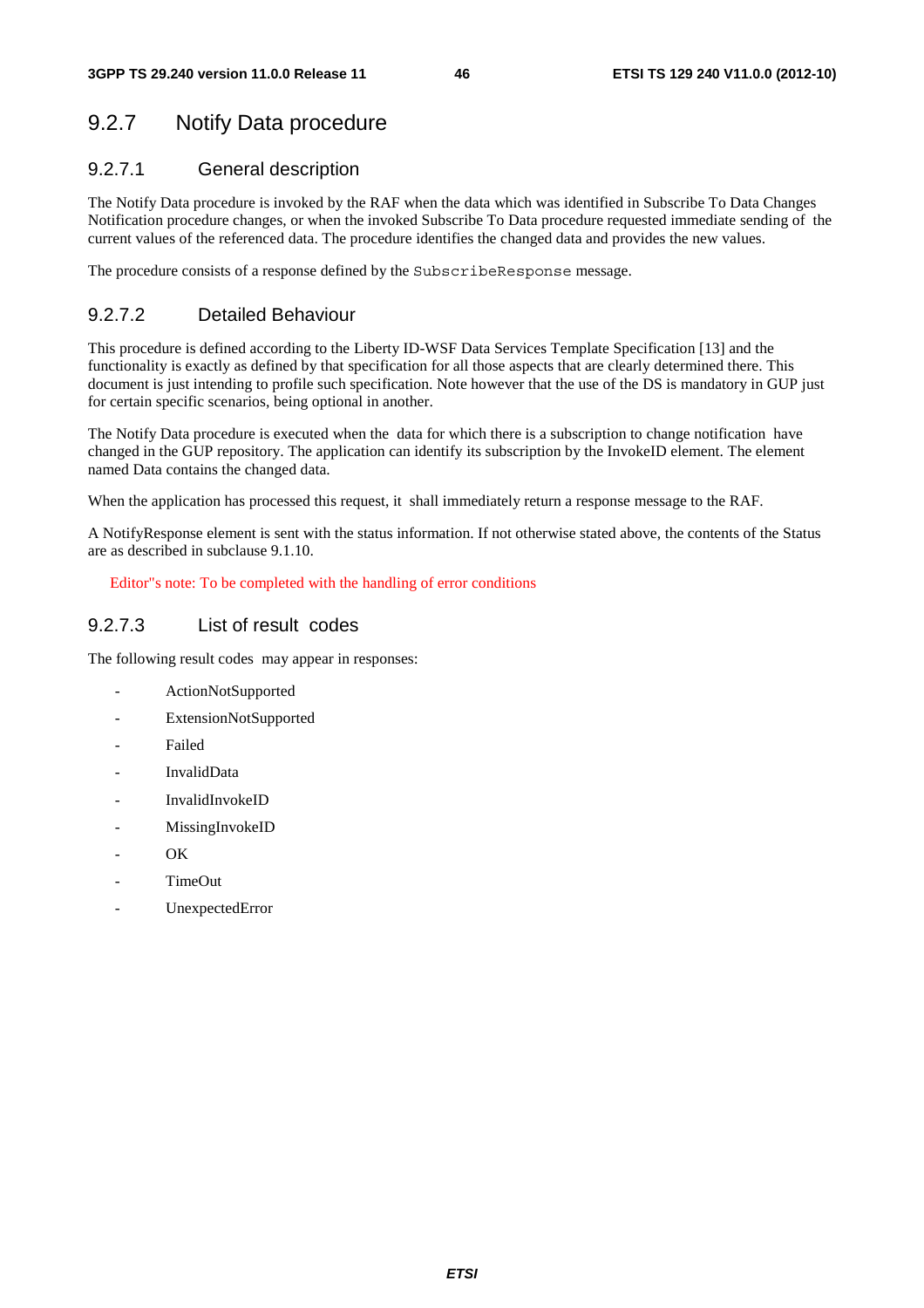## 9.2.7 Notify Data procedure

### 9.2.7.1 General description

The Notify Data procedure is invoked by the RAF when the data which was identified in Subscribe To Data Changes Notification procedure changes, or when the invoked Subscribe To Data procedure requested immediate sending of the current values of the referenced data. The procedure identifies the changed data and provides the new values.

The procedure consists of a response defined by the `SubscribeResponse` message.

### 9.2.7.2 Detailed Behaviour

This procedure is defined according to the Liberty ID-WSF Data Services Template Specification [13] and the functionality is exactly as defined by that specification for all those aspects that are clearly determined there. This document is just intending to profile such specification. Note however that the use of the DS is mandatory in GUP just for certain specific scenarios, being optional in another.

The Notify Data procedure is executed when the data for which there is a subscription to change notification have changed in the GUP repository. The application can identify its subscription by the InvokeID element. The element named Data contains the changed data.

When the application has processed this request, it shall immediately return a response message to the RAF.

A NotifyResponse element is sent with the status information. If not otherwise stated above, the contents of the Status are as described in subclause 9.1.10.

Editor"s note: To be completed with the handling of error conditions

### 9.2.7.3 List of result codes

The following result codes may appear in responses:

- ActionNotSupported
- ExtensionNotSupported
- Failed
- InvalidData
- InvalidInvokeID
- MissingInvokeID
- OK
- TimeOut
- UnexpectedError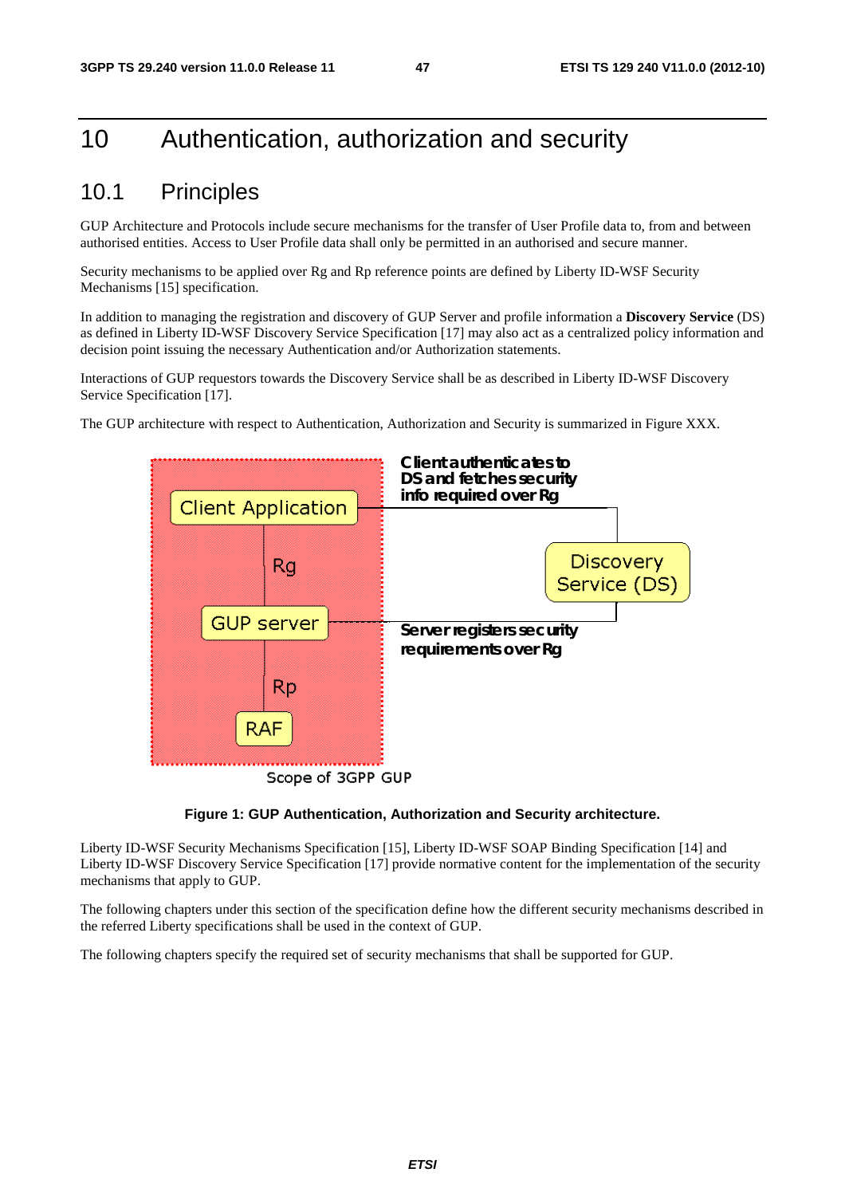# 10 Authentication, authorization and security

## 10.1 Principles

GUP Architecture and Protocols include secure mechanisms for the transfer of User Profile data to, from and between authorised entities. Access to User Profile data shall only be permitted in an authorised and secure manner.

Security mechanisms to be applied over Rg and Rp reference points are defined by Liberty ID-WSF Security Mechanisms [15] specification.

In addition to managing the registration and discovery of GUP Server and profile information a **Discovery Service** (DS) as defined in Liberty ID-WSF Discovery Service Specification [17] may also act as a centralized policy information and decision point issuing the necessary Authentication and/or Authorization statements.

Interactions of GUP requestors towards the Discovery Service shall be as described in Liberty ID-WSF Discovery Service Specification [17].

The GUP architecture with respect to Authentication, Authorization and Security is summarized in Figure XXX.

**Figure 1: GUP Authentication, Authorization and Security architecture.**

Liberty ID-WSF Security Mechanisms Specification [15], Liberty ID-WSF SOAP Binding Specification [14] and Liberty ID-WSF Discovery Service Specification [17] provide normative content for the implementation of the security mechanisms that apply to GUP.

The following chapters under this section of the specification define how the different security mechanisms described in the referred Liberty specifications shall be used in the context of GUP.

The following chapters specify the required set of security mechanisms that shall be supported for GUP.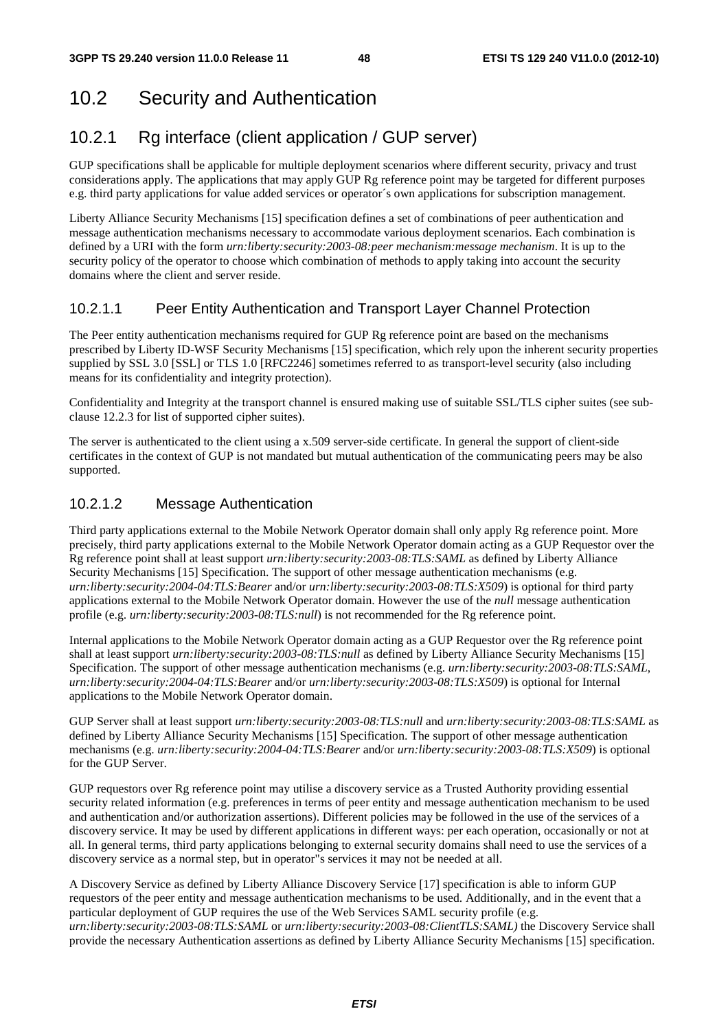## 10.2 Security and Authentication

### 10.2.1 Rg interface (client application / GUP server)

GUP specifications shall be applicable for multiple deployment scenarios where different security, privacy and trust considerations apply. The applications that may apply GUP Rg reference point may be targeted for different purposes e.g. third party applications for value added services or operator´s own applications for subscription management.

Liberty Alliance Security Mechanisms [15] specification defines a set of combinations of peer authentication and message authentication mechanisms necessary to accommodate various deployment scenarios. Each combination is defined by a URI with the form *urn:liberty:security:2003-08:peer mechanism:message mechanism*. It is up to the security policy of the operator to choose which combination of methods to apply taking into account the security domains where the client and server reside.

#### 10.2.1.1 Peer Entity Authentication and Transport Layer Channel Protection

The Peer entity authentication mechanisms required for GUP Rg reference point are based on the mechanisms prescribed by Liberty ID-WSF Security Mechanisms [15] specification, which rely upon the inherent security properties supplied by SSL 3.0 [SSL] or TLS 1.0 [RFC2246] sometimes referred to as transport-level security (also including means for its confidentiality and integrity protection).

Confidentiality and Integrity at the transport channel is ensured making use of suitable SSL/TLS cipher suites (see sub-clause 12.2.3 for list of supported cipher suites).

The server is authenticated to the client using a x.509 server-side certificate. In general the support of client-side certificates in the context of GUP is not mandated but mutual authentication of the communicating peers may be also supported.

#### 10.2.1.2 Message Authentication

Third party applications external to the Mobile Network Operator domain shall only apply Rg reference point. More precisely, third party applications external to the Mobile Network Operator domain acting as a GUP Requestor over the Rg reference point shall at least support *urn:liberty:security:2003-08:TLS:SAML* as defined by Liberty Alliance Security Mechanisms [15] Specification. The support of other message authentication mechanisms (e.g. *urn:liberty:security:2004-04:TLS:Bearer* and/or *urn:liberty:security:2003-08:TLS:X509*) is optional for third party applications external to the Mobile Network Operator domain. However the use of the *null* message authentication profile (e.g. *urn:liberty:security:2003-08:TLS:null*) is not recommended for the Rg reference point.

Internal applications to the Mobile Network Operator domain acting as a GUP Requestor over the Rg reference point shall at least support *urn:liberty:security:2003-08:TLS:null* as defined by Liberty Alliance Security Mechanisms [15] Specification. The support of other message authentication mechanisms (e.g. *urn:liberty:security:2003-08:TLS:SAML*, *urn:liberty:security:2004-04:TLS:Bearer* and/or *urn:liberty:security:2003-08:TLS:X509*) is optional for Internal applications to the Mobile Network Operator domain.

GUP Server shall at least support *urn:liberty:security:2003-08:TLS:null* and *urn:liberty:security:2003-08:TLS:SAML* as defined by Liberty Alliance Security Mechanisms [15] Specification. The support of other message authentication mechanisms (e.g. *urn:liberty:security:2004-04:TLS:Bearer* and/or *urn:liberty:security:2003-08:TLS:X509*) is optional for the GUP Server.

GUP requestors over Rg reference point may utilise a discovery service as a Trusted Authority providing essential security related information (e.g. preferences in terms of peer entity and message authentication mechanism to be used and authentication and/or authorization assertions). Different policies may be followed in the use of the services of a discovery service. It may be used by different applications in different ways: per each operation, occasionally or not at all. In general terms, third party applications belonging to external security domains shall need to use the services of a discovery service as a normal step, but in operator"s services it may not be needed at all.

A Discovery Service as defined by Liberty Alliance Discovery Service [17] specification is able to inform GUP requestors of the peer entity and message authentication mechanisms to be used. Additionally, and in the event that a particular deployment of GUP requires the use of the Web Services SAML security profile (e.g. *urn:liberty:security:2003-08:TLS:SAML* or *urn:liberty:security:2003-08:ClientTLS:SAML)* the Discovery Service shall provide the necessary Authentication assertions as defined by Liberty Alliance Security Mechanisms [15] specification.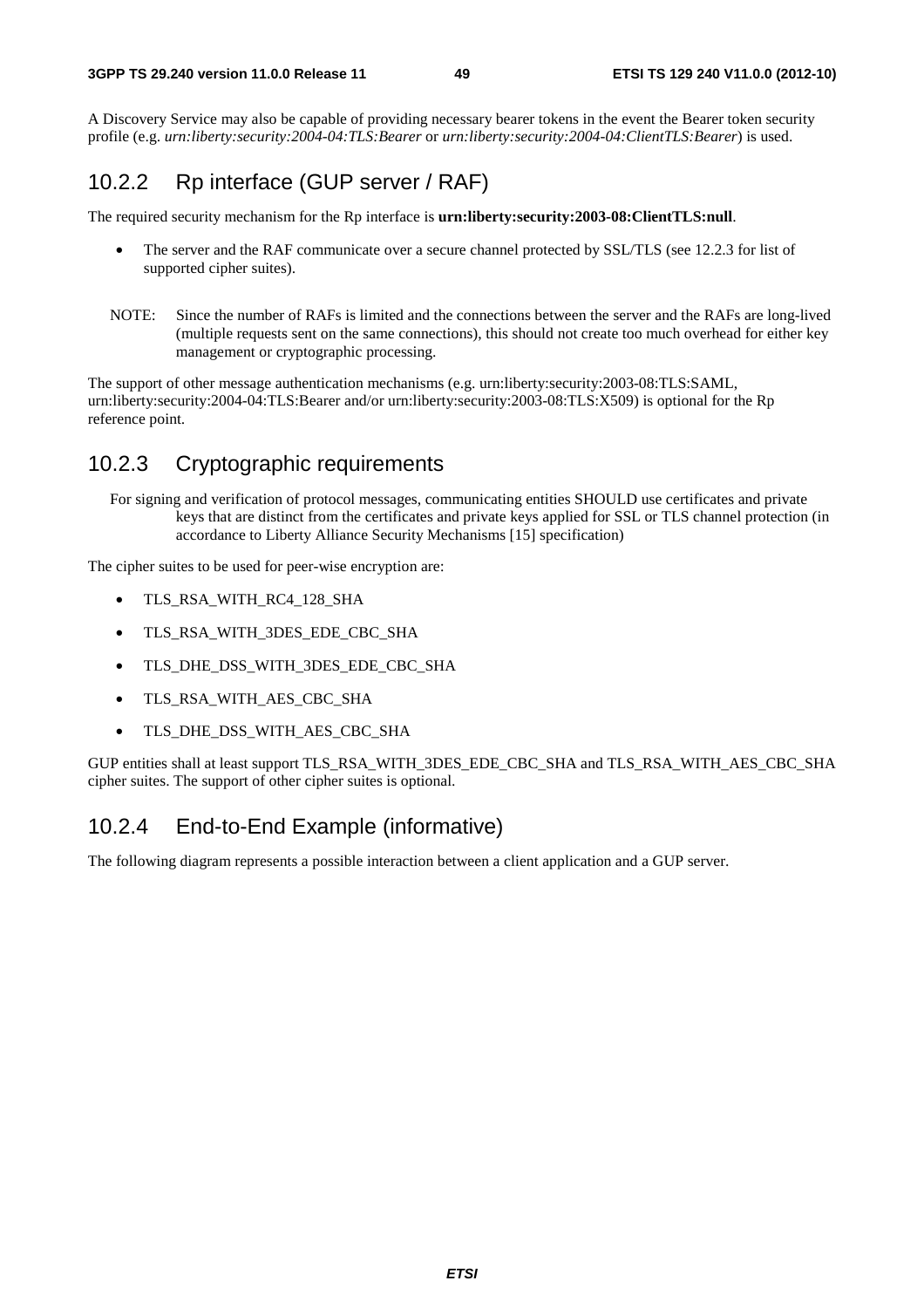A Discovery Service may also be capable of providing necessary bearer tokens in the event the Bearer token security profile (e.g. *urn:liberty:security:2004-04:TLS:Bearer* or *urn:liberty:security:2004-04:ClientTLS:Bearer*) is used.

### 10.2.2 Rp interface (GUP server / RAF)

The required security mechanism for the Rp interface is **urn:liberty:security:2003-08:ClientTLS:null**.

- The server and the RAF communicate over a secure channel protected by SSL/TLS (see 12.2.3 for list of supported cipher suites).

NOTE: Since the number of RAFs is limited and the connections between the server and the RAFs are long-lived (multiple requests sent on the same connections), this should not create too much overhead for either key management or cryptographic processing.

The support of other message authentication mechanisms (e.g. urn:liberty:security:2003-08:TLS:SAML, urn:liberty:security:2004-04:TLS:Bearer and/or urn:liberty:security:2003-08:TLS:X509) is optional for the Rp reference point.

### 10.2.3 Cryptographic requirements

For signing and verification of protocol messages, communicating entities SHOULD use certificates and private keys that are distinct from the certificates and private keys applied for SSL or TLS channel protection (in accordance to Liberty Alliance Security Mechanisms [15] specification)

The cipher suites to be used for peer-wise encryption are:

- TLS_RSA_WITH_RC4_128_SHA
- TLS_RSA_WITH_3DES_EDE_CBC_SHA
- TLS_DHE_DSS_WITH_3DES_EDE_CBC_SHA
- TLS_RSA_WITH_AES_CBC_SHA
- TLS_DHE_DSS_WITH_AES_CBC_SHA

GUP entities shall at least support TLS_RSA_WITH_3DES_EDE_CBC_SHA and TLS_RSA_WITH_AES_CBC_SHA cipher suites. The support of other cipher suites is optional.

### 10.2.4 End-to-End Example (informative)

The following diagram represents a possible interaction between a client application and a GUP server.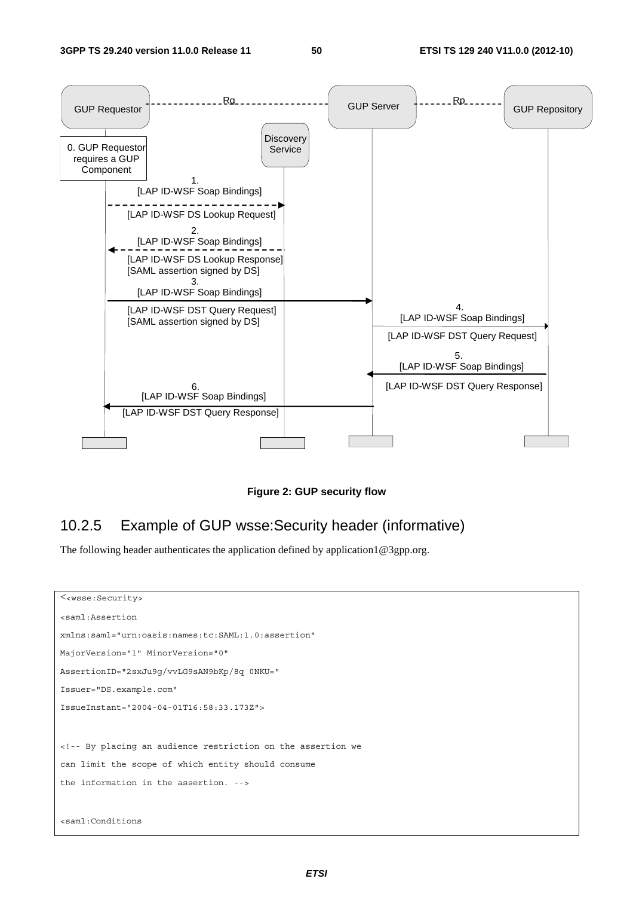| GUP Requestor | Discovery Service | GUP Server | GUP Repository |
|---|---|---|---|
| 0. GUP Requestor requires a GUP Component | | | |
| 1. [LAP ID-WSF Soap Bindings] [LAP ID-WSF DS Lookup Request] → | | | |
| | ← 2. [LAP ID-WSF Soap Bindings] [LAP ID-WSF DS Lookup Response] [SAML assertion signed by DS] | | |
| 3. [LAP ID-WSF Soap Bindings] [LAP ID-WSF DST Query Request] [SAML assertion signed by DS] → | | | |
| | | 4. [LAP ID-WSF Soap Bindings] [LAP ID-WSF DST Query Request] → | |
| | | | ← 5. [LAP ID-WSF Soap Bindings] [LAP ID-WSF DST Query Response] |
| | | ← 6. [LAP ID-WSF Soap Bindings] [LAP ID-WSF DST Query Response] | |

Reference points: Rg between GUP Requestor and GUP Server; Rp between GUP Server and GUP Repository.

**Figure 2: GUP security flow**

### 10.2.5 Example of GUP wsse:Security header (informative)

The following header authenticates the application defined by application1@3gpp.org.

```
<<wsse:Security>
<saml:Assertion
xmlns:saml="urn:oasis:names:tc:SAML:1.0:assertion"
MajorVersion="1" MinorVersion="0"
AssertionID="2sxJu9g/vvLG9sAN9bKp/8q 0NKU="
Issuer="DS.example.com"
IssueInstant="2004-04-01T16:58:33.173Z">

<!-- By placing an audience restriction on the assertion we
can limit the scope of which entity should consume
the information in the assertion. -->

<saml:Conditions
```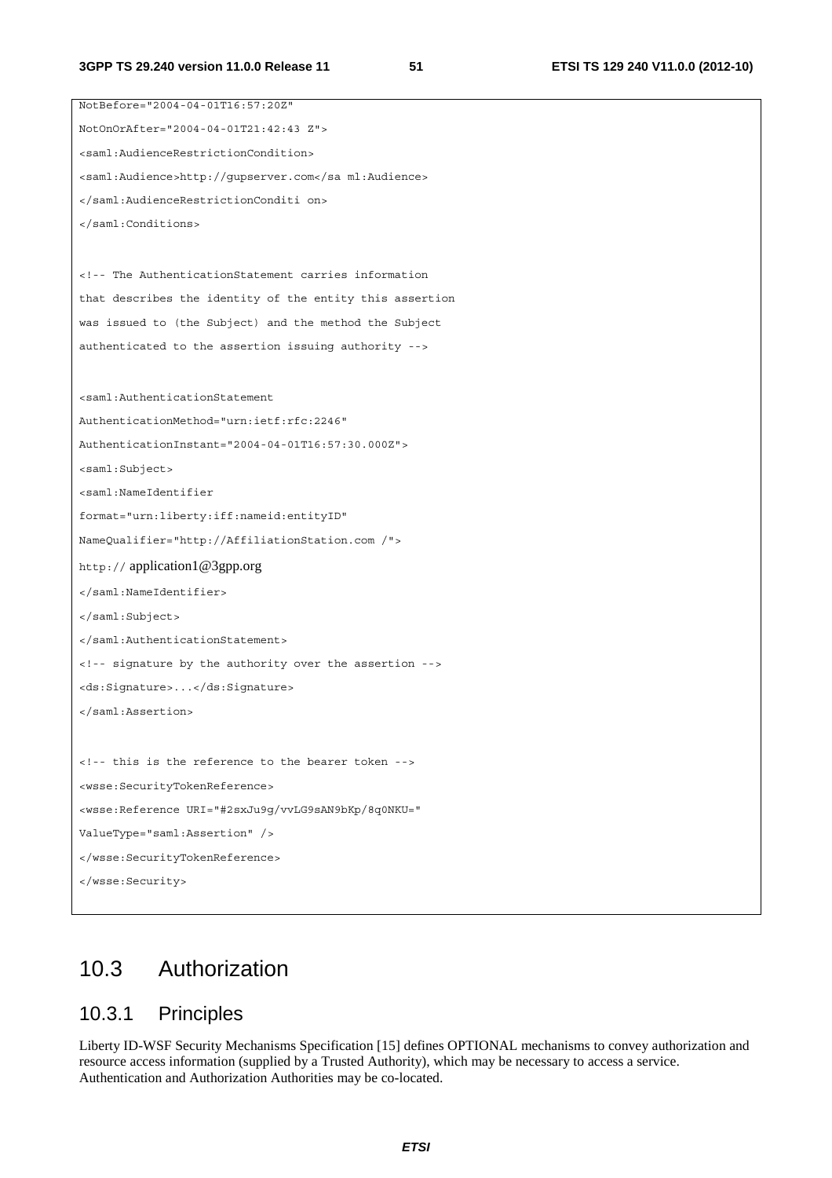```
NotBefore="2004-04-01T16:57:20Z"
NotOnOrAfter="2004-04-01T21:42:43 Z">
<saml:AudienceRestrictionCondition>
<saml:Audience>http://gupserver.com</sa ml:Audience>
</saml:AudienceRestrictionConditi on>
</saml:Conditions>

<!-- The AuthenticationStatement carries information
that describes the identity of the entity this assertion
was issued to (the Subject) and the method the Subject
authenticated to the assertion issuing authority -->

<saml:AuthenticationStatement
AuthenticationMethod="urn:ietf:rfc:2246"
AuthenticationInstant="2004-04-01T16:57:30.000Z">
<saml:Subject>
<saml:NameIdentifier
format="urn:liberty:iff:nameid:entityID"
NameQualifier="http://AffiliationStation.com /">
http:// application1@3gpp.org
</saml:NameIdentifier>
</saml:Subject>
</saml:AuthenticationStatement>
<!-- signature by the authority over the assertion -->
<ds:Signature>...</ds:Signature>
</saml:Assertion>

<!-- this is the reference to the bearer token -->
<wsse:SecurityTokenReference>
<wsse:Reference URI="#2sxJu9g/vvLG9sAN9bKp/8q0NKU="
ValueType="saml:Assertion" />
</wsse:SecurityTokenReference>
</wsse:Security>
```

## 10.3 Authorization

### 10.3.1 Principles

Liberty ID-WSF Security Mechanisms Specification [15] defines OPTIONAL mechanisms to convey authorization and resource access information (supplied by a Trusted Authority), which may be necessary to access a service. Authentication and Authorization Authorities may be co-located.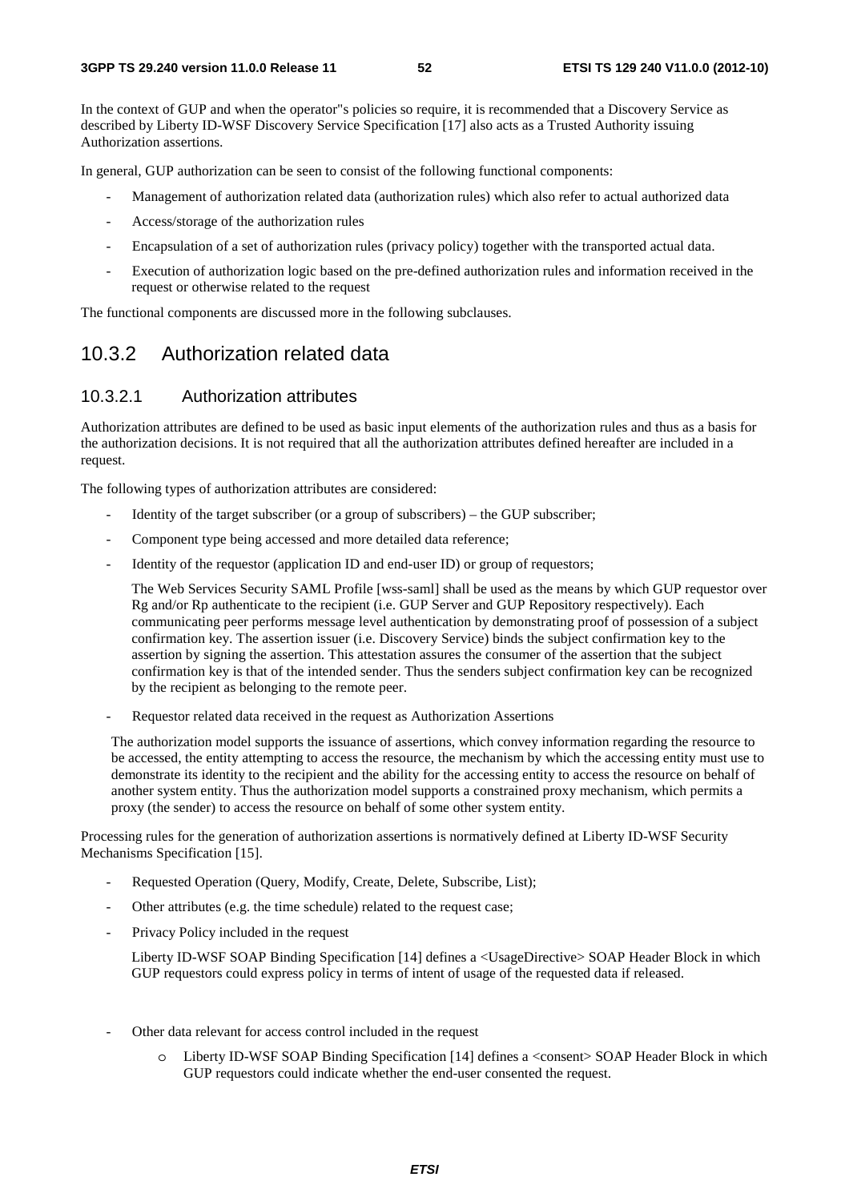In the context of GUP and when the operator"s policies so require, it is recommended that a Discovery Service as described by Liberty ID-WSF Discovery Service Specification [17] also acts as a Trusted Authority issuing Authorization assertions.

In general, GUP authorization can be seen to consist of the following functional components:

- Management of authorization related data (authorization rules) which also refer to actual authorized data
- Access/storage of the authorization rules
- Encapsulation of a set of authorization rules (privacy policy) together with the transported actual data.
- Execution of authorization logic based on the pre-defined authorization rules and information received in the request or otherwise related to the request

The functional components are discussed more in the following subclauses.

## 10.3.2 Authorization related data

### 10.3.2.1 Authorization attributes

Authorization attributes are defined to be used as basic input elements of the authorization rules and thus as a basis for the authorization decisions. It is not required that all the authorization attributes defined hereafter are included in a request.

The following types of authorization attributes are considered:

- Identity of the target subscriber (or a group of subscribers) – the GUP subscriber;
- Component type being accessed and more detailed data reference;
- Identity of the requestor (application ID and end-user ID) or group of requestors;

  The Web Services Security SAML Profile [wss-saml] shall be used as the means by which GUP requestor over Rg and/or Rp authenticate to the recipient (i.e. GUP Server and GUP Repository respectively). Each communicating peer performs message level authentication by demonstrating proof of possession of a subject confirmation key. The assertion issuer (i.e. Discovery Service) binds the subject confirmation key to the assertion by signing the assertion. This attestation assures the consumer of the assertion that the subject confirmation key is that of the intended sender. Thus the senders subject confirmation key can be recognized by the recipient as belonging to the remote peer.

- Requestor related data received in the request as Authorization Assertions

  The authorization model supports the issuance of assertions, which convey information regarding the resource to be accessed, the entity attempting to access the resource, the mechanism by which the accessing entity must use to demonstrate its identity to the recipient and the ability for the accessing entity to access the resource on behalf of another system entity. Thus the authorization model supports a constrained proxy mechanism, which permits a proxy (the sender) to access the resource on behalf of some other system entity.

Processing rules for the generation of authorization assertions is normatively defined at Liberty ID-WSF Security Mechanisms Specification [15].

- Requested Operation (Query, Modify, Create, Delete, Subscribe, List);
- Other attributes (e.g. the time schedule) related to the request case;
- Privacy Policy included in the request

  Liberty ID-WSF SOAP Binding Specification [14] defines a <UsageDirective> SOAP Header Block in which GUP requestors could express policy in terms of intent of usage of the requested data if released.

- Other data relevant for access control included in the request
  - Liberty ID-WSF SOAP Binding Specification [14] defines a <consent> SOAP Header Block in which GUP requestors could indicate whether the end-user consented the request.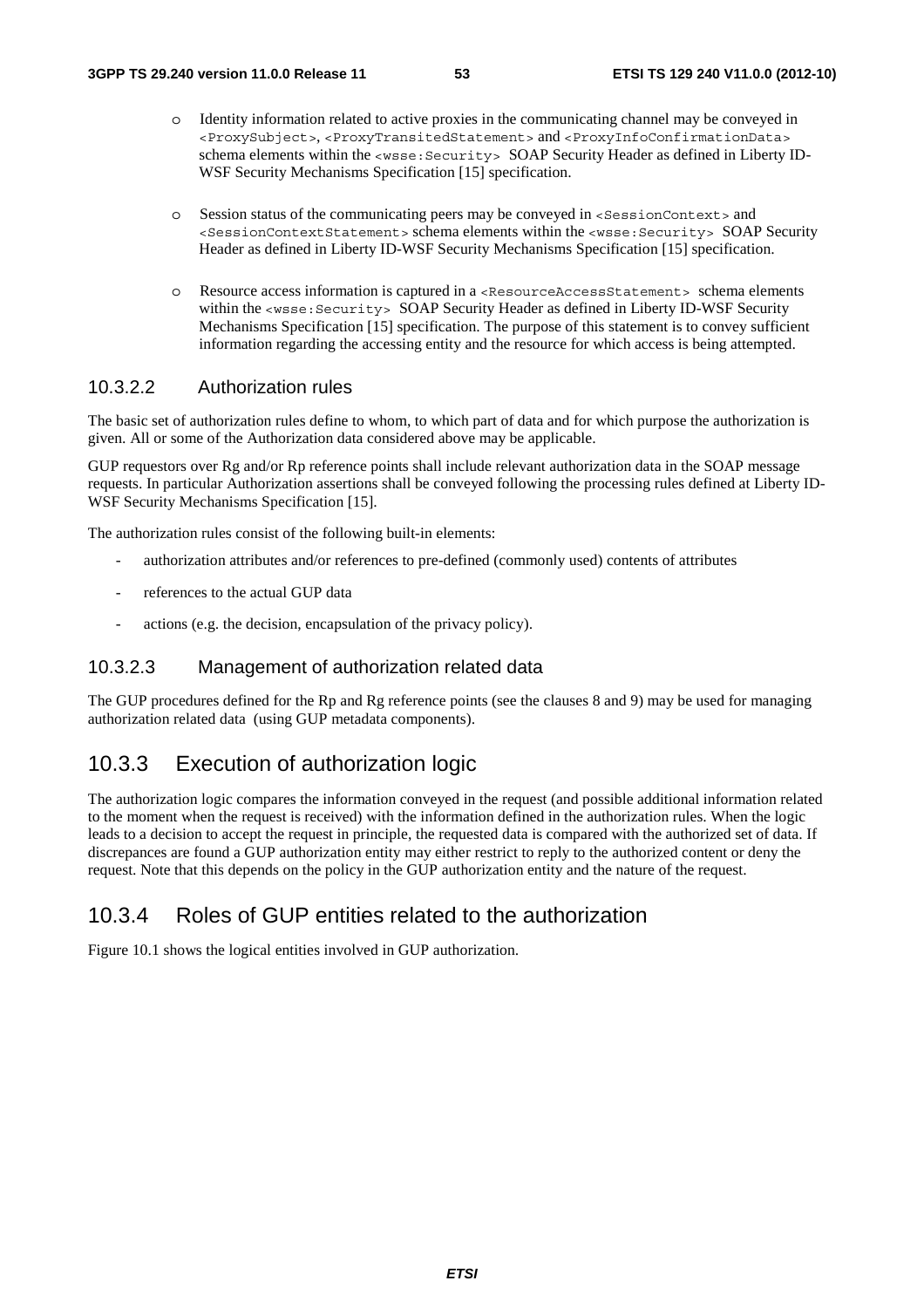- Identity information related to active proxies in the communicating channel may be conveyed in `<ProxySubject>`, `<ProxyTransitedStatement>` and `<ProxyInfoConfirmationData>` schema elements within the `<wsse:Security>` SOAP Security Header as defined in Liberty ID-WSF Security Mechanisms Specification [15] specification.

- Session status of the communicating peers may be conveyed in `<SessionContext>` and `<SessionContextStatement>` schema elements within the `<wsse:Security>` SOAP Security Header as defined in Liberty ID-WSF Security Mechanisms Specification [15] specification.

- Resource access information is captured in a `<ResourceAccessStatement>` schema elements within the `<wsse:Security>` SOAP Security Header as defined in Liberty ID-WSF Security Mechanisms Specification [15] specification. The purpose of this statement is to convey sufficient information regarding the accessing entity and the resource for which access is being attempted.

#### 10.3.2.2 Authorization rules

The basic set of authorization rules define to whom, to which part of data and for which purpose the authorization is given. All or some of the Authorization data considered above may be applicable.

GUP requestors over Rg and/or Rp reference points shall include relevant authorization data in the SOAP message requests. In particular Authorization assertions shall be conveyed following the processing rules defined at Liberty ID-WSF Security Mechanisms Specification [15].

The authorization rules consist of the following built-in elements:

- authorization attributes and/or references to pre-defined (commonly used) contents of attributes
- references to the actual GUP data
- actions (e.g. the decision, encapsulation of the privacy policy).

#### 10.3.2.3 Management of authorization related data

The GUP procedures defined for the Rp and Rg reference points (see the clauses 8 and 9) may be used for managing authorization related data (using GUP metadata components).

### 10.3.3 Execution of authorization logic

The authorization logic compares the information conveyed in the request (and possible additional information related to the moment when the request is received) with the information defined in the authorization rules. When the logic leads to a decision to accept the request in principle, the requested data is compared with the authorized set of data. If discrepancies are found a GUP authorization entity may either restrict to reply to the authorized content or deny the request. Note that this depends on the policy in the GUP authorization entity and the nature of the request.

### 10.3.4 Roles of GUP entities related to the authorization

Figure 10.1 shows the logical entities involved in GUP authorization.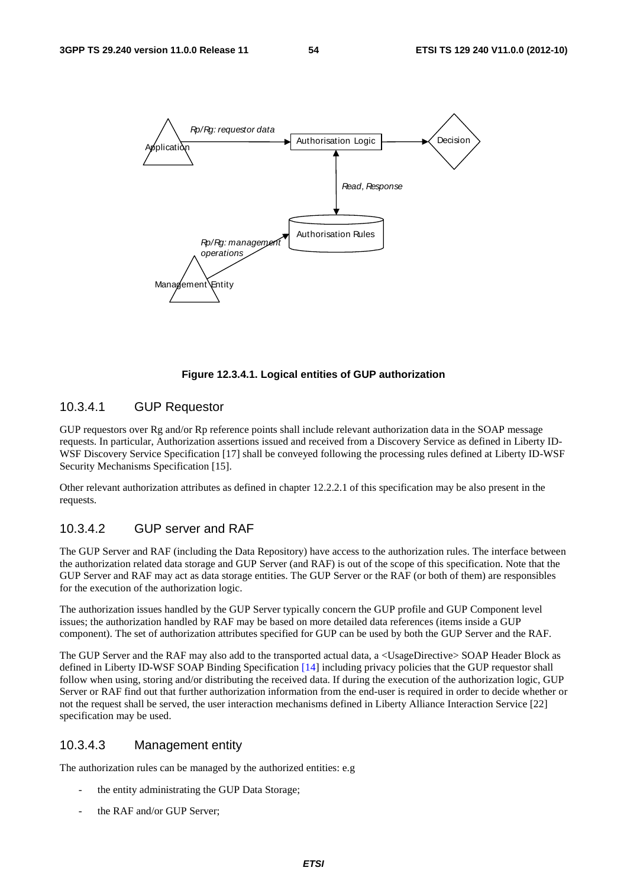**Figure 12.3.4.1. Logical entities of GUP authorization**

### 10.3.4.1 GUP Requestor

GUP requestors over Rg and/or Rp reference points shall include relevant authorization data in the SOAP message requests. In particular, Authorization assertions issued and received from a Discovery Service as defined in Liberty ID-WSF Discovery Service Specification [17] shall be conveyed following the processing rules defined at Liberty ID-WSF Security Mechanisms Specification [15].

Other relevant authorization attributes as defined in chapter 12.2.2.1 of this specification may be also present in the requests.

### 10.3.4.2 GUP server and RAF

The GUP Server and RAF (including the Data Repository) have access to the authorization rules. The interface between the authorization related data storage and GUP Server (and RAF) is out of the scope of this specification. Note that the GUP Server and RAF may act as data storage entities. The GUP Server or the RAF (or both of them) are responsibles for the execution of the authorization logic.

The authorization issues handled by the GUP Server typically concern the GUP profile and GUP Component level issues; the authorization handled by RAF may be based on more detailed data references (items inside a GUP component). The set of authorization attributes specified for GUP can be used by both the GUP Server and the RAF.

The GUP Server and the RAF may also add to the transported actual data, a <UsageDirective> SOAP Header Block as defined in Liberty ID-WSF SOAP Binding Specification [14] including privacy policies that the GUP requestor shall follow when using, storing and/or distributing the received data. If during the execution of the authorization logic, GUP Server or RAF find out that further authorization information from the end-user is required in order to decide whether or not the request shall be served, the user interaction mechanisms defined in Liberty Alliance Interaction Service [22] specification may be used.

### 10.3.4.3 Management entity

The authorization rules can be managed by the authorized entities: e.g

- the entity administrating the GUP Data Storage;
- the RAF and/or GUP Server;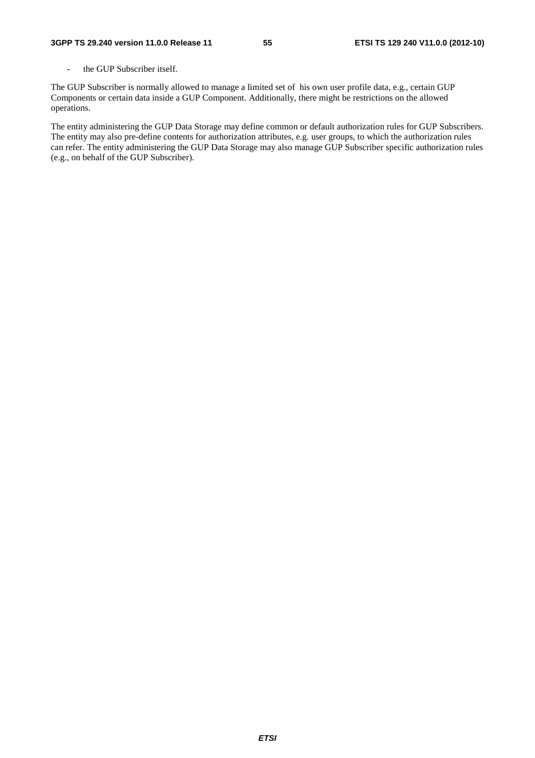- the GUP Subscriber itself.

The GUP Subscriber is normally allowed to manage a limited set of his own user profile data, e.g., certain GUP Components or certain data inside a GUP Component. Additionally, there might be restrictions on the allowed operations.

The entity administering the GUP Data Storage may define common or default authorization rules for GUP Subscribers. The entity may also pre-define contents for authorization attributes, e.g. user groups, to which the authorization rules can refer. The entity administering the GUP Data Storage may also manage GUP Subscriber specific authorization rules (e.g., on behalf of the GUP Subscriber).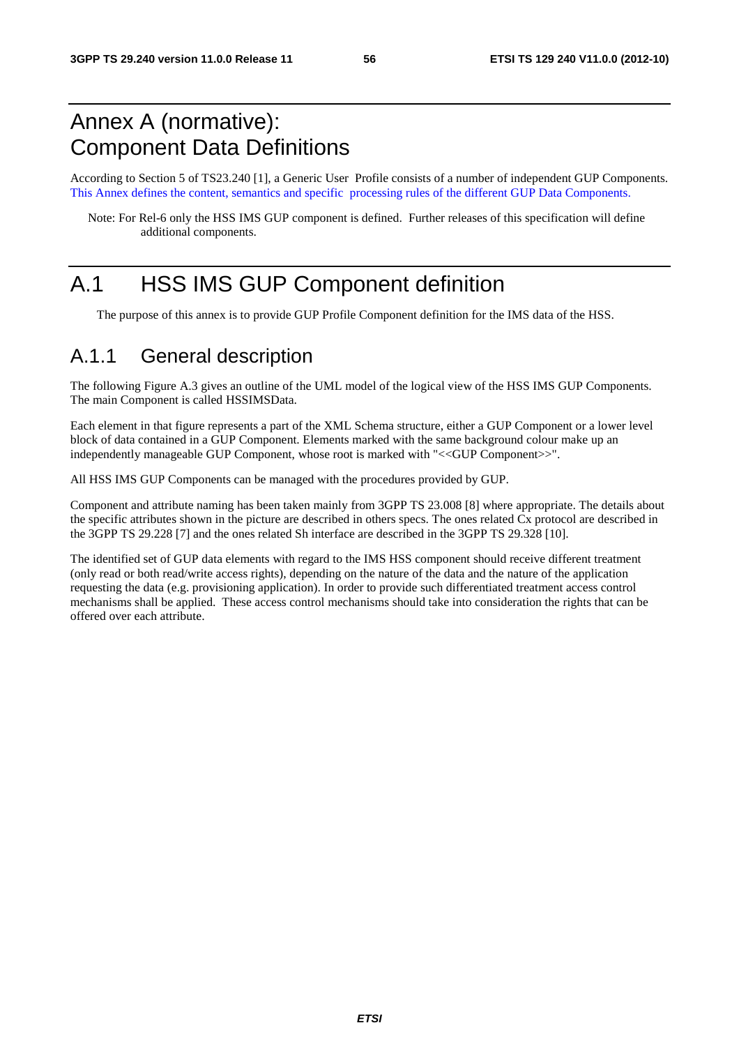# Annex A (normative): Component Data Definitions

According to Section 5 of TS23.240 [1], a Generic User Profile consists of a number of independent GUP Components. This Annex defines the content, semantics and specific processing rules of the different GUP Data Components.

Note: For Rel-6 only the HSS IMS GUP component is defined. Further releases of this specification will define additional components.

# A.1 HSS IMS GUP Component definition

The purpose of this annex is to provide GUP Profile Component definition for the IMS data of the HSS.

## A.1.1 General description

The following Figure A.3 gives an outline of the UML model of the logical view of the HSS IMS GUP Components. The main Component is called HSSIMSData.

Each element in that figure represents a part of the XML Schema structure, either a GUP Component or a lower level block of data contained in a GUP Component. Elements marked with the same background colour make up an independently manageable GUP Component, whose root is marked with "<<GUP Component>>".

All HSS IMS GUP Components can be managed with the procedures provided by GUP.

Component and attribute naming has been taken mainly from 3GPP TS 23.008 [8] where appropriate. The details about the specific attributes shown in the picture are described in others specs. The ones related Cx protocol are described in the 3GPP TS 29.228 [7] and the ones related Sh interface are described in the 3GPP TS 29.328 [10].

The identified set of GUP data elements with regard to the IMS HSS component should receive different treatment (only read or both read/write access rights), depending on the nature of the data and the nature of the application requesting the data (e.g. provisioning application). In order to provide such differentiated treatment access control mechanisms shall be applied. These access control mechanisms should take into consideration the rights that can be offered over each attribute.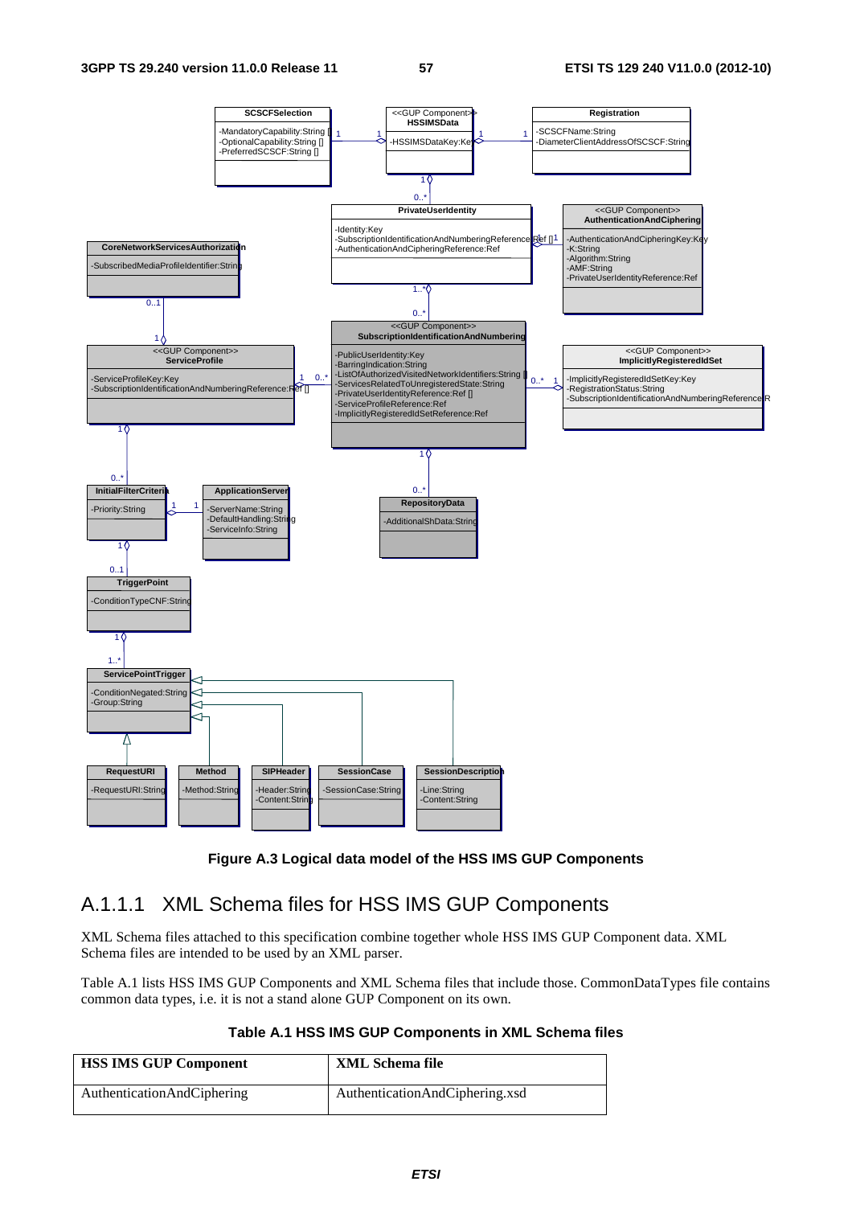**Figure A.3 Logical data model of the HSS IMS GUP Components**

## A.1.1.1 XML Schema files for HSS IMS GUP Components

XML Schema files attached to this specification combine together whole HSS IMS GUP Component data. XML Schema files are intended to be used by an XML parser.

Table A.1 lists HSS IMS GUP Components and XML Schema files that include those. CommonDataTypes file contains common data types, i.e. it is not a stand alone GUP Component on its own.

**Table A.1 HSS IMS GUP Components in XML Schema files**

| HSS IMS GUP Component | XML Schema file |
|---|---|
| AuthenticationAndCiphering | AuthenticationAndCiphering.xsd |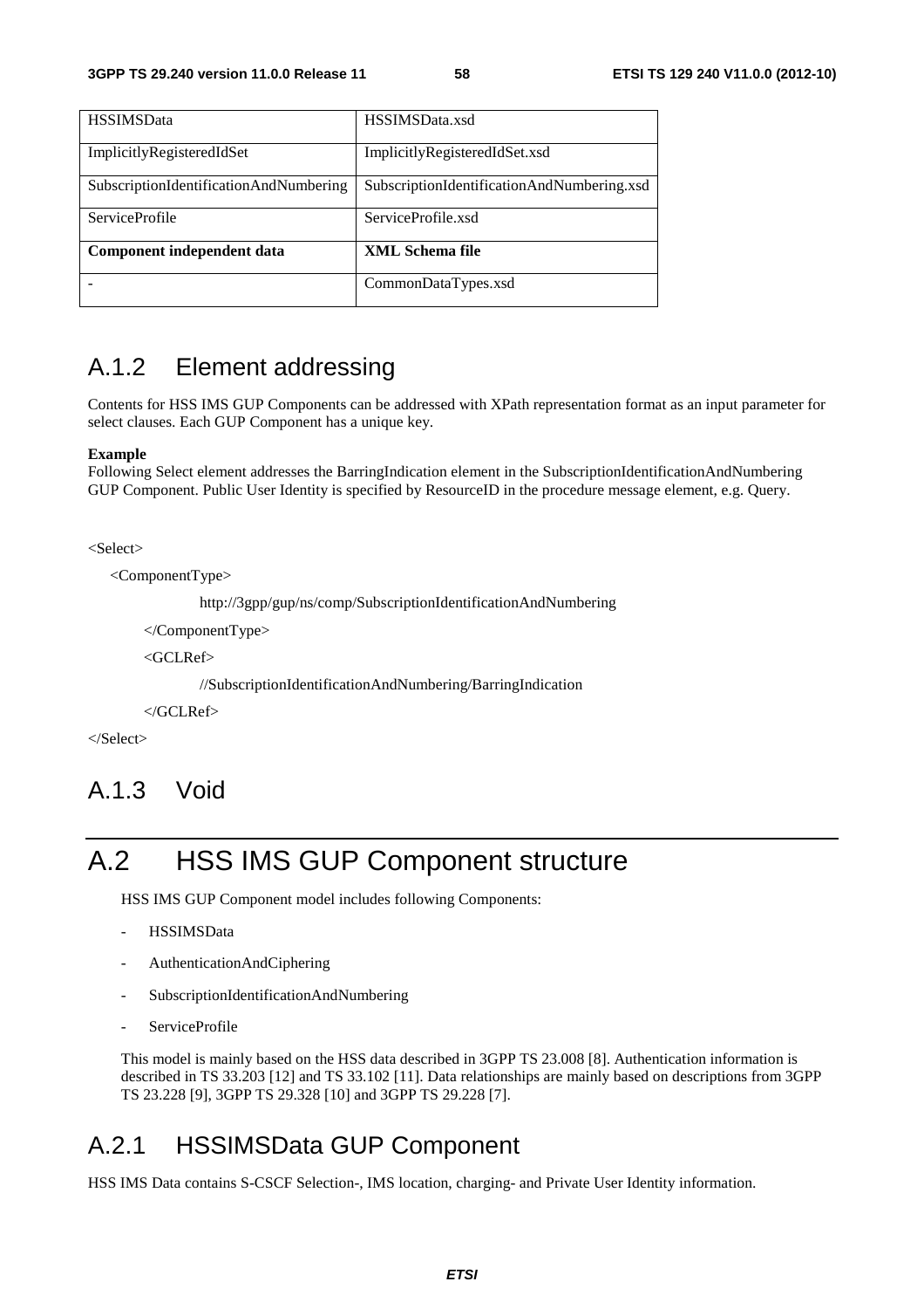| HSSIMSData | HSSIMSData.xsd |
| --- | --- |
| ImplicitlyRegisteredIdSet | ImplicitlyRegisteredIdSet.xsd |
| SubscriptionIdentificationAndNumbering | SubscriptionIdentificationAndNumbering.xsd |
| ServiceProfile | ServiceProfile.xsd |
| **Component independent data** | **XML Schema file** |
| - | CommonDataTypes.xsd |

## A.1.2 Element addressing

Contents for HSS IMS GUP Components can be addressed with XPath representation format as an input parameter for select clauses. Each GUP Component has a unique key.

**Example**
Following Select element addresses the BarringIndication element in the SubscriptionIdentificationAndNumbering GUP Component. Public User Identity is specified by ResourceID in the procedure message element, e.g. Query.

```
<Select>
    <ComponentType>
                http://3gpp/gup/ns/comp/SubscriptionIdentificationAndNumbering
        </ComponentType>
        <GCLRef>
                //SubscriptionIdentificationAndNumbering/BarringIndication
        </GCLRef>
</Select>
```

## A.1.3 Void

# A.2 HSS IMS GUP Component structure

HSS IMS GUP Component model includes following Components:

- HSSIMSData
- AuthenticationAndCiphering
- SubscriptionIdentificationAndNumbering
- ServiceProfile

This model is mainly based on the HSS data described in 3GPP TS 23.008 [8]. Authentication information is described in TS 33.203 [12] and TS 33.102 [11]. Data relationships are mainly based on descriptions from 3GPP TS 23.228 [9], 3GPP TS 29.328 [10] and 3GPP TS 29.228 [7].

## A.2.1 HSSIMSData GUP Component

HSS IMS Data contains S-CSCF Selection-, IMS location, charging- and Private User Identity information.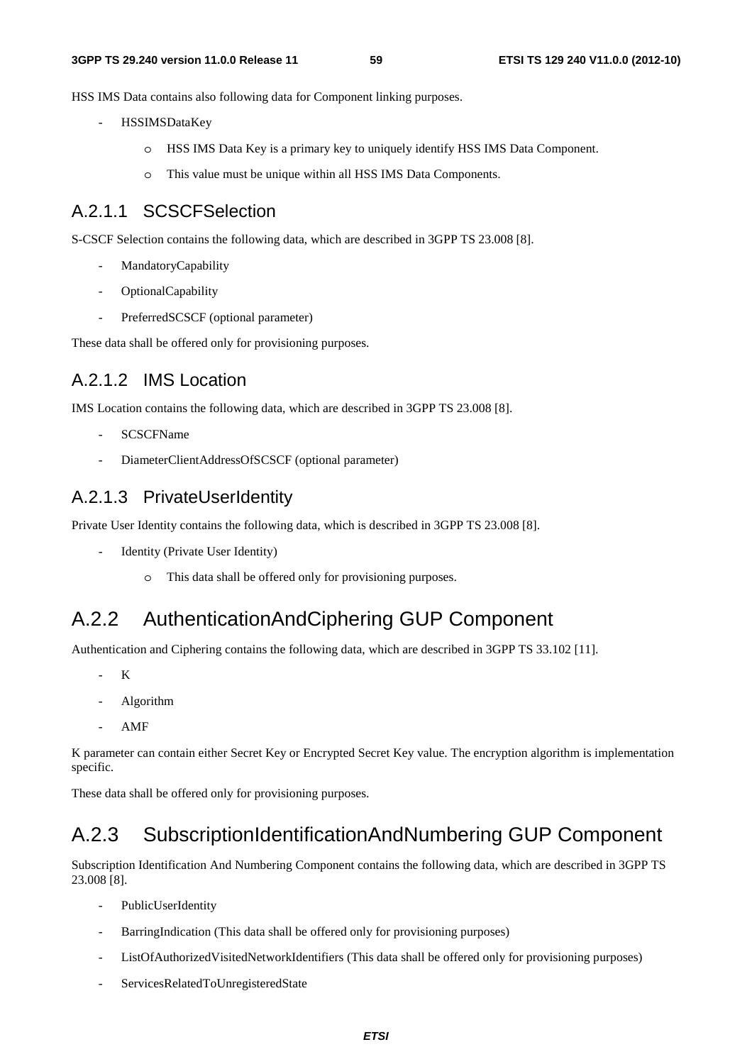HSS IMS Data contains also following data for Component linking purposes.

- HSSIMSDataKey
    - HSS IMS Data Key is a primary key to uniquely identify HSS IMS Data Component.
    - This value must be unique within all HSS IMS Data Components.

#### A.2.1.1 SCSCFSelection

S-CSCF Selection contains the following data, which are described in 3GPP TS 23.008 [8].

- MandatoryCapability
- OptionalCapability
- PreferredSCSCF (optional parameter)

These data shall be offered only for provisioning purposes.

#### A.2.1.2 IMS Location

IMS Location contains the following data, which are described in 3GPP TS 23.008 [8].

- SCSCFName
- DiameterClientAddressOfSCSCF (optional parameter)

#### A.2.1.3 PrivateUserIdentity

Private User Identity contains the following data, which is described in 3GPP TS 23.008 [8].

- Identity (Private User Identity)
    - This data shall be offered only for provisioning purposes.

## A.2.2 AuthenticationAndCiphering GUP Component

Authentication and Ciphering contains the following data, which are described in 3GPP TS 33.102 [11].

- K
- Algorithm
- AMF

K parameter can contain either Secret Key or Encrypted Secret Key value. The encryption algorithm is implementation specific.

These data shall be offered only for provisioning purposes.

## A.2.3 SubscriptionIdentificationAndNumbering GUP Component

Subscription Identification And Numbering Component contains the following data, which are described in 3GPP TS 23.008 [8].

- PublicUserIdentity
- BarringIndication (This data shall be offered only for provisioning purposes)
- ListOfAuthorizedVisitedNetworkIdentifiers (This data shall be offered only for provisioning purposes)
- ServicesRelatedToUnregisteredState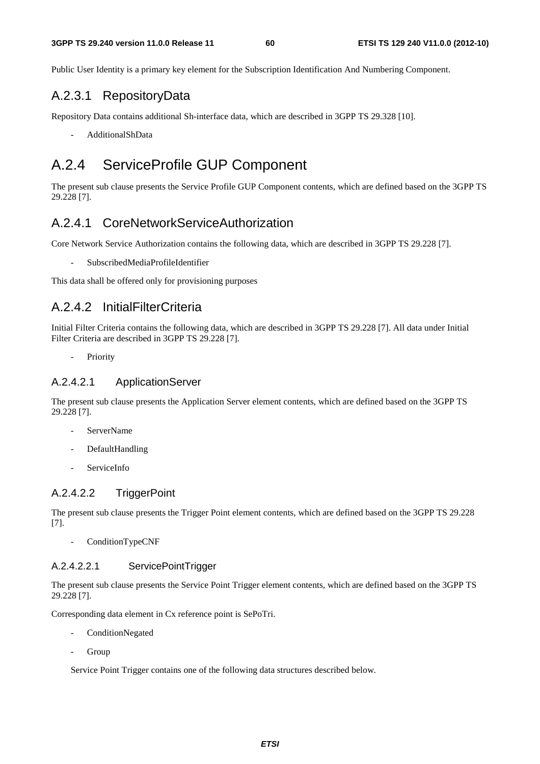Public User Identity is a primary key element for the Subscription Identification And Numbering Component.

### A.2.3.1 RepositoryData

Repository Data contains additional Sh-interface data, which are described in 3GPP TS 29.328 [10].

- AdditionalShData

## A.2.4 ServiceProfile GUP Component

The present sub clause presents the Service Profile GUP Component contents, which are defined based on the 3GPP TS 29.228 [7].

### A.2.4.1 CoreNetworkServiceAuthorization

Core Network Service Authorization contains the following data, which are described in 3GPP TS 29.228 [7].

- SubscribedMediaProfileIdentifier

This data shall be offered only for provisioning purposes

### A.2.4.2 InitialFilterCriteria

Initial Filter Criteria contains the following data, which are described in 3GPP TS 29.228 [7]. All data under Initial Filter Criteria are described in 3GPP TS 29.228 [7].

- Priority

#### A.2.4.2.1 ApplicationServer

The present sub clause presents the Application Server element contents, which are defined based on the 3GPP TS 29.228 [7].

- ServerName
- DefaultHandling
- ServiceInfo

#### A.2.4.2.2 TriggerPoint

The present sub clause presents the Trigger Point element contents, which are defined based on the 3GPP TS 29.228 [7].

- ConditionTypeCNF

##### A.2.4.2.2.1 ServicePointTrigger

The present sub clause presents the Service Point Trigger element contents, which are defined based on the 3GPP TS 29.228 [7].

Corresponding data element in Cx reference point is SePoTri.

- ConditionNegated
- Group

Service Point Trigger contains one of the following data structures described below.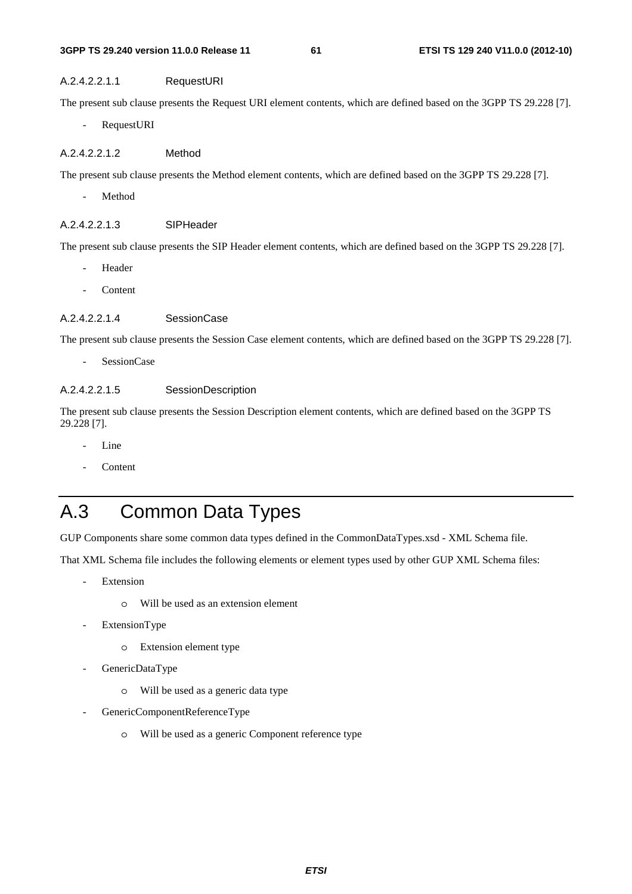##### A.2.4.2.2.1.1 RequestURI

The present sub clause presents the Request URI element contents, which are defined based on the 3GPP TS 29.228 [7].

- RequestURI

##### A.2.4.2.2.1.2 Method

The present sub clause presents the Method element contents, which are defined based on the 3GPP TS 29.228 [7].

- Method

##### A.2.4.2.2.1.3 SIPHeader

The present sub clause presents the SIP Header element contents, which are defined based on the 3GPP TS 29.228 [7].

- Header
- Content

##### A.2.4.2.2.1.4 SessionCase

The present sub clause presents the Session Case element contents, which are defined based on the 3GPP TS 29.228 [7].

- SessionCase

##### A.2.4.2.2.1.5 SessionDescription

The present sub clause presents the Session Description element contents, which are defined based on the 3GPP TS 29.228 [7].

- Line
- Content

# A.3 Common Data Types

GUP Components share some common data types defined in the CommonDataTypes.xsd - XML Schema file.

That XML Schema file includes the following elements or element types used by other GUP XML Schema files:

- Extension
  - o Will be used as an extension element
- ExtensionType
  - o Extension element type
- GenericDataType
  - o Will be used as a generic data type
- GenericComponentReferenceType
  - o Will be used as a generic Component reference type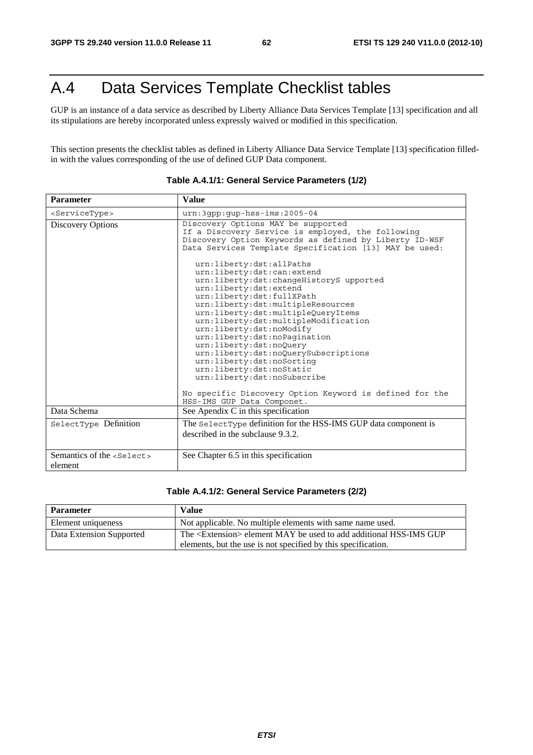# A.4 Data Services Template Checklist tables

GUP is an instance of a data service as described by Liberty Alliance Data Services Template [13] specification and all its stipulations are hereby incorporated unless expressly waived or modified in this specification.

This section presents the checklist tables as defined in Liberty Alliance Data Service Template [13] specification filled-in with the values corresponding of the use of defined GUP Data component.

**Table A.4.1/1: General Service Parameters (1/2)**

| Parameter | Value |
|---|---|
| `<ServiceType>` | `urn:3gpp:gup-hss-ims:2005-04` |
| Discovery Options | Discovery Options MAY be supported<br>If a Discovery Service is employed, the following Discovery Option Keywords as defined by Liberty ID-WSF Data Services Template Specification [13] MAY be used:<br><br>urn:liberty:dst:allPaths<br>urn:liberty:dst:can:extend<br>urn:liberty:dst:changeHistoryS upported<br>urn:liberty:dst:extend<br>urn:liberty:dst:fullXPath<br>urn:liberty:dst:multipleResources<br>urn:liberty:dst:multipleQueryItems<br>urn:liberty:dst:multipleModification<br>urn:liberty:dst:noModify<br>urn:liberty:dst:noPagination<br>urn:liberty:dst:noQuery<br>urn:liberty:dst:noQuerySubscriptions<br>urn:liberty:dst:noSorting<br>urn:liberty:dst:noStatic<br>urn:liberty:dst:noSubscribe<br><br>No specific Discovery Option Keyword is defined for the HSS-IMS GUP Data Componet. |
| Data Schema | See Apendix C in this specification |
| `SelectType` Definition | The `SelectType` definition for the HSS-IMS GUP data component is described in the subclause 9.3.2. |
| Semantics of the `<Select>` element | See Chapter 6.5 in this specification |

**Table A.4.1/2: General Service Parameters (2/2)**

| Parameter | Value |
|---|---|
| Element uniqueness | Not applicable. No multiple elements with same name used. |
| Data Extension Supported | The <Extension> element MAY be used to add additional HSS-IMS GUP elements, but the use is not specified by this specification. |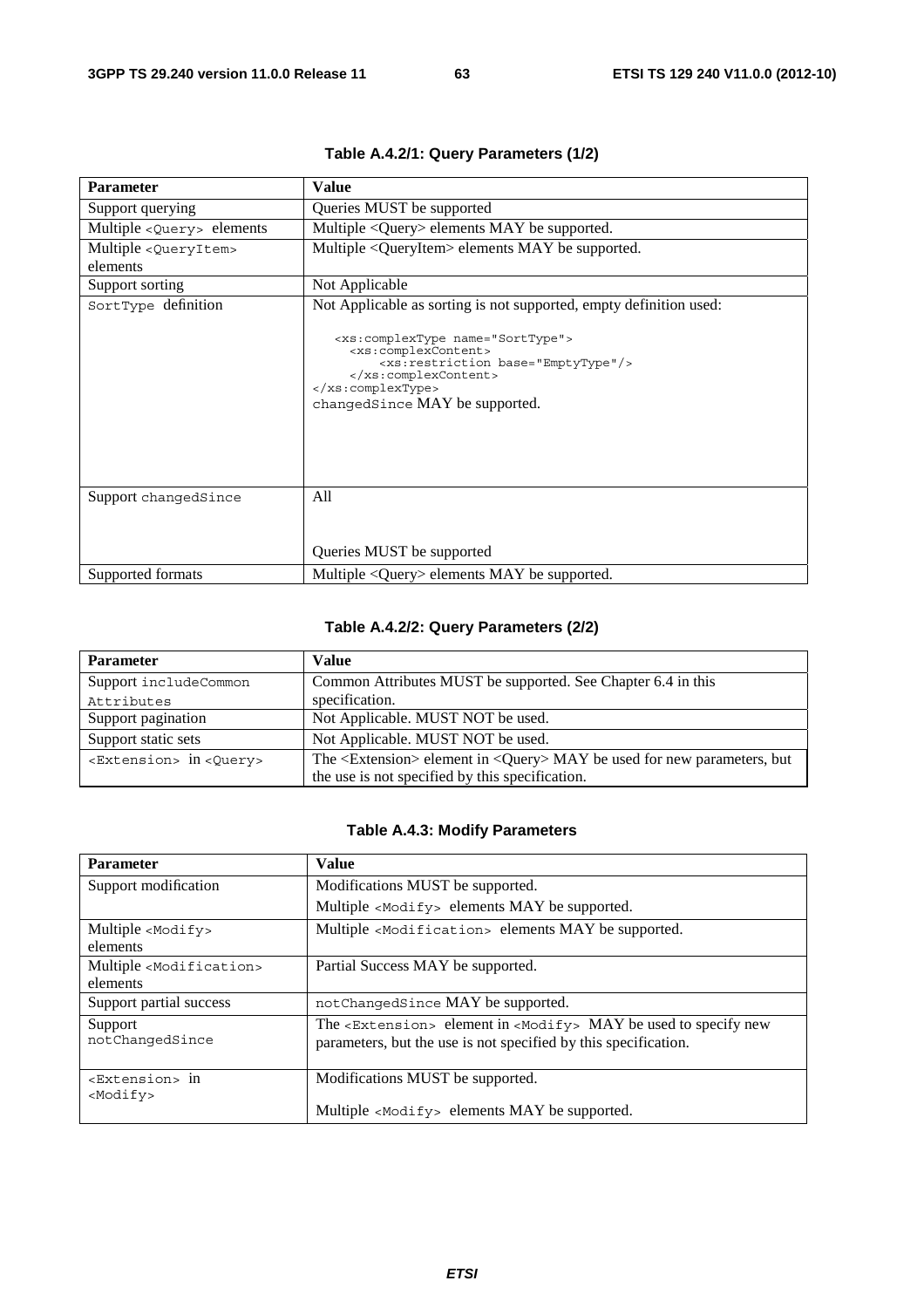**Table A.4.2/1: Query Parameters (1/2)**

| Parameter | Value |
| --- | --- |
| Support querying | Queries MUST be supported |
| Multiple <Query> elements | Multiple <Query> elements MAY be supported. |
| Multiple <QueryItem> elements | Multiple <QueryItem> elements MAY be supported. |
| Support sorting | Not Applicable |
| SortType definition | Not Applicable as sorting is not supported, empty definition used: `<xs:complexType name="SortType"> <xs:complexContent> <xs:restriction base="EmptyType"/> </xs:complexContent> </xs:complexType>` changedSince MAY be supported. |
| Support changedSince | All<br><br>Queries MUST be supported |
| Supported formats | Multiple <Query> elements MAY be supported. |

**Table A.4.2/2: Query Parameters (2/2)**

| Parameter | Value |
| --- | --- |
| Support includeCommon Attributes | Common Attributes MUST be supported. See Chapter 6.4 in this specification. |
| Support pagination | Not Applicable. MUST NOT be used. |
| Support static sets | Not Applicable. MUST NOT be used. |
| <Extension> in <Query> | The <Extension> element in <Query> MAY be used for new parameters, but the use is not specified by this specification. |

**Table A.4.3: Modify Parameters**

| Parameter | Value |
| --- | --- |
| Support modification | Modifications MUST be supported.<br>Multiple <Modify> elements MAY be supported. |
| Multiple <Modify> elements | Multiple <Modification> elements MAY be supported. |
| Multiple <Modification> elements | Partial Success MAY be supported. |
| Support partial success | notChangedSince MAY be supported. |
| Support notChangedSince | The <Extension> element in <Modify> MAY be used to specify new parameters, but the use is not specified by this specification. |
| <Extension> in <Modify> | Modifications MUST be supported.<br><br>Multiple <Modify> elements MAY be supported. |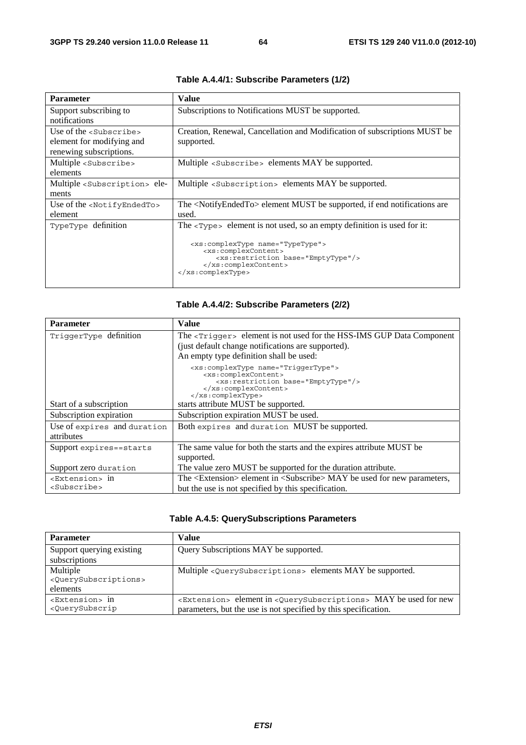**Table A.4.4/1: Subscribe Parameters (1/2)**

| Parameter | Value |
|---|---|
| Support subscribing to notifications | Subscriptions to Notifications MUST be supported. |
| Use of the `<Subscribe>` element for modifying and renewing subscriptions. | Creation, Renewal, Cancellation and Modification of subscriptions MUST be supported. |
| Multiple `<Subscribe>` elements | Multiple `<Subscribe>` elements MAY be supported. |
| Multiple `<Subscription>` elements | Multiple `<Subscription>` elements MAY be supported. |
| Use of the `<NotifyEndedTo>` element | The <NotifyEndedTo> element MUST be supported, if end notifications are used. |
| `TypeType` definition | The `<Type>` element is not used, so an empty definition is used for it: `<xs:complexType name="TypeType"> <xs:complexContent> <xs:restriction base="EmptyType"/> </xs:complexContent> </xs:complexType>` |

**Table A.4.4/2: Subscribe Parameters (2/2)**

| Parameter | Value |
|---|---|
| `TriggerType` definition | The `<Trigger>` element is not used for the HSS-IMS GUP Data Component (just default change notifications are supported). An empty type definition shall be used: `<xs:complexType name="TriggerType"> <xs:complexContent> <xs:restriction base="EmptyType"/> </xs:complexContent> </xs:complexType>` |
| Start of a subscription | starts attribute MUST be supported. |
| Subscription expiration | Subscription expiration MUST be used. |
| Use of `expires` and `duration` attributes | Both `expires` and `duration` MUST be supported. |
| Support `expires==starts` | The same value for both the starts and the expires attribute MUST be supported. |
| Support zero `duration` | The value zero MUST be supported for the duration attribute. |
| `<Extension>` in `<Subscribe>` | The <Extension> element in <Subscribe> MAY be used for new parameters, but the use is not specified by this specification. |

**Table A.4.5: QuerySubscriptions Parameters**

| Parameter | Value |
|---|---|
| Support querying existing subscriptions | Query Subscriptions MAY be supported. |
| Multiple `<QuerySubscriptions>` elements | Multiple `<QuerySubscriptions>` elements MAY be supported. |
| `<Extension>` in `<QuerySubscrip` | `<Extension>` element in `<QuerySubscriptions>` MAY be used for new parameters, but the use is not specified by this specification. |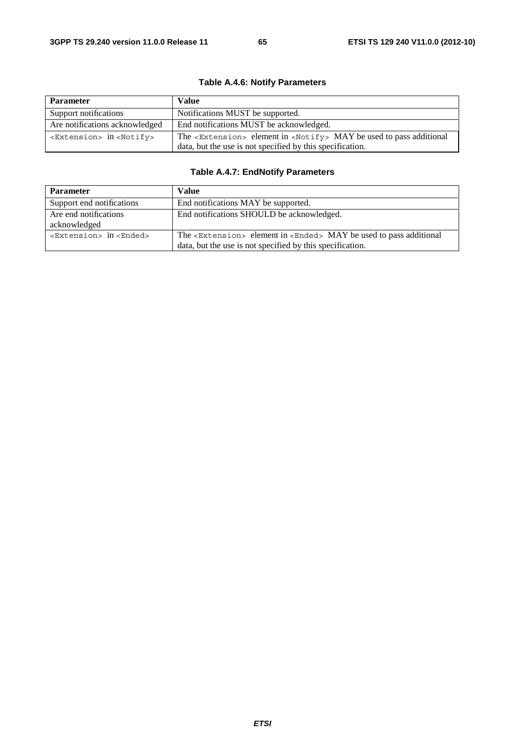**Table A.4.6: Notify Parameters**

| Parameter | Value |
| --- | --- |
| Support notifications | Notifications MUST be supported. |
| Are notifications acknowledged | End notifications MUST be acknowledged. |
| `<Extension>` in `<Notify>` | The `<Extension>` element in `<Notify>` MAY be used to pass additional data, but the use is not specified by this specification. |

**Table A.4.7: EndNotify Parameters**

| Parameter | Value |
| --- | --- |
| Support end notifications | End notifications MAY be supported. |
| Are end notifications acknowledged | End notifications SHOULD be acknowledged. |
| `<Extension>` in `<Ended>` | The `<Extension>` element in `<Ended>` MAY be used to pass additional data, but the use is not specified by this specification. |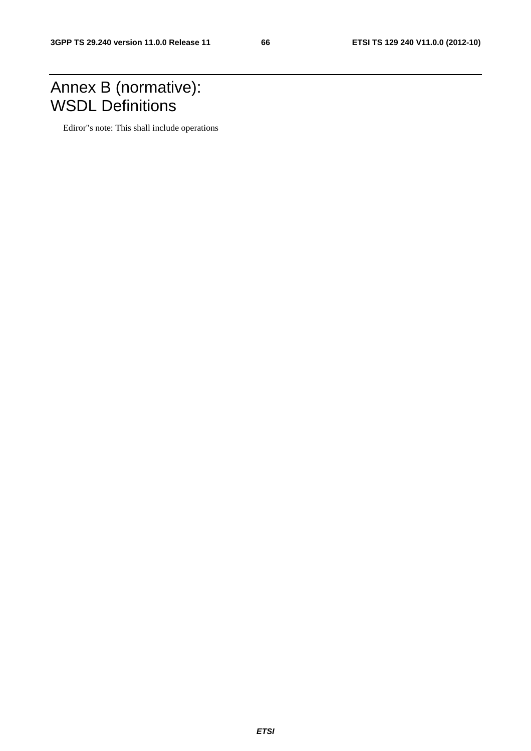# Annex B (normative): WSDL Definitions

Ediror"s note: This shall include operations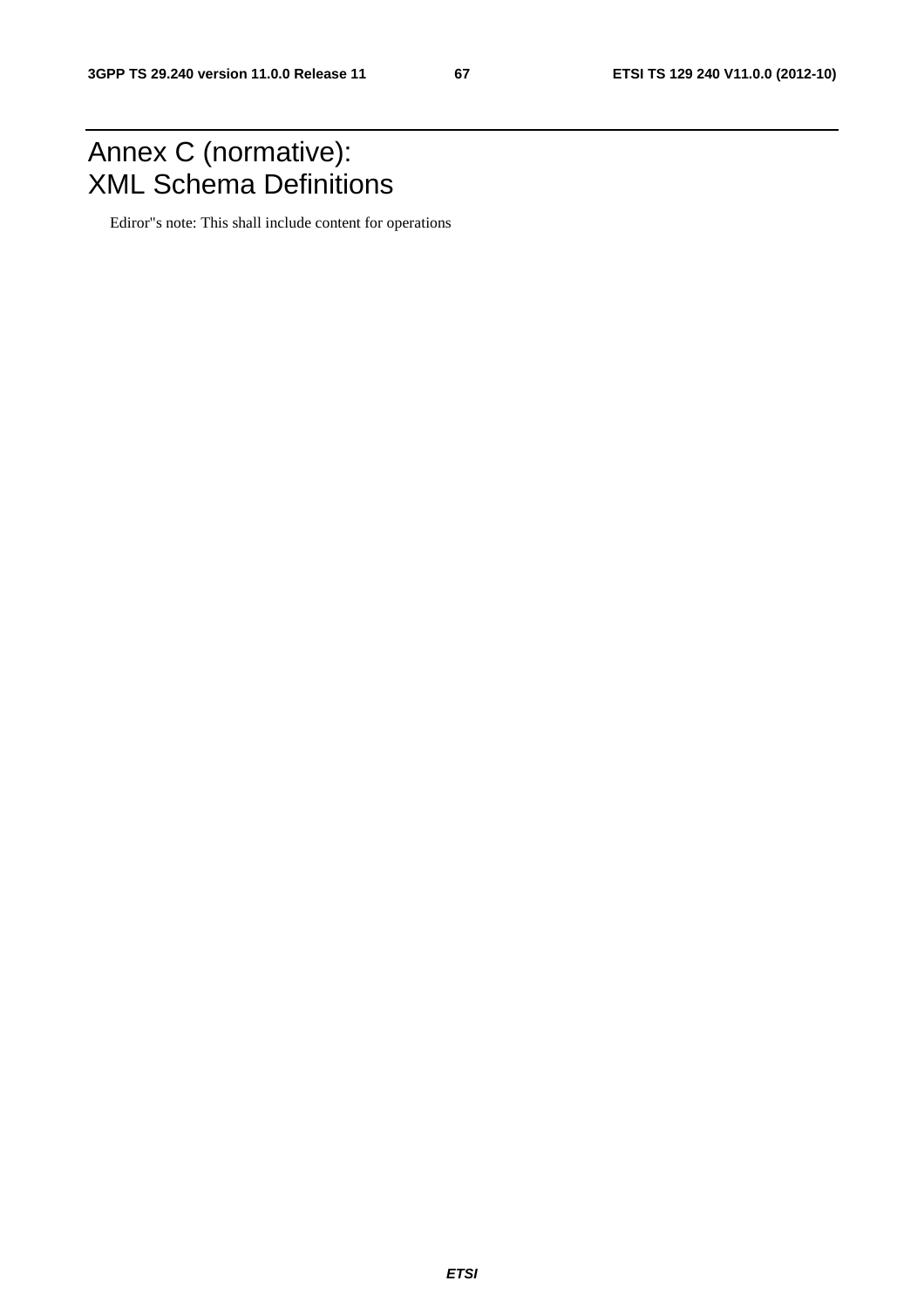# Annex C (normative): XML Schema Definitions

Ediror"s note: This shall include content for operations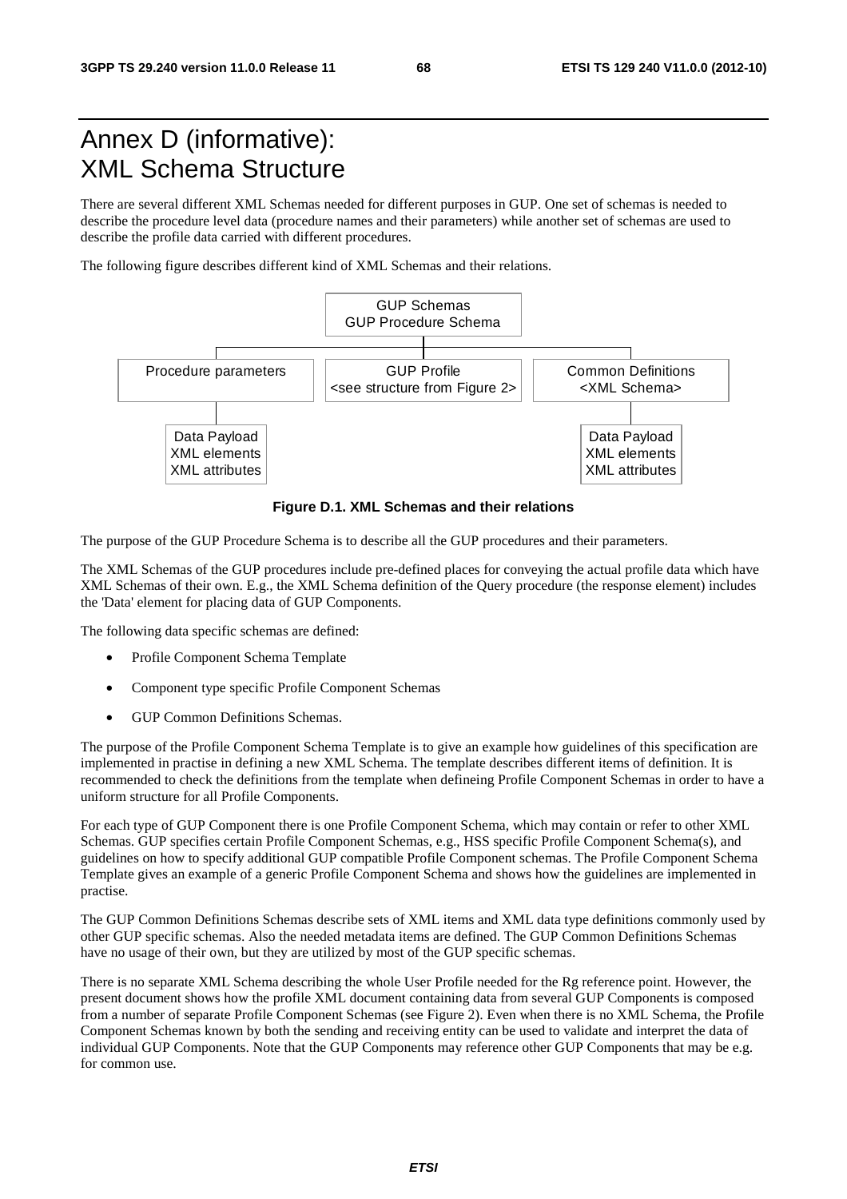# Annex D (informative): XML Schema Structure

There are several different XML Schemas needed for different purposes in GUP. One set of schemas is needed to describe the procedure level data (procedure names and their parameters) while another set of schemas are used to describe the profile data carried with different procedures.

The following figure describes different kind of XML Schemas and their relations.

```
                          GUP Schemas
                      GUP Procedure Schema
                               |
        -----------------------------------------------------
        |                      |                            |
Procedure parameters      GUP Profile               Common Definitions
                   <see structure from Figure 2>      <XML Schema>
        |                                                   |
   Data Payload                                        Data Payload
   XML elements                                        XML elements
   XML attributes                                      XML attributes
```

**Figure D.1. XML Schemas and their relations**

The purpose of the GUP Procedure Schema is to describe all the GUP procedures and their parameters.

The XML Schemas of the GUP procedures include pre-defined places for conveying the actual profile data which have XML Schemas of their own. E.g., the XML Schema definition of the Query procedure (the response element) includes the 'Data' element for placing data of GUP Components.

The following data specific schemas are defined:

- Profile Component Schema Template
- Component type specific Profile Component Schemas
- GUP Common Definitions Schemas.

The purpose of the Profile Component Schema Template is to give an example how guidelines of this specification are implemented in practise in defining a new XML Schema. The template describes different items of definition. It is recommended to check the definitions from the template when defineing Profile Component Schemas in order to have a uniform structure for all Profile Components.

For each type of GUP Component there is one Profile Component Schema, which may contain or refer to other XML Schemas. GUP specifies certain Profile Component Schemas, e.g., HSS specific Profile Component Schema(s), and guidelines on how to specify additional GUP compatible Profile Component schemas. The Profile Component Schema Template gives an example of a generic Profile Component Schema and shows how the guidelines are implemented in practise.

The GUP Common Definitions Schemas describe sets of XML items and XML data type definitions commonly used by other GUP specific schemas. Also the needed metadata items are defined. The GUP Common Definitions Schemas have no usage of their own, but they are utilized by most of the GUP specific schemas.

There is no separate XML Schema describing the whole User Profile needed for the Rg reference point. However, the present document shows how the profile XML document containing data from several GUP Components is composed from a number of separate Profile Component Schemas (see Figure 2). Even when there is no XML Schema, the Profile Component Schemas known by both the sending and receiving entity can be used to validate and interpret the data of individual GUP Components. Note that the GUP Components may reference other GUP Components that may be e.g. for common use.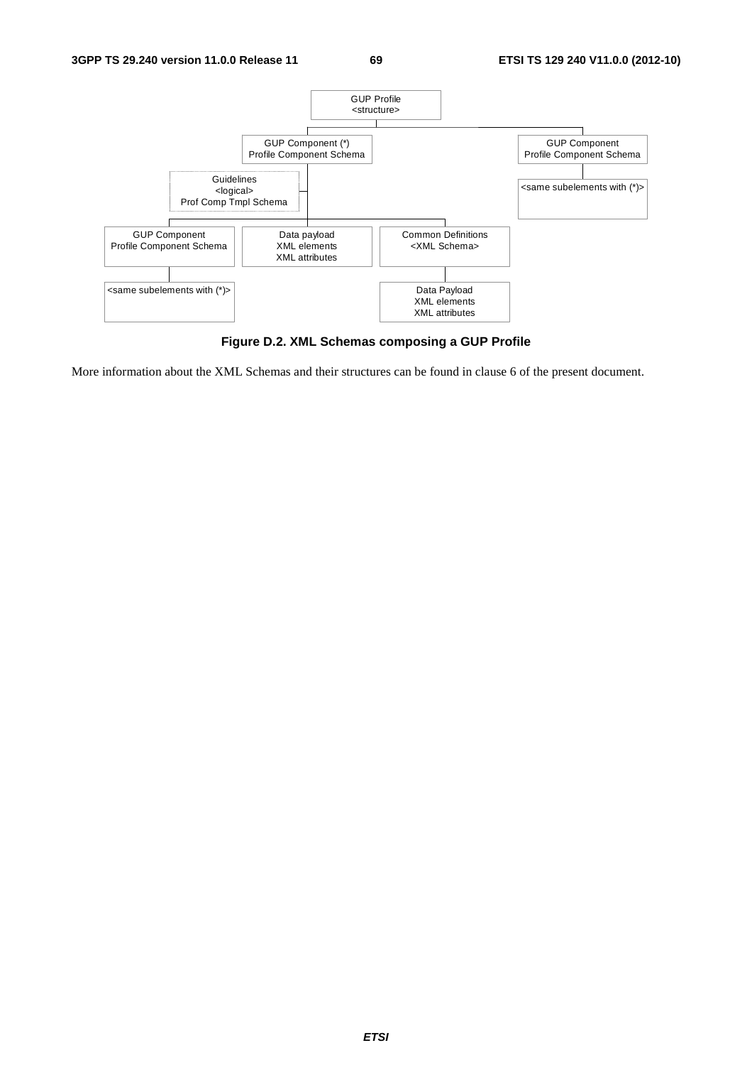GUP Profile
<structure>

GUP Component (*)
Profile Component Schema

GUP Component
Profile Component Schema

Guidelines
<logical>
Prof Comp Tmpl Schema

<same subelements with (*)>

GUP Component
Profile Component Schema

Data payload
XML elements
XML attributes

Common Definitions
<XML Schema>

<same subelements with (*)>

Data Payload
XML elements
XML attributes

**Figure D.2. XML Schemas composing a GUP Profile**

More information about the XML Schemas and their structures can be found in clause 6 of the present document.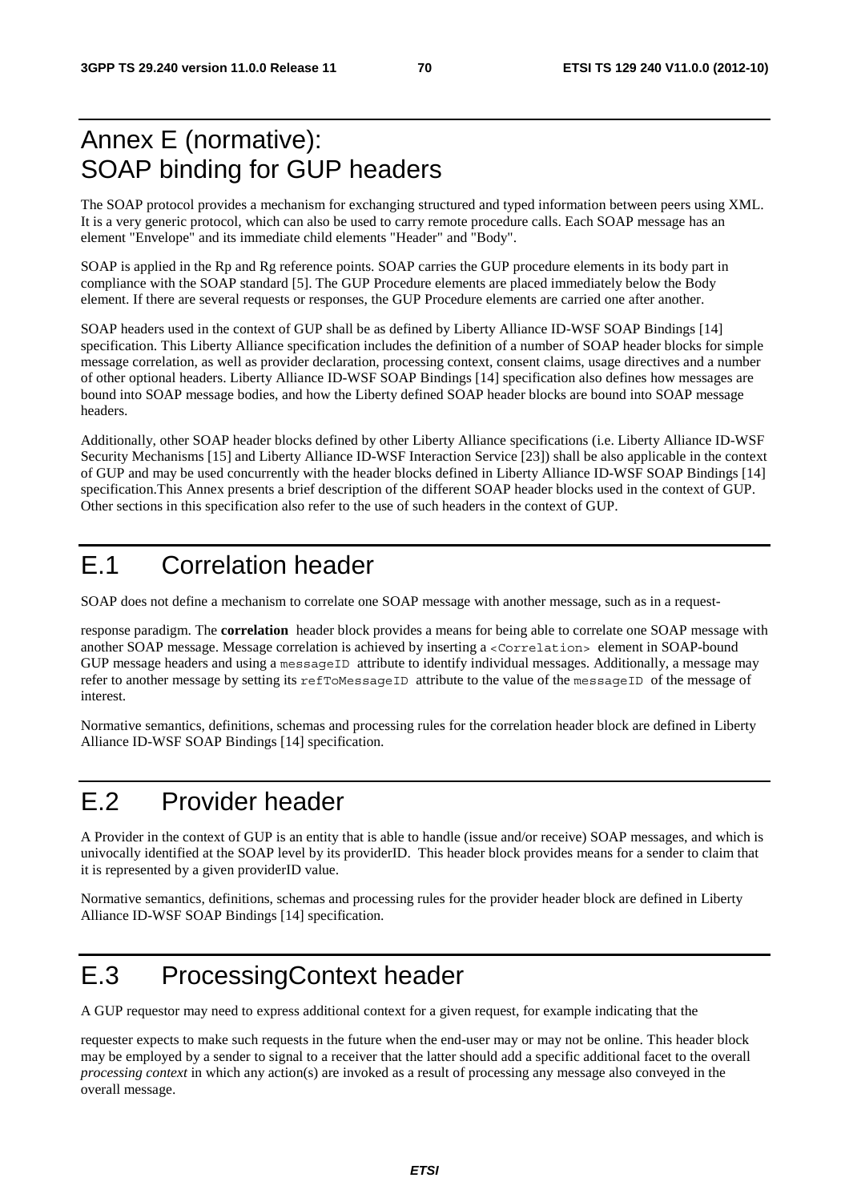# Annex E (normative): SOAP binding for GUP headers

The SOAP protocol provides a mechanism for exchanging structured and typed information between peers using XML. It is a very generic protocol, which can also be used to carry remote procedure calls. Each SOAP message has an element "Envelope" and its immediate child elements "Header" and "Body".

SOAP is applied in the Rp and Rg reference points. SOAP carries the GUP procedure elements in its body part in compliance with the SOAP standard [5]. The GUP Procedure elements are placed immediately below the Body element. If there are several requests or responses, the GUP Procedure elements are carried one after another.

SOAP headers used in the context of GUP shall be as defined by Liberty Alliance ID-WSF SOAP Bindings [14] specification. This Liberty Alliance specification includes the definition of a number of SOAP header blocks for simple message correlation, as well as provider declaration, processing context, consent claims, usage directives and a number of other optional headers. Liberty Alliance ID-WSF SOAP Bindings [14] specification also defines how messages are bound into SOAP message bodies, and how the Liberty defined SOAP header blocks are bound into SOAP message headers.

Additionally, other SOAP header blocks defined by other Liberty Alliance specifications (i.e. Liberty Alliance ID-WSF Security Mechanisms [15] and Liberty Alliance ID-WSF Interaction Service [23]) shall be also applicable in the context of GUP and may be used concurrently with the header blocks defined in Liberty Alliance ID-WSF SOAP Bindings [14] specification.This Annex presents a brief description of the different SOAP header blocks used in the context of GUP. Other sections in this specification also refer to the use of such headers in the context of GUP.

# E.1 Correlation header

SOAP does not define a mechanism to correlate one SOAP message with another message, such as in a request-

response paradigm. The **correlation** header block provides a means for being able to correlate one SOAP message with another SOAP message. Message correlation is achieved by inserting a `<Correlation>` element in SOAP-bound GUP message headers and using a `messageID` attribute to identify individual messages. Additionally, a message may refer to another message by setting its `refToMessageID` attribute to the value of the `messageID` of the message of interest.

Normative semantics, definitions, schemas and processing rules for the correlation header block are defined in Liberty Alliance ID-WSF SOAP Bindings [14] specification.

# E.2 Provider header

A Provider in the context of GUP is an entity that is able to handle (issue and/or receive) SOAP messages, and which is univocally identified at the SOAP level by its providerID. This header block provides means for a sender to claim that it is represented by a given providerID value.

Normative semantics, definitions, schemas and processing rules for the provider header block are defined in Liberty Alliance ID-WSF SOAP Bindings [14] specification.

# E.3 ProcessingContext header

A GUP requestor may need to express additional context for a given request, for example indicating that the

requester expects to make such requests in the future when the end-user may or may not be online. This header block may be employed by a sender to signal to a receiver that the latter should add a specific additional facet to the overall *processing context* in which any action(s) are invoked as a result of processing any message also conveyed in the overall message.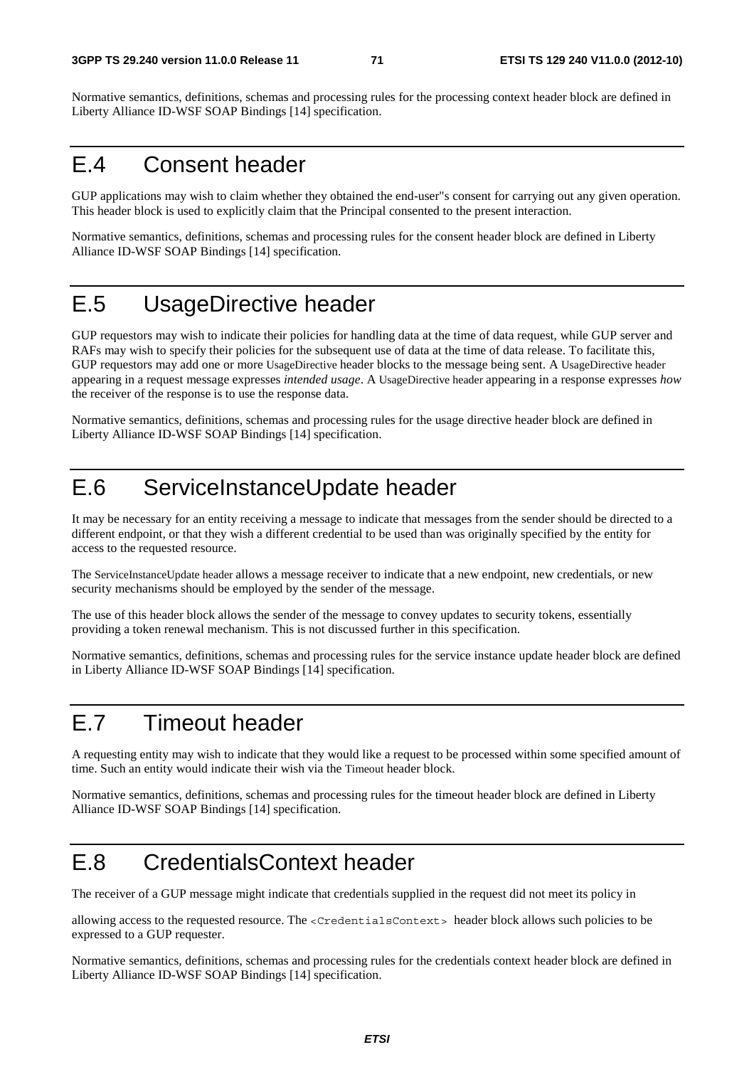Normative semantics, definitions, schemas and processing rules for the processing context header block are defined in Liberty Alliance ID-WSF SOAP Bindings [14] specification.

# E.4 Consent header

GUP applications may wish to claim whether they obtained the end-user"s consent for carrying out any given operation. This header block is used to explicitly claim that the Principal consented to the present interaction.

Normative semantics, definitions, schemas and processing rules for the consent header block are defined in Liberty Alliance ID-WSF SOAP Bindings [14] specification.

# E.5 UsageDirective header

GUP requestors may wish to indicate their policies for handling data at the time of data request, while GUP server and RAFs may wish to specify their policies for the subsequent use of data at the time of data release. To facilitate this, GUP requestors may add one or more UsageDirective header blocks to the message being sent. A UsageDirective header appearing in a request message expresses *intended usage*. A UsageDirective header appearing in a response expresses *how* the receiver of the response is to use the response data.

Normative semantics, definitions, schemas and processing rules for the usage directive header block are defined in Liberty Alliance ID-WSF SOAP Bindings [14] specification.

# E.6 ServiceInstanceUpdate header

It may be necessary for an entity receiving a message to indicate that messages from the sender should be directed to a different endpoint, or that they wish a different credential to be used than was originally specified by the entity for access to the requested resource.

The ServiceInstanceUpdate header allows a message receiver to indicate that a new endpoint, new credentials, or new security mechanisms should be employed by the sender of the message.

The use of this header block allows the sender of the message to convey updates to security tokens, essentially providing a token renewal mechanism. This is not discussed further in this specification.

Normative semantics, definitions, schemas and processing rules for the service instance update header block are defined in Liberty Alliance ID-WSF SOAP Bindings [14] specification.

# E.7 Timeout header

A requesting entity may wish to indicate that they would like a request to be processed within some specified amount of time. Such an entity would indicate their wish via the Timeout header block.

Normative semantics, definitions, schemas and processing rules for the timeout header block are defined in Liberty Alliance ID-WSF SOAP Bindings [14] specification.

# E.8 CredentialsContext header

The receiver of a GUP message might indicate that credentials supplied in the request did not meet its policy in

allowing access to the requested resource. The `<CredentialsContext>` header block allows such policies to be expressed to a GUP requester.

Normative semantics, definitions, schemas and processing rules for the credentials context header block are defined in Liberty Alliance ID-WSF SOAP Bindings [14] specification.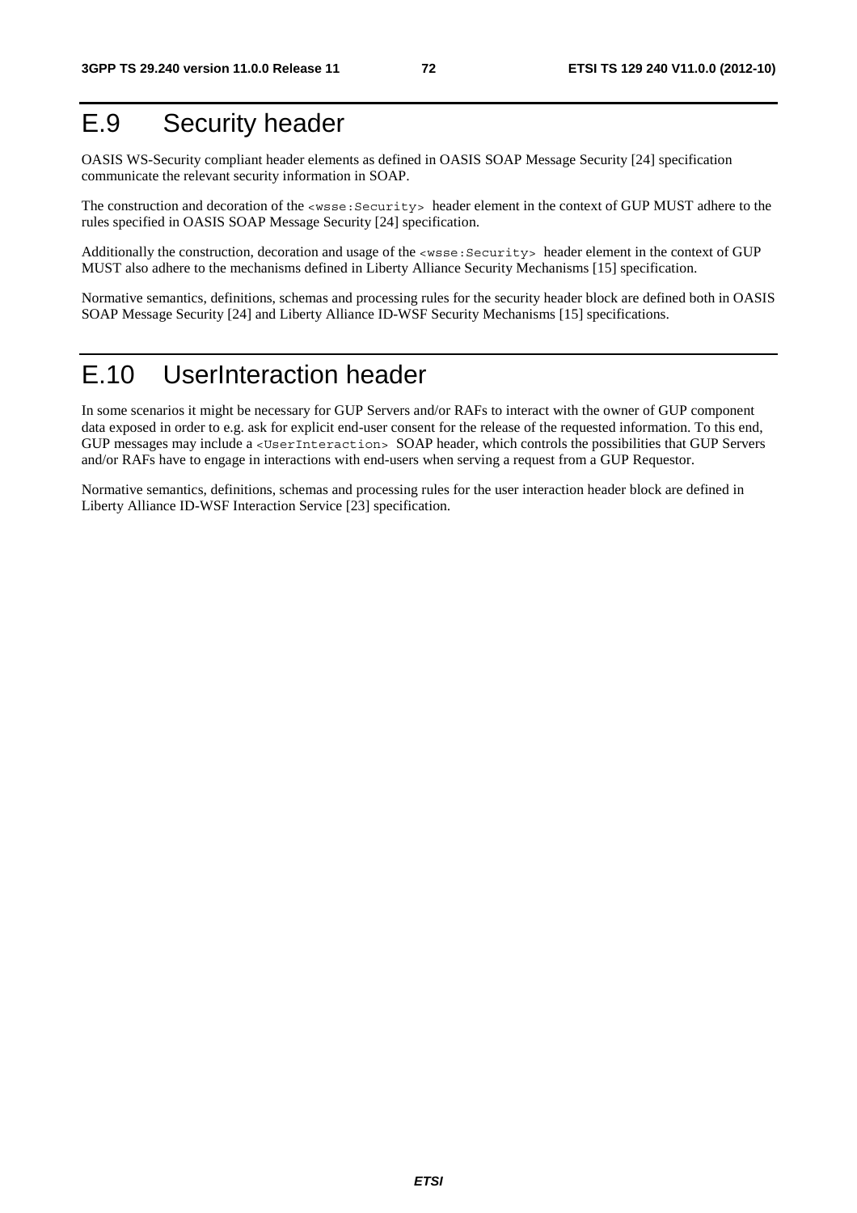# E.9 Security header

OASIS WS-Security compliant header elements as defined in OASIS SOAP Message Security [24] specification communicate the relevant security information in SOAP.

The construction and decoration of the `<wsse:Security>` header element in the context of GUP MUST adhere to the rules specified in OASIS SOAP Message Security [24] specification.

Additionally the construction, decoration and usage of the `<wsse:Security>` header element in the context of GUP MUST also adhere to the mechanisms defined in Liberty Alliance Security Mechanisms [15] specification.

Normative semantics, definitions, schemas and processing rules for the security header block are defined both in OASIS SOAP Message Security [24] and Liberty Alliance ID-WSF Security Mechanisms [15] specifications.

# E.10 UserInteraction header

In some scenarios it might be necessary for GUP Servers and/or RAFs to interact with the owner of GUP component data exposed in order to e.g. ask for explicit end-user consent for the release of the requested information. To this end, GUP messages may include a `<UserInteraction>` SOAP header, which controls the possibilities that GUP Servers and/or RAFs have to engage in interactions with end-users when serving a request from a GUP Requestor.

Normative semantics, definitions, schemas and processing rules for the user interaction header block are defined in Liberty Alliance ID-WSF Interaction Service [23] specification.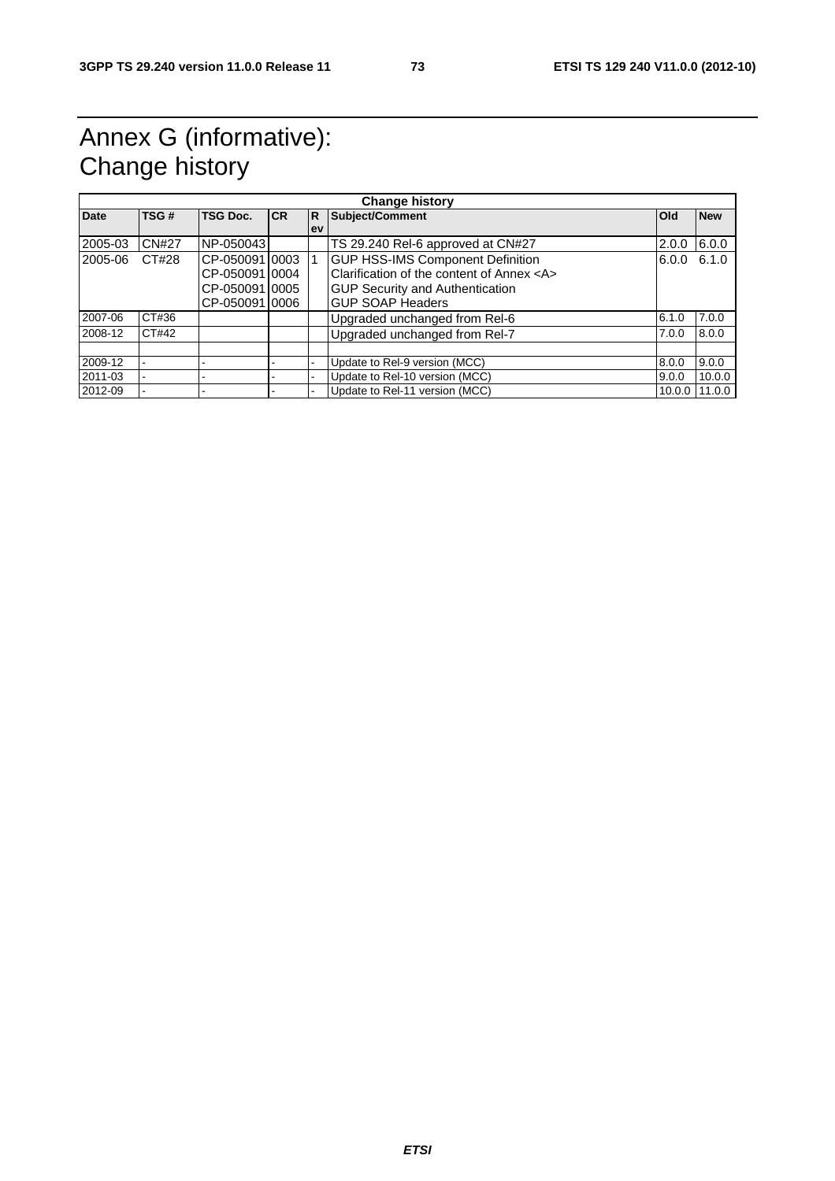# Annex G (informative): Change history

| Change history | | | | | | | |
|---|---|---|---|---|---|---|---|
| **Date** | **TSG #** | **TSG Doc.** | **CR** | **Rev** | **Subject/Comment** | **Old** | **New** |
| 2005-03 | CN#27 | NP-050043 | | | TS 29.240 Rel-6 approved at CN#27 | 2.0.0 | 6.0.0 |
| 2005-06 | CT#28 | CP-050091<br>CP-050091<br>CP-050091<br>CP-050091 | 0003<br>0004<br>0005<br>0006 | 1 | GUP HSS-IMS Component Definition<br>Clarification of the content of Annex <A><br>GUP Security and Authentication<br>GUP SOAP Headers | 6.0.0 | 6.1.0 |
| 2007-06 | CT#36 | | | | Upgraded unchanged from Rel-6 | 6.1.0 | 7.0.0 |
| 2008-12 | CT#42 | | | | Upgraded unchanged from Rel-7 | 7.0.0 | 8.0.0 |
| | | | | | | | |
| 2009-12 | - | - | - | - | Update to Rel-9 version (MCC) | 8.0.0 | 9.0.0 |
| 2011-03 | - | - | - | - | Update to Rel-10 version (MCC) | 9.0.0 | 10.0.0 |
| 2012-09 | - | - | - | - | Update to Rel-11 version (MCC) | 10.0.0 | 11.0.0 |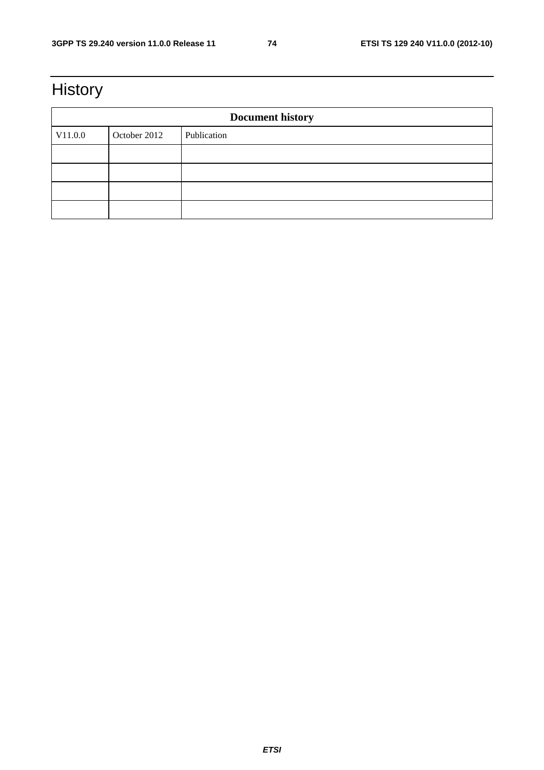# History

| Document history | | |
|---|---|---|
| V11.0.0 | October 2012 | Publication |
| | | |
| | | |
| | | |
| | | |